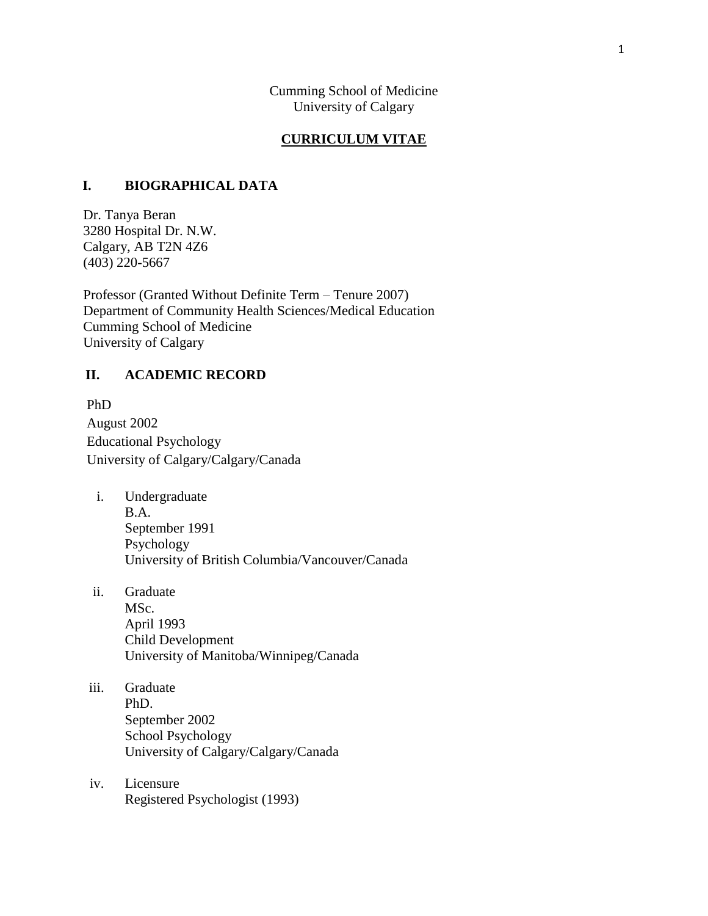Cumming School of Medicine
University of Calgary

**CURRICULUM VITAE**

## I. BIOGRAPHICAL DATA

Dr. Tanya Beran
3280 Hospital Dr. N.W.
Calgary, AB T2N 4Z6
(403) 220-5667

Professor (Granted Without Definite Term – Tenure 2007)
Department of Community Health Sciences/Medical Education
Cumming School of Medicine
University of Calgary

## II. ACADEMIC RECORD

PhD
August 2002
Educational Psychology
University of Calgary/Calgary/Canada

i. Undergraduate
   B.A.
   September 1991
   Psychology
   University of British Columbia/Vancouver/Canada

ii. Graduate
   MSc.
   April 1993
   Child Development
   University of Manitoba/Winnipeg/Canada

iii. Graduate
   PhD.
   September 2002
   School Psychology
   University of Calgary/Calgary/Canada

iv. Licensure
   Registered Psychologist (1993)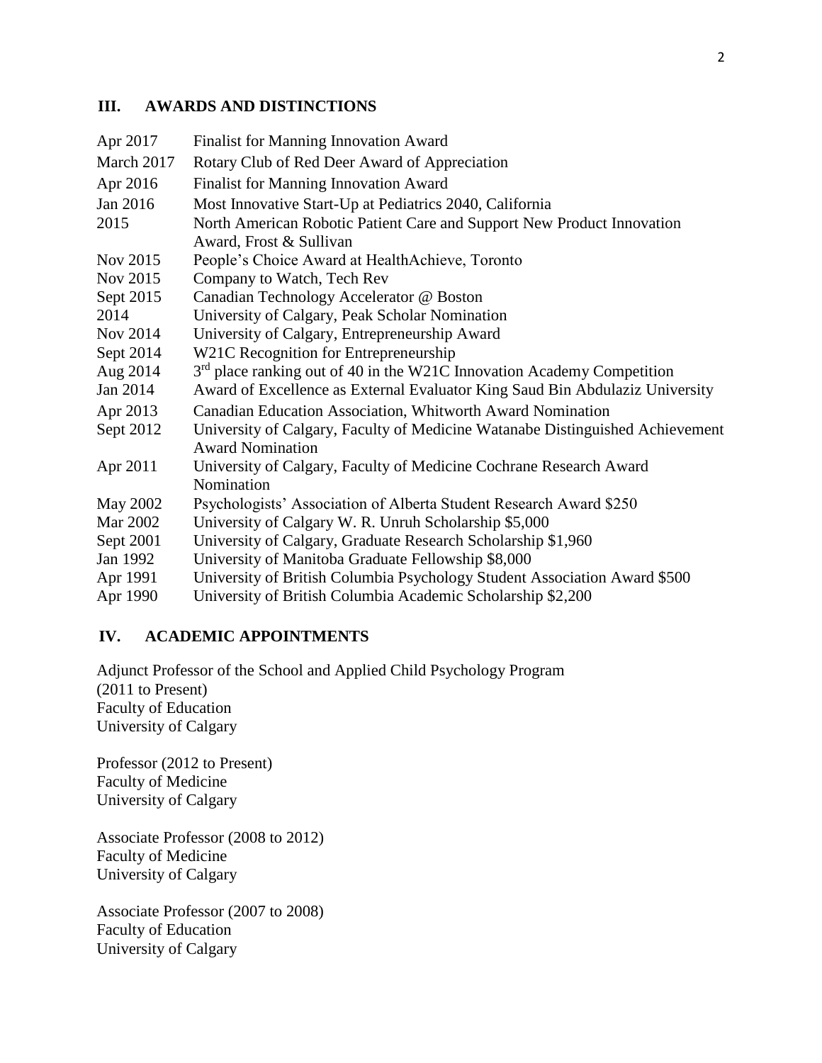## III. AWARDS AND DISTINCTIONS

| | |
|---|---|
| Apr 2017 | Finalist for Manning Innovation Award |
| March 2017 | Rotary Club of Red Deer Award of Appreciation |
| Apr 2016 | Finalist for Manning Innovation Award |
| Jan 2016 | Most Innovative Start-Up at Pediatrics 2040, California |
| 2015 | North American Robotic Patient Care and Support New Product Innovation Award, Frost & Sullivan |
| Nov 2015 | People's Choice Award at HealthAchieve, Toronto |
| Nov 2015 | Company to Watch, Tech Rev |
| Sept 2015 | Canadian Technology Accelerator @ Boston |
| 2014 | University of Calgary, Peak Scholar Nomination |
| Nov 2014 | University of Calgary, Entrepreneurship Award |
| Sept 2014 | W21C Recognition for Entrepreneurship |
| Aug 2014 | 3rd place ranking out of 40 in the W21C Innovation Academy Competition |
| Jan 2014 | Award of Excellence as External Evaluator King Saud Bin Abdulaziz University |
| Apr 2013 | Canadian Education Association, Whitworth Award Nomination |
| Sept 2012 | University of Calgary, Faculty of Medicine Watanabe Distinguished Achievement Award Nomination |
| Apr 2011 | University of Calgary, Faculty of Medicine Cochrane Research Award Nomination |
| May 2002 | Psychologists' Association of Alberta Student Research Award $250 |
| Mar 2002 | University of Calgary W. R. Unruh Scholarship $5,000 |
| Sept 2001 | University of Calgary, Graduate Research Scholarship $1,960 |
| Jan 1992 | University of Manitoba Graduate Fellowship $8,000 |
| Apr 1991 | University of British Columbia Psychology Student Association Award $500 |
| Apr 1990 | University of British Columbia Academic Scholarship $2,200 |

## IV. ACADEMIC APPOINTMENTS

Adjunct Professor of the School and Applied Child Psychology Program
(2011 to Present)
Faculty of Education
University of Calgary

Professor (2012 to Present)
Faculty of Medicine
University of Calgary

Associate Professor (2008 to 2012)
Faculty of Medicine
University of Calgary

Associate Professor (2007 to 2008)
Faculty of Education
University of Calgary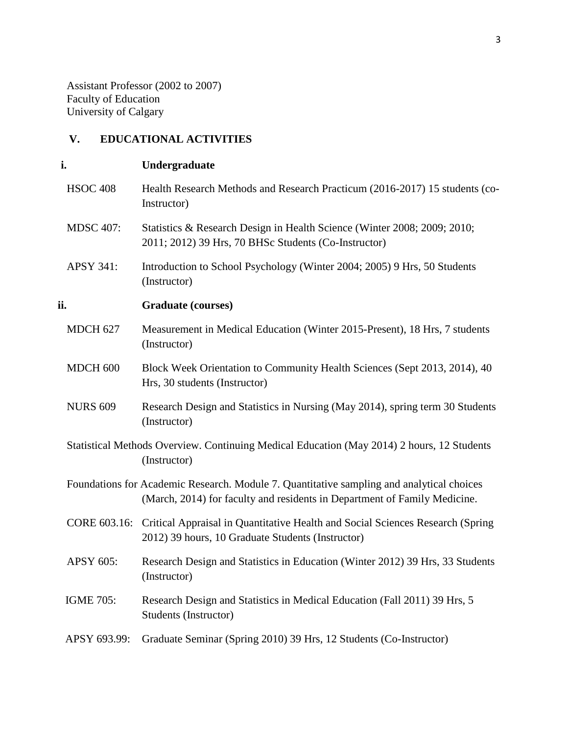Assistant Professor (2002 to 2007)
Faculty of Education
University of Calgary

## V. EDUCATIONAL ACTIVITIES

### i. Undergraduate

HSOC 408 Health Research Methods and Research Practicum (2016-2017) 15 students (co-Instructor)

MDSC 407: Statistics & Research Design in Health Science (Winter 2008; 2009; 2010; 2011; 2012) 39 Hrs, 70 BHSc Students (Co-Instructor)

APSY 341: Introduction to School Psychology (Winter 2004; 2005) 9 Hrs, 50 Students (Instructor)

### ii. Graduate (courses)

MDCH 627 Measurement in Medical Education (Winter 2015-Present), 18 Hrs, 7 students (Instructor)

MDCH 600 Block Week Orientation to Community Health Sciences (Sept 2013, 2014), 40 Hrs, 30 students (Instructor)

NURS 609 Research Design and Statistics in Nursing (May 2014), spring term 30 Students (Instructor)

Statistical Methods Overview. Continuing Medical Education (May 2014) 2 hours, 12 Students (Instructor)

Foundations for Academic Research. Module 7. Quantitative sampling and analytical choices (March, 2014) for faculty and residents in Department of Family Medicine.

CORE 603.16: Critical Appraisal in Quantitative Health and Social Sciences Research (Spring 2012) 39 hours, 10 Graduate Students (Instructor)

APSY 605: Research Design and Statistics in Education (Winter 2012) 39 Hrs, 33 Students (Instructor)

IGME 705: Research Design and Statistics in Medical Education (Fall 2011) 39 Hrs, 5 Students (Instructor)

APSY 693.99: Graduate Seminar (Spring 2010) 39 Hrs, 12 Students (Co-Instructor)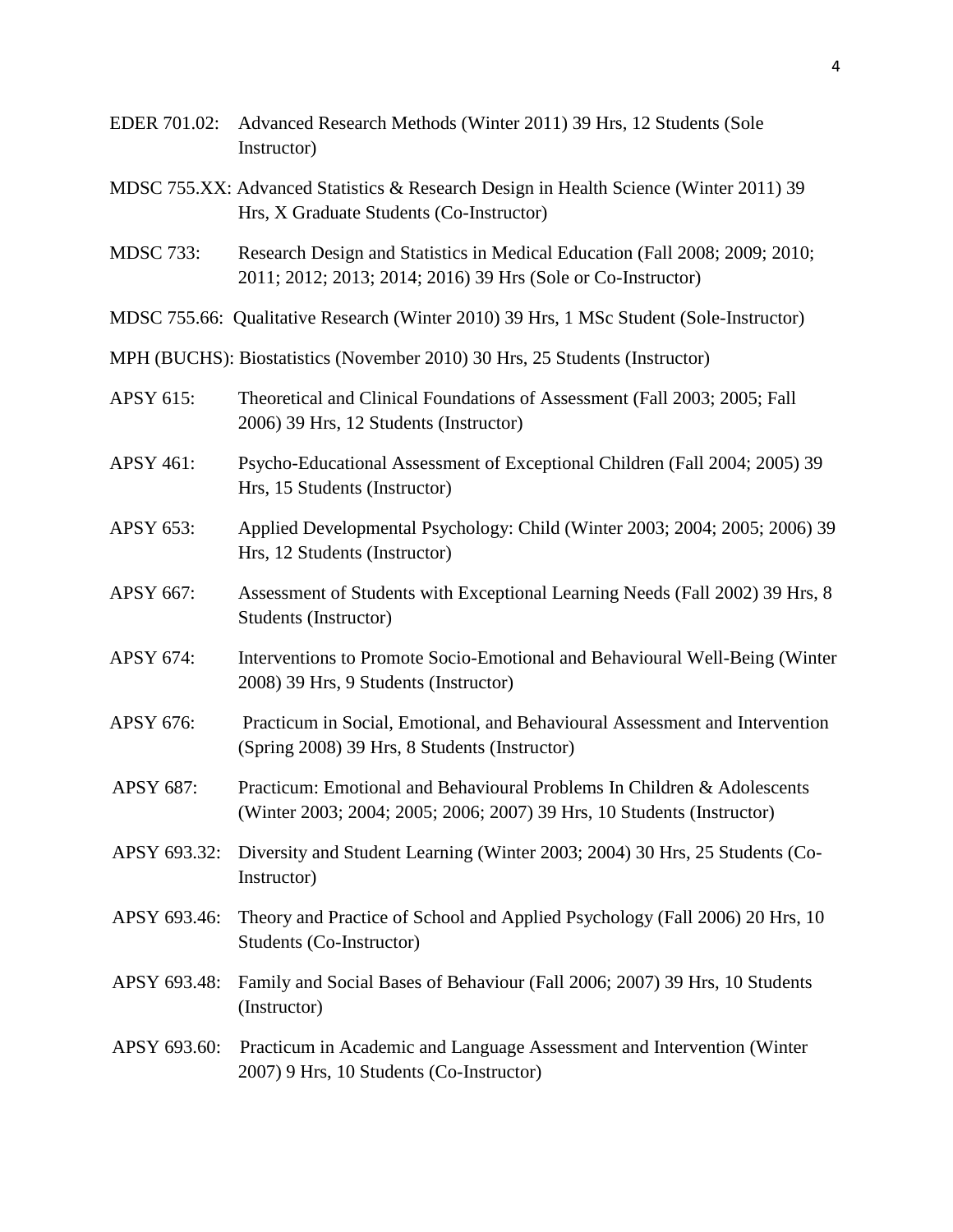EDER 701.02: Advanced Research Methods (Winter 2011) 39 Hrs, 12 Students (Sole Instructor)

MDSC 755.XX: Advanced Statistics & Research Design in Health Science (Winter 2011) 39 Hrs, X Graduate Students (Co-Instructor)

MDSC 733: Research Design and Statistics in Medical Education (Fall 2008; 2009; 2010; 2011; 2012; 2013; 2014; 2016) 39 Hrs (Sole or Co-Instructor)

MDSC 755.66: Qualitative Research (Winter 2010) 39 Hrs, 1 MSc Student (Sole-Instructor)

MPH (BUCHS): Biostatistics (November 2010) 30 Hrs, 25 Students (Instructor)

APSY 615: Theoretical and Clinical Foundations of Assessment (Fall 2003; 2005; Fall 2006) 39 Hrs, 12 Students (Instructor)

APSY 461: Psycho-Educational Assessment of Exceptional Children (Fall 2004; 2005) 39 Hrs, 15 Students (Instructor)

APSY 653: Applied Developmental Psychology: Child (Winter 2003; 2004; 2005; 2006) 39 Hrs, 12 Students (Instructor)

APSY 667: Assessment of Students with Exceptional Learning Needs (Fall 2002) 39 Hrs, 8 Students (Instructor)

APSY 674: Interventions to Promote Socio-Emotional and Behavioural Well-Being (Winter 2008) 39 Hrs, 9 Students (Instructor)

APSY 676: Practicum in Social, Emotional, and Behavioural Assessment and Intervention (Spring 2008) 39 Hrs, 8 Students (Instructor)

APSY 687: Practicum: Emotional and Behavioural Problems In Children & Adolescents (Winter 2003; 2004; 2005; 2006; 2007) 39 Hrs, 10 Students (Instructor)

APSY 693.32: Diversity and Student Learning (Winter 2003; 2004) 30 Hrs, 25 Students (Co-Instructor)

APSY 693.46: Theory and Practice of School and Applied Psychology (Fall 2006) 20 Hrs, 10 Students (Co-Instructor)

APSY 693.48: Family and Social Bases of Behaviour (Fall 2006; 2007) 39 Hrs, 10 Students (Instructor)

APSY 693.60: Practicum in Academic and Language Assessment and Intervention (Winter 2007) 9 Hrs, 10 Students (Co-Instructor)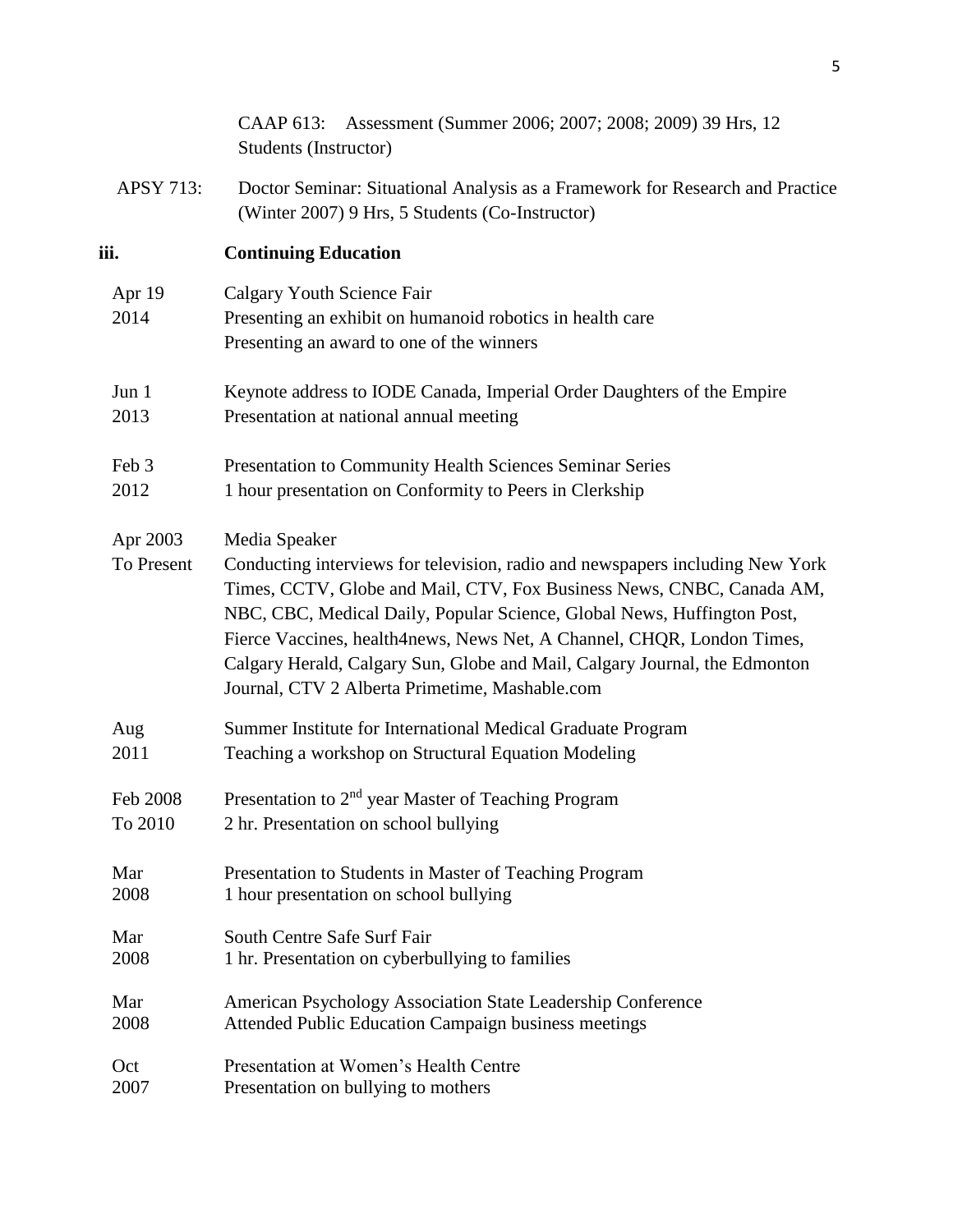CAAP 613: Assessment (Summer 2006; 2007; 2008; 2009) 39 Hrs, 12 Students (Instructor)

APSY 713: Doctor Seminar: Situational Analysis as a Framework for Research and Practice (Winter 2007) 9 Hrs, 5 Students (Co-Instructor)

### iii. Continuing Education

| Date | Activity |
| --- | --- |
| Apr 19 2014 | Calgary Youth Science Fair<br>Presenting an exhibit on humanoid robotics in health care<br>Presenting an award to one of the winners |
| Jun 1 2013 | Keynote address to IODE Canada, Imperial Order Daughters of the Empire<br>Presentation at national annual meeting |
| Feb 3 2012 | Presentation to Community Health Sciences Seminar Series<br>1 hour presentation on Conformity to Peers in Clerkship |
| Apr 2003 To Present | Media Speaker<br>Conducting interviews for television, radio and newspapers including New York Times, CCTV, Globe and Mail, CTV, Fox Business News, CNBC, Canada AM, NBC, CBC, Medical Daily, Popular Science, Global News, Huffington Post, Fierce Vaccines, health4news, News Net, A Channel, CHQR, London Times, Calgary Herald, Calgary Sun, Globe and Mail, Calgary Journal, the Edmonton Journal, CTV 2 Alberta Primetime, Mashable.com |
| Aug 2011 | Summer Institute for International Medical Graduate Program<br>Teaching a workshop on Structural Equation Modeling |
| Feb 2008 To 2010 | Presentation to 2nd year Master of Teaching Program<br>2 hr. Presentation on school bullying |
| Mar 2008 | Presentation to Students in Master of Teaching Program<br>1 hour presentation on school bullying |
| Mar 2008 | South Centre Safe Surf Fair<br>1 hr. Presentation on cyberbullying to families |
| Mar 2008 | American Psychology Association State Leadership Conference<br>Attended Public Education Campaign business meetings |
| Oct 2007 | Presentation at Women's Health Centre<br>Presentation on bullying to mothers |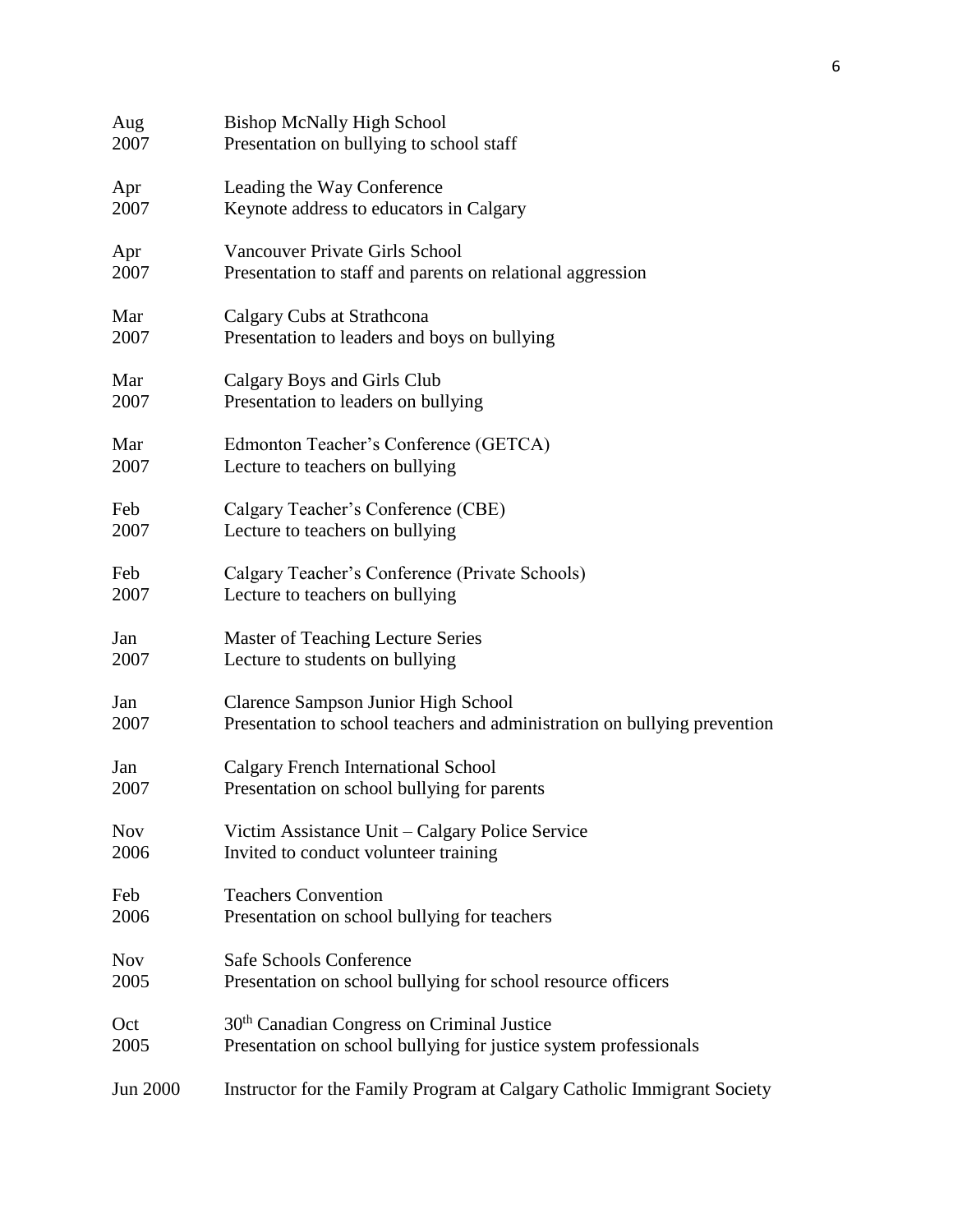| | |
|---|---|
| Aug 2007 | Bishop McNally High School<br>Presentation on bullying to school staff |
| Apr 2007 | Leading the Way Conference<br>Keynote address to educators in Calgary |
| Apr 2007 | Vancouver Private Girls School<br>Presentation to staff and parents on relational aggression |
| Mar 2007 | Calgary Cubs at Strathcona<br>Presentation to leaders and boys on bullying |
| Mar 2007 | Calgary Boys and Girls Club<br>Presentation to leaders on bullying |
| Mar 2007 | Edmonton Teacher's Conference (GETCA)<br>Lecture to teachers on bullying |
| Feb 2007 | Calgary Teacher's Conference (CBE)<br>Lecture to teachers on bullying |
| Feb 2007 | Calgary Teacher's Conference (Private Schools)<br>Lecture to teachers on bullying |
| Jan 2007 | Master of Teaching Lecture Series<br>Lecture to students on bullying |
| Jan 2007 | Clarence Sampson Junior High School<br>Presentation to school teachers and administration on bullying prevention |
| Jan 2007 | Calgary French International School<br>Presentation on school bullying for parents |
| Nov 2006 | Victim Assistance Unit – Calgary Police Service<br>Invited to conduct volunteer training |
| Feb 2006 | Teachers Convention<br>Presentation on school bullying for teachers |
| Nov 2005 | Safe Schools Conference<br>Presentation on school bullying for school resource officers |
| Oct 2005 | 30th Canadian Congress on Criminal Justice<br>Presentation on school bullying for justice system professionals |
| Jun 2000 | Instructor for the Family Program at Calgary Catholic Immigrant Society |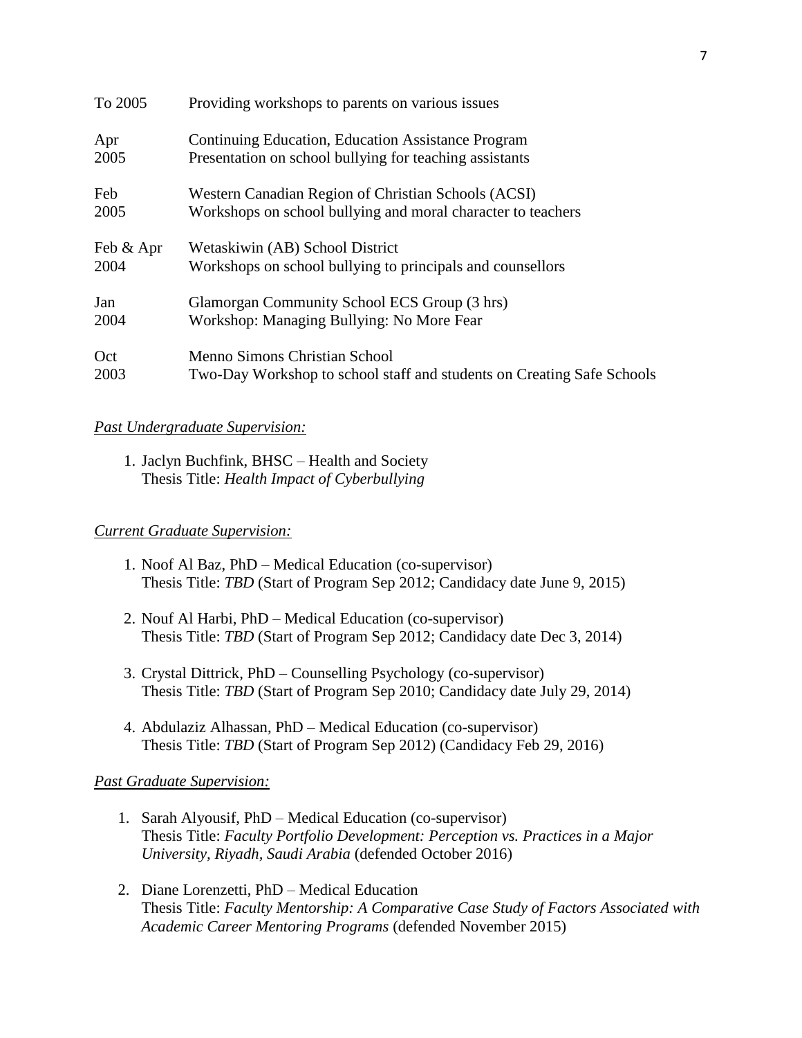| | |
|---|---|
| To 2005 | Providing workshops to parents on various issues |
| Apr 2005 | Continuing Education, Education Assistance Program<br>Presentation on school bullying for teaching assistants |
| Feb 2005 | Western Canadian Region of Christian Schools (ACSI)<br>Workshops on school bullying and moral character to teachers |
| Feb & Apr 2004 | Wetaskiwin (AB) School District<br>Workshops on school bullying to principals and counsellors |
| Jan 2004 | Glamorgan Community School ECS Group (3 hrs)<br>Workshop: Managing Bullying: No More Fear |
| Oct 2003 | Menno Simons Christian School<br>Two-Day Workshop to school staff and students on Creating Safe Schools |

*<u>Past Undergraduate Supervision:</u>*

1. Jaclyn Buchfink, BHSC – Health and Society
   Thesis Title: *Health Impact of Cyberbullying*

*<u>Current Graduate Supervision:</u>*

1. Noof Al Baz, PhD – Medical Education (co-supervisor)
   Thesis Title: *TBD* (Start of Program Sep 2012; Candidacy date June 9, 2015)
2. Nouf Al Harbi, PhD – Medical Education (co-supervisor)
   Thesis Title: *TBD* (Start of Program Sep 2012; Candidacy date Dec 3, 2014)
3. Crystal Dittrick, PhD – Counselling Psychology (co-supervisor)
   Thesis Title: *TBD* (Start of Program Sep 2010; Candidacy date July 29, 2014)
4. Abdulaziz Alhassan, PhD – Medical Education (co-supervisor)
   Thesis Title: *TBD* (Start of Program Sep 2012) (Candidacy Feb 29, 2016)

*<u>Past Graduate Supervision:</u>*

1. Sarah Alyousif, PhD – Medical Education (co-supervisor)
   Thesis Title: *Faculty Portfolio Development: Perception vs. Practices in a Major University, Riyadh, Saudi Arabia* (defended October 2016)
2. Diane Lorenzetti, PhD – Medical Education
   Thesis Title: *Faculty Mentorship: A Comparative Case Study of Factors Associated with Academic Career Mentoring Programs* (defended November 2015)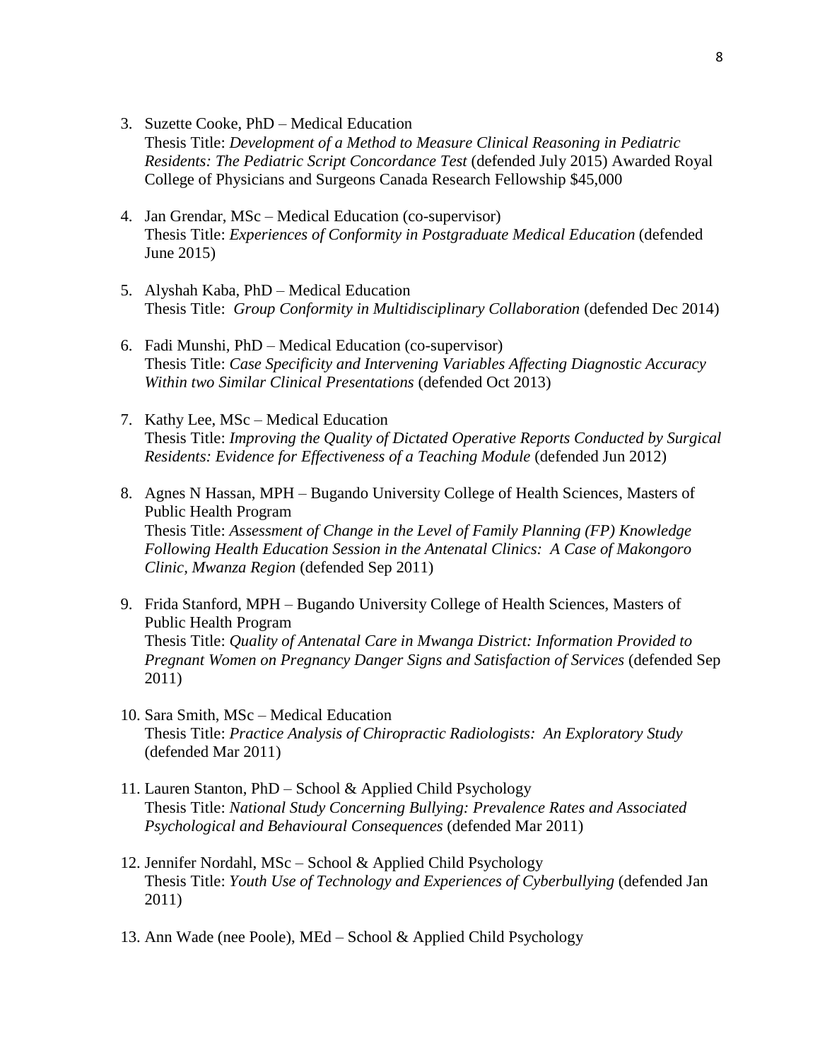3. Suzette Cooke, PhD – Medical Education
   Thesis Title: *Development of a Method to Measure Clinical Reasoning in Pediatric Residents: The Pediatric Script Concordance Test* (defended July 2015) Awarded Royal College of Physicians and Surgeons Canada Research Fellowship $45,000

4. Jan Grendar, MSc – Medical Education (co-supervisor)
   Thesis Title: *Experiences of Conformity in Postgraduate Medical Education* (defended June 2015)

5. Alyshah Kaba, PhD – Medical Education
   Thesis Title: *Group Conformity in Multidisciplinary Collaboration* (defended Dec 2014)

6. Fadi Munshi, PhD – Medical Education (co-supervisor)
   Thesis Title: *Case Specificity and Intervening Variables Affecting Diagnostic Accuracy Within two Similar Clinical Presentations* (defended Oct 2013)

7. Kathy Lee, MSc – Medical Education
   Thesis Title: *Improving the Quality of Dictated Operative Reports Conducted by Surgical Residents: Evidence for Effectiveness of a Teaching Module* (defended Jun 2012)

8. Agnes N Hassan, MPH – Bugando University College of Health Sciences, Masters of Public Health Program
   Thesis Title: *Assessment of Change in the Level of Family Planning (FP) Knowledge Following Health Education Session in the Antenatal Clinics: A Case of Makongoro Clinic, Mwanza Region* (defended Sep 2011)

9. Frida Stanford, MPH – Bugando University College of Health Sciences, Masters of Public Health Program
   Thesis Title: *Quality of Antenatal Care in Mwanga District: Information Provided to Pregnant Women on Pregnancy Danger Signs and Satisfaction of Services* (defended Sep 2011)

10. Sara Smith, MSc – Medical Education
    Thesis Title: *Practice Analysis of Chiropractic Radiologists: An Exploratory Study* (defended Mar 2011)

11. Lauren Stanton, PhD – School & Applied Child Psychology
    Thesis Title: *National Study Concerning Bullying: Prevalence Rates and Associated Psychological and Behavioural Consequences* (defended Mar 2011)

12. Jennifer Nordahl, MSc – School & Applied Child Psychology
    Thesis Title: *Youth Use of Technology and Experiences of Cyberbullying* (defended Jan 2011)

13. Ann Wade (nee Poole), MEd – School & Applied Child Psychology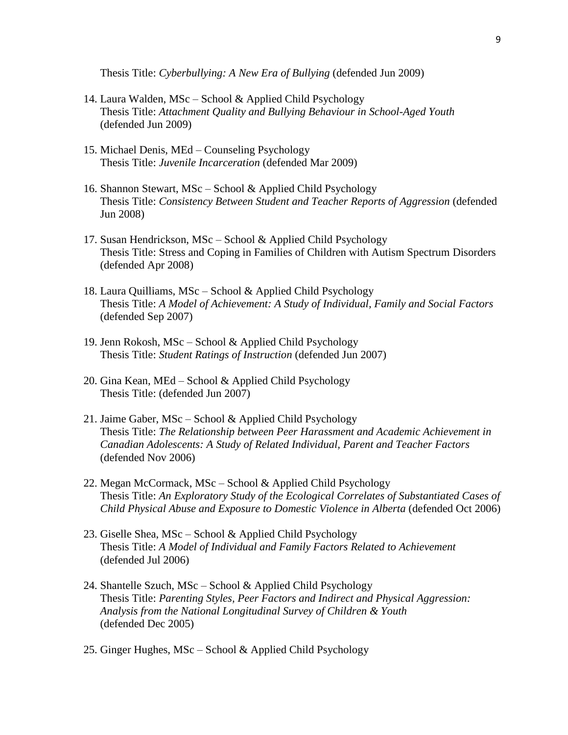Thesis Title: *Cyberbullying: A New Era of Bullying* (defended Jun 2009)

14. Laura Walden, MSc – School & Applied Child Psychology
    Thesis Title: *Attachment Quality and Bullying Behaviour in School-Aged Youth* (defended Jun 2009)

15. Michael Denis, MEd – Counseling Psychology
    Thesis Title: *Juvenile Incarceration* (defended Mar 2009)

16. Shannon Stewart, MSc – School & Applied Child Psychology
    Thesis Title: *Consistency Between Student and Teacher Reports of Aggression* (defended Jun 2008)

17. Susan Hendrickson, MSc – School & Applied Child Psychology
    Thesis Title: Stress and Coping in Families of Children with Autism Spectrum Disorders (defended Apr 2008)

18. Laura Quilliams, MSc – School & Applied Child Psychology
    Thesis Title: *A Model of Achievement: A Study of Individual, Family and Social Factors* (defended Sep 2007)

19. Jenn Rokosh, MSc – School & Applied Child Psychology
    Thesis Title: *Student Ratings of Instruction* (defended Jun 2007)

20. Gina Kean, MEd – School & Applied Child Psychology
    Thesis Title: (defended Jun 2007)

21. Jaime Gaber, MSc – School & Applied Child Psychology
    Thesis Title: *The Relationship between Peer Harassment and Academic Achievement in Canadian Adolescents: A Study of Related Individual, Parent and Teacher Factors* (defended Nov 2006)

22. Megan McCormack, MSc – School & Applied Child Psychology
    Thesis Title: *An Exploratory Study of the Ecological Correlates of Substantiated Cases of Child Physical Abuse and Exposure to Domestic Violence in Alberta* (defended Oct 2006)

23. Giselle Shea, MSc – School & Applied Child Psychology
    Thesis Title: *A Model of Individual and Family Factors Related to Achievement* (defended Jul 2006)

24. Shantelle Szuch, MSc – School & Applied Child Psychology
    Thesis Title: *Parenting Styles, Peer Factors and Indirect and Physical Aggression: Analysis from the National Longitudinal Survey of Children & Youth* (defended Dec 2005)

25. Ginger Hughes, MSc – School & Applied Child Psychology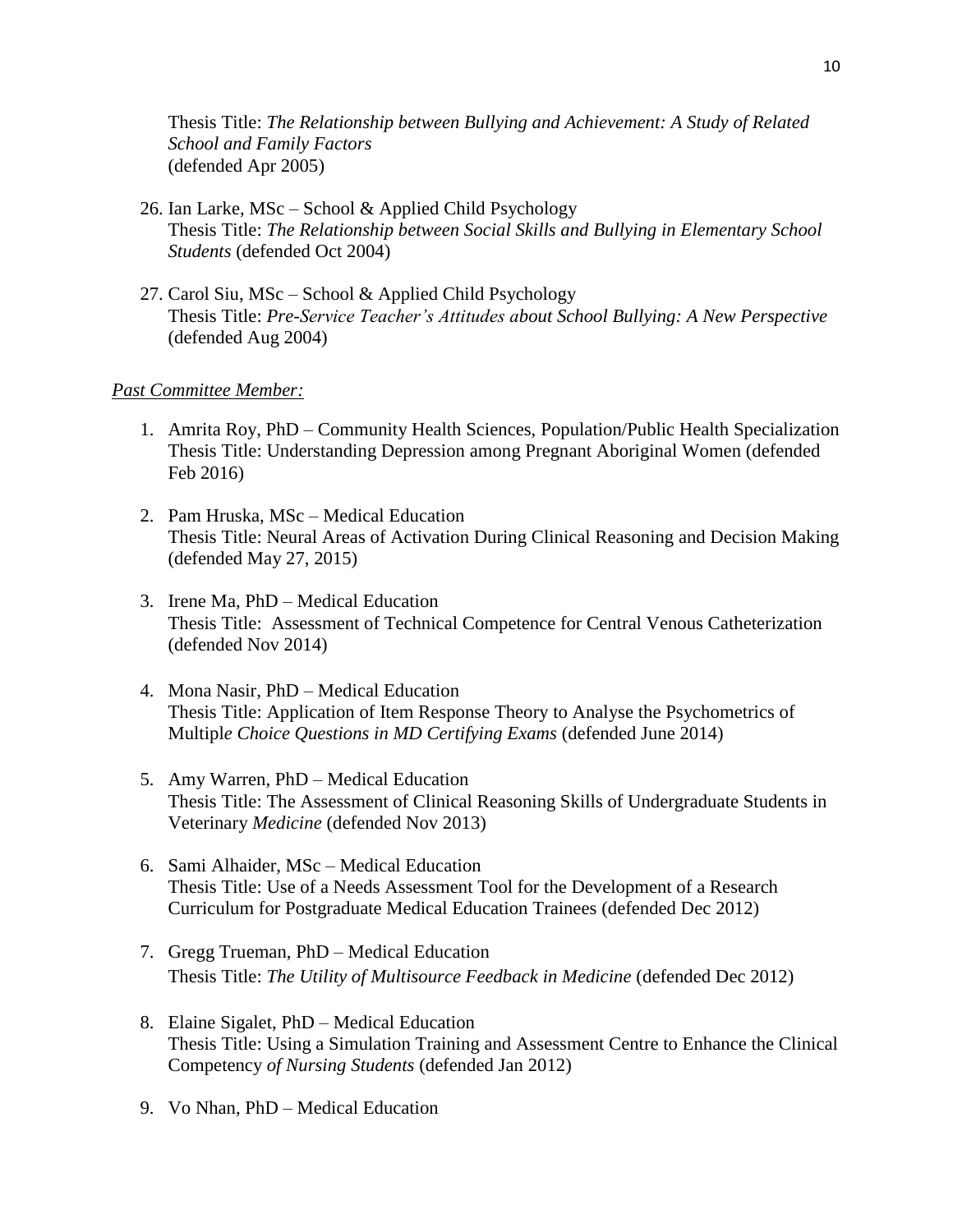Thesis Title: *The Relationship between Bullying and Achievement: A Study of Related School and Family Factors*
(defended Apr 2005)

26. Ian Larke, MSc – School & Applied Child Psychology
Thesis Title: *The Relationship between Social Skills and Bullying in Elementary School Students* (defended Oct 2004)

27. Carol Siu, MSc – School & Applied Child Psychology
Thesis Title: *Pre-Service Teacher's Attitudes about School Bullying: A New Perspective* (defended Aug 2004)

*Past Committee Member:*

1. Amrita Roy, PhD – Community Health Sciences, Population/Public Health Specialization
Thesis Title: Understanding Depression among Pregnant Aboriginal Women (defended Feb 2016)

2. Pam Hruska, MSc – Medical Education
Thesis Title: Neural Areas of Activation During Clinical Reasoning and Decision Making (defended May 27, 2015)

3. Irene Ma, PhD – Medical Education
Thesis Title: Assessment of Technical Competence for Central Venous Catheterization (defended Nov 2014)

4. Mona Nasir, PhD – Medical Education
Thesis Title: Application of Item Response Theory to Analyse the Psychometrics of Multipl*e Choice Questions in MD Certifying Exams* (defended June 2014)

5. Amy Warren, PhD – Medical Education
Thesis Title: The Assessment of Clinical Reasoning Skills of Undergraduate Students in Veterinary *Medicine* (defended Nov 2013)

6. Sami Alhaider, MSc – Medical Education
Thesis Title: Use of a Needs Assessment Tool for the Development of a Research Curriculum for Postgraduate Medical Education Trainees (defended Dec 2012)

7. Gregg Trueman, PhD – Medical Education
Thesis Title: *The Utility of Multisource Feedback in Medicine* (defended Dec 2012)

8. Elaine Sigalet, PhD – Medical Education
Thesis Title: Using a Simulation Training and Assessment Centre to Enhance the Clinical Competency *of Nursing Students* (defended Jan 2012)

9. Vo Nhan, PhD – Medical Education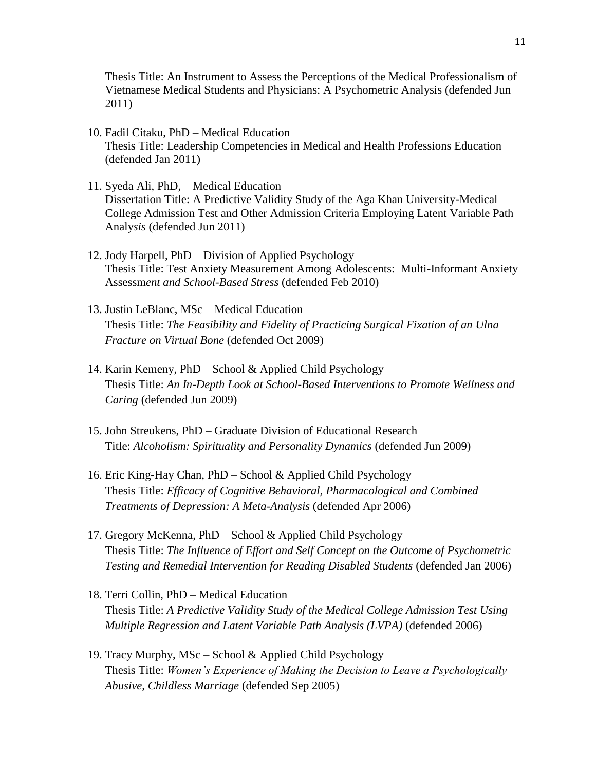Thesis Title: An Instrument to Assess the Perceptions of the Medical Professionalism of Vietnamese Medical Students and Physicians: A Psychometric Analysis (defended Jun 2011)

10. Fadil Citaku, PhD – Medical Education
    Thesis Title: Leadership Competencies in Medical and Health Professions Education (defended Jan 2011)

11. Syeda Ali, PhD, – Medical Education
    Dissertation Title: A Predictive Validity Study of the Aga Khan University-Medical College Admission Test and Other Admission Criteria Employing Latent Variable Path Analy*sis* (defended Jun 2011)

12. Jody Harpell, PhD – Division of Applied Psychology
    Thesis Title: Test Anxiety Measurement Among Adolescents: Multi-Informant Anxiety Assessm*ent and School-Based Stress* (defended Feb 2010)

13. Justin LeBlanc, MSc – Medical Education
    Thesis Title: *The Feasibility and Fidelity of Practicing Surgical Fixation of an Ulna Fracture on Virtual Bone* (defended Oct 2009)

14. Karin Kemeny, PhD – School & Applied Child Psychology
    Thesis Title: *An In-Depth Look at School-Based Interventions to Promote Wellness and Caring* (defended Jun 2009)

15. John Streukens, PhD – Graduate Division of Educational Research
    Title: *Alcoholism: Spirituality and Personality Dynamics* (defended Jun 2009)

16. Eric King-Hay Chan, PhD – School & Applied Child Psychology
    Thesis Title: *Efficacy of Cognitive Behavioral, Pharmacological and Combined Treatments of Depression: A Meta-Analysis* (defended Apr 2006)

17. Gregory McKenna, PhD – School & Applied Child Psychology
    Thesis Title: *The Influence of Effort and Self Concept on the Outcome of Psychometric Testing and Remedial Intervention for Reading Disabled Students* (defended Jan 2006)

18. Terri Collin, PhD – Medical Education
    Thesis Title: *A Predictive Validity Study of the Medical College Admission Test Using Multiple Regression and Latent Variable Path Analysis (LVPA)* (defended 2006)

19. Tracy Murphy, MSc – School & Applied Child Psychology
    Thesis Title: *Women's Experience of Making the Decision to Leave a Psychologically Abusive, Childless Marriage* (defended Sep 2005)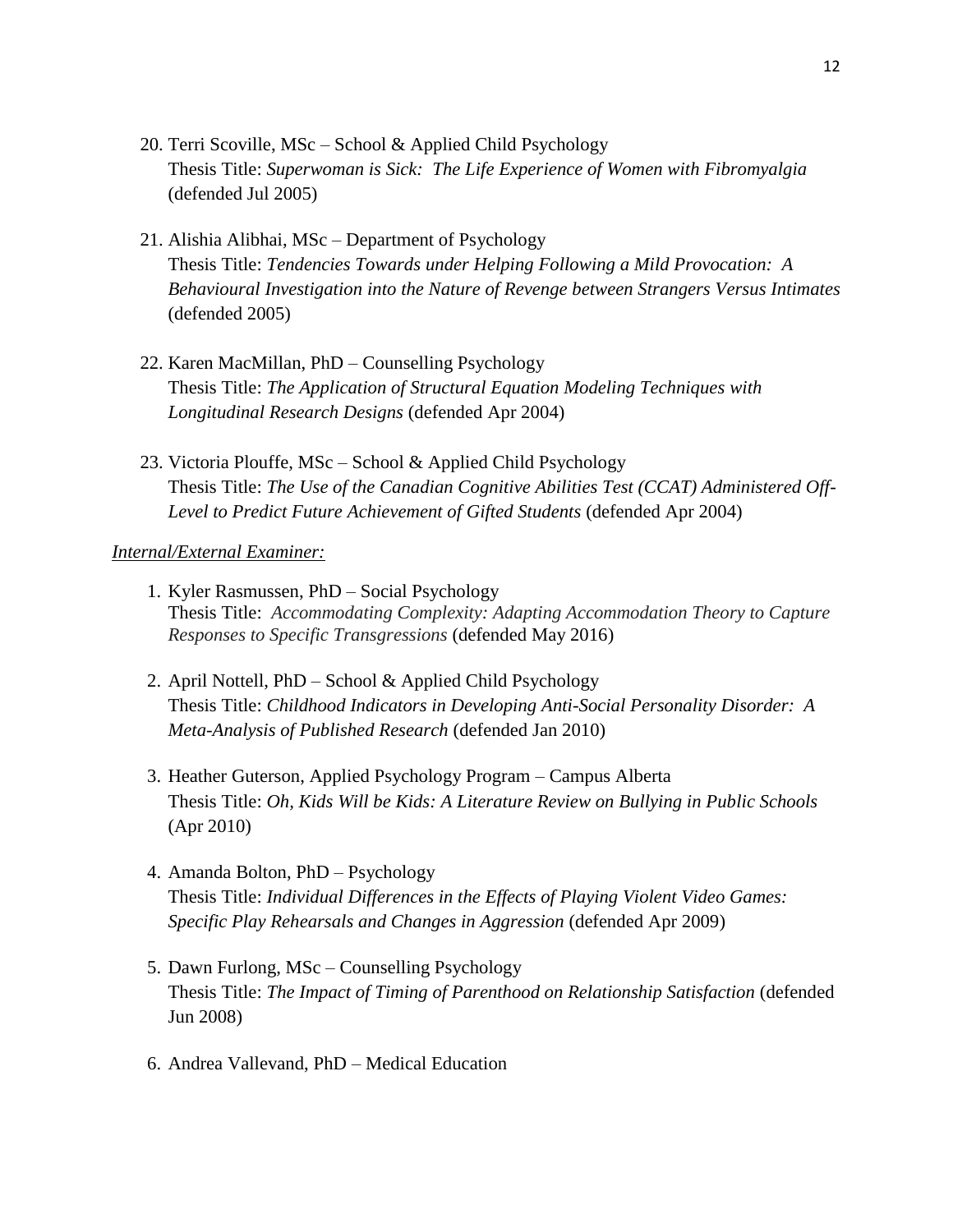20. Terri Scoville, MSc – School & Applied Child Psychology
    Thesis Title: *Superwoman is Sick: The Life Experience of Women with Fibromyalgia* (defended Jul 2005)

21. Alishia Alibhai, MSc – Department of Psychology
    Thesis Title: *Tendencies Towards under Helping Following a Mild Provocation: A Behavioural Investigation into the Nature of Revenge between Strangers Versus Intimates* (defended 2005)

22. Karen MacMillan, PhD – Counselling Psychology
    Thesis Title: *The Application of Structural Equation Modeling Techniques with Longitudinal Research Designs* (defended Apr 2004)

23. Victoria Plouffe, MSc – School & Applied Child Psychology
    Thesis Title: *The Use of the Canadian Cognitive Abilities Test (CCAT) Administered Off-Level to Predict Future Achievement of Gifted Students* (defended Apr 2004)

*Internal/External Examiner:*

1. Kyler Rasmussen, PhD – Social Psychology
   Thesis Title: *Accommodating Complexity: Adapting Accommodation Theory to Capture Responses to Specific Transgressions* (defended May 2016)

2. April Nottell, PhD – School & Applied Child Psychology
   Thesis Title: *Childhood Indicators in Developing Anti-Social Personality Disorder: A Meta-Analysis of Published Research* (defended Jan 2010)

3. Heather Guterson, Applied Psychology Program – Campus Alberta
   Thesis Title: *Oh, Kids Will be Kids: A Literature Review on Bullying in Public Schools* (Apr 2010)

4. Amanda Bolton, PhD – Psychology
   Thesis Title: *Individual Differences in the Effects of Playing Violent Video Games: Specific Play Rehearsals and Changes in Aggression* (defended Apr 2009)

5. Dawn Furlong, MSc – Counselling Psychology
   Thesis Title: *The Impact of Timing of Parenthood on Relationship Satisfaction* (defended Jun 2008)

6. Andrea Vallevand, PhD – Medical Education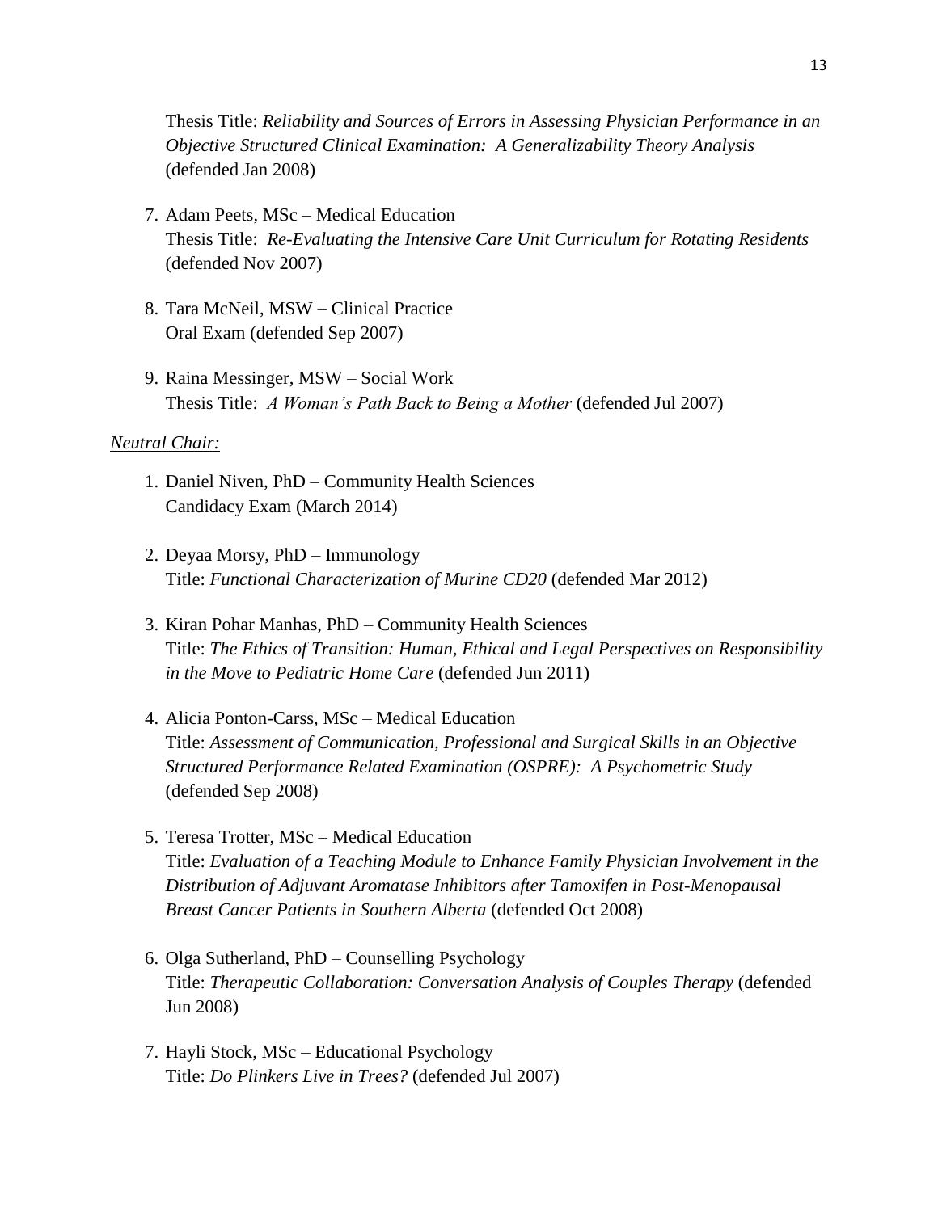Thesis Title: *Reliability and Sources of Errors in Assessing Physician Performance in an Objective Structured Clinical Examination: A Generalizability Theory Analysis* (defended Jan 2008)

7. Adam Peets, MSc – Medical Education
   Thesis Title: *Re-Evaluating the Intensive Care Unit Curriculum for Rotating Residents* (defended Nov 2007)

8. Tara McNeil, MSW – Clinical Practice
   Oral Exam (defended Sep 2007)

9. Raina Messinger, MSW – Social Work
   Thesis Title: *A Woman's Path Back to Being a Mother* (defended Jul 2007)

<u>*Neutral Chair:*</u>

1. Daniel Niven, PhD – Community Health Sciences
   Candidacy Exam (March 2014)

2. Deyaa Morsy, PhD – Immunology
   Title: *Functional Characterization of Murine CD20* (defended Mar 2012)

3. Kiran Pohar Manhas, PhD – Community Health Sciences
   Title: *The Ethics of Transition: Human, Ethical and Legal Perspectives on Responsibility in the Move to Pediatric Home Care* (defended Jun 2011)

4. Alicia Ponton-Carss, MSc – Medical Education
   Title: *Assessment of Communication, Professional and Surgical Skills in an Objective Structured Performance Related Examination (OSPRE): A Psychometric Study* (defended Sep 2008)

5. Teresa Trotter, MSc – Medical Education
   Title: *Evaluation of a Teaching Module to Enhance Family Physician Involvement in the Distribution of Adjuvant Aromatase Inhibitors after Tamoxifen in Post-Menopausal Breast Cancer Patients in Southern Alberta* (defended Oct 2008)

6. Olga Sutherland, PhD – Counselling Psychology
   Title: *Therapeutic Collaboration: Conversation Analysis of Couples Therapy* (defended Jun 2008)

7. Hayli Stock, MSc – Educational Psychology
   Title: *Do Plinkers Live in Trees?* (defended Jul 2007)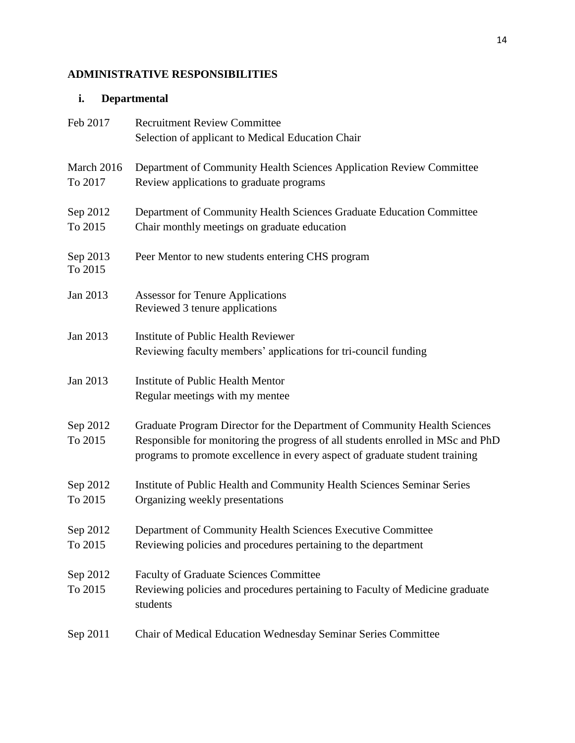## ADMINISTRATIVE RESPONSIBILITIES

### i. Departmental

| | |
|---|---|
| Feb 2017 | Recruitment Review Committee<br>Selection of applicant to Medical Education Chair |
| March 2016<br>To 2017 | Department of Community Health Sciences Application Review Committee<br>Review applications to graduate programs |
| Sep 2012<br>To 2015 | Department of Community Health Sciences Graduate Education Committee<br>Chair monthly meetings on graduate education |
| Sep 2013<br>To 2015 | Peer Mentor to new students entering CHS program |
| Jan 2013 | Assessor for Tenure Applications<br>Reviewed 3 tenure applications |
| Jan 2013 | Institute of Public Health Reviewer<br>Reviewing faculty members' applications for tri-council funding |
| Jan 2013 | Institute of Public Health Mentor<br>Regular meetings with my mentee |
| Sep 2012<br>To 2015 | Graduate Program Director for the Department of Community Health Sciences<br>Responsible for monitoring the progress of all students enrolled in MSc and PhD programs to promote excellence in every aspect of graduate student training |
| Sep 2012<br>To 2015 | Institute of Public Health and Community Health Sciences Seminar Series<br>Organizing weekly presentations |
| Sep 2012<br>To 2015 | Department of Community Health Sciences Executive Committee<br>Reviewing policies and procedures pertaining to the department |
| Sep 2012<br>To 2015 | Faculty of Graduate Sciences Committee<br>Reviewing policies and procedures pertaining to Faculty of Medicine graduate students |
| Sep 2011 | Chair of Medical Education Wednesday Seminar Series Committee |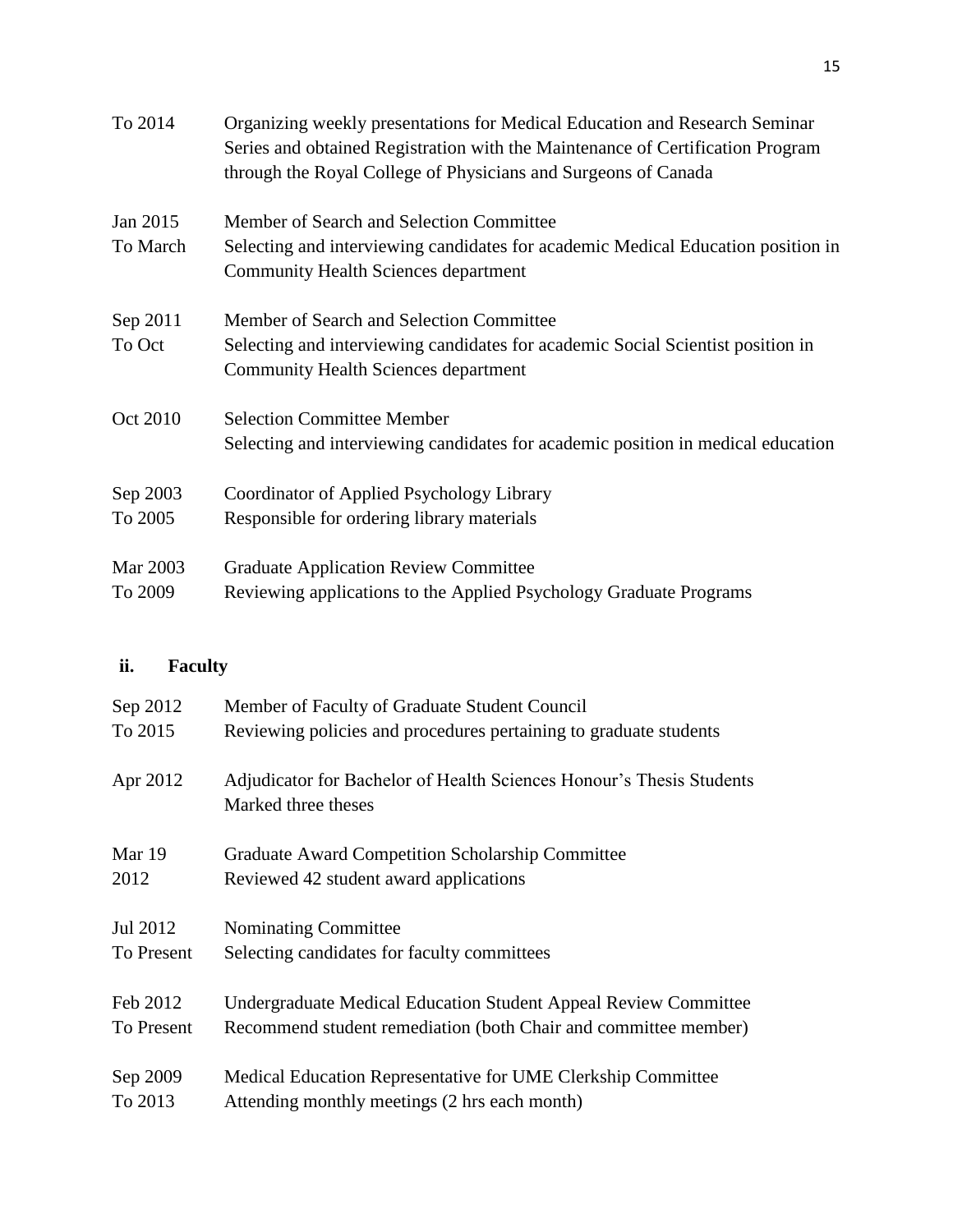| | |
|---|---|
| To 2014 | Organizing weekly presentations for Medical Education and Research Seminar Series and obtained Registration with the Maintenance of Certification Program through the Royal College of Physicians and Surgeons of Canada |
| Jan 2015<br>To March | Member of Search and Selection Committee<br>Selecting and interviewing candidates for academic Medical Education position in Community Health Sciences department |
| Sep 2011<br>To Oct | Member of Search and Selection Committee<br>Selecting and interviewing candidates for academic Social Scientist position in Community Health Sciences department |
| Oct 2010 | Selection Committee Member<br>Selecting and interviewing candidates for academic position in medical education |
| Sep 2003<br>To 2005 | Coordinator of Applied Psychology Library<br>Responsible for ordering library materials |
| Mar 2003<br>To 2009 | Graduate Application Review Committee<br>Reviewing applications to the Applied Psychology Graduate Programs |

### ii. Faculty

| | |
|---|---|
| Sep 2012<br>To 2015 | Member of Faculty of Graduate Student Council<br>Reviewing policies and procedures pertaining to graduate students |
| Apr 2012 | Adjudicator for Bachelor of Health Sciences Honour's Thesis Students<br>Marked three theses |
| Mar 19<br>2012 | Graduate Award Competition Scholarship Committee<br>Reviewed 42 student award applications |
| Jul 2012<br>To Present | Nominating Committee<br>Selecting candidates for faculty committees |
| Feb 2012<br>To Present | Undergraduate Medical Education Student Appeal Review Committee<br>Recommend student remediation (both Chair and committee member) |
| Sep 2009<br>To 2013 | Medical Education Representative for UME Clerkship Committee<br>Attending monthly meetings (2 hrs each month) |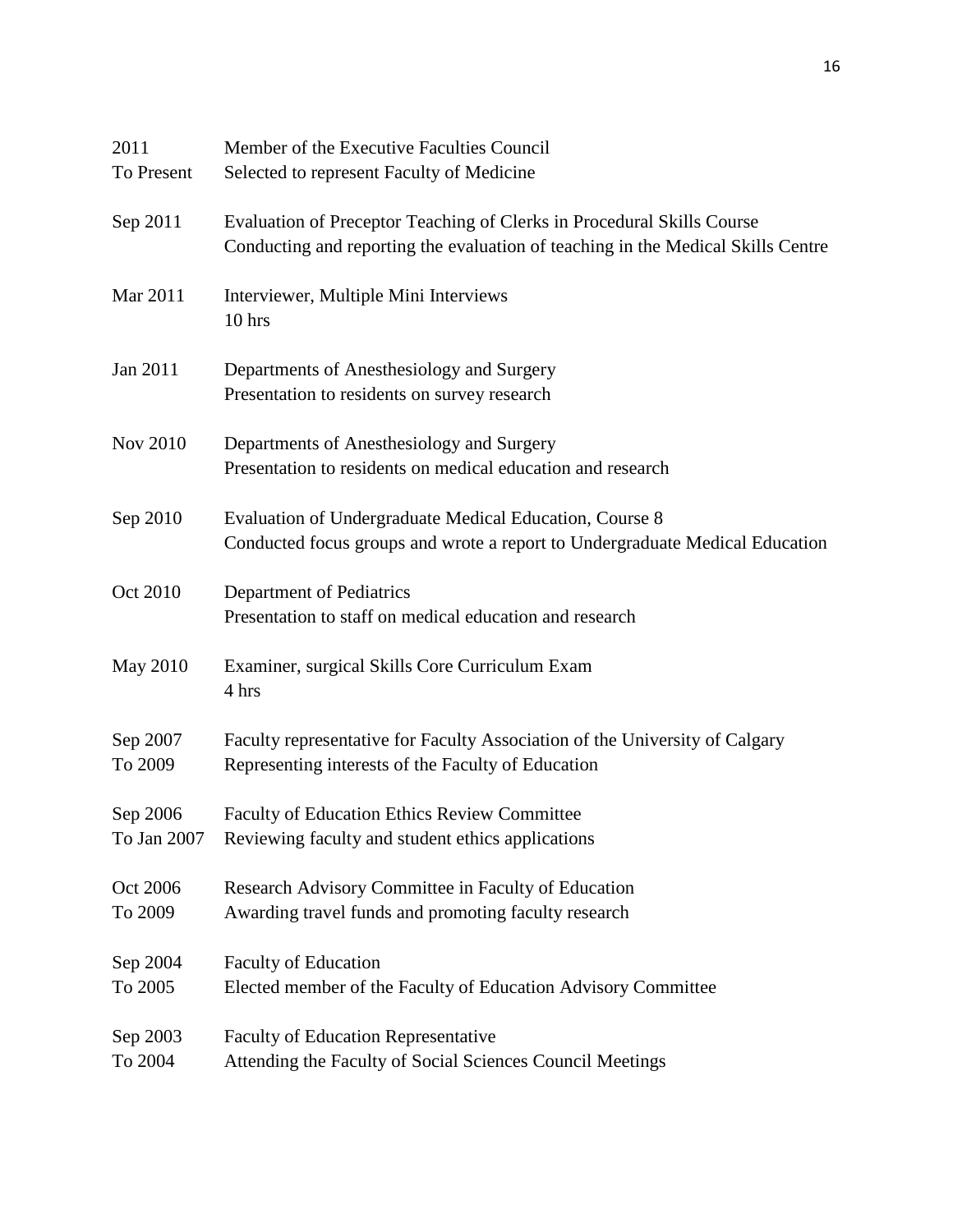| | |
|---|---|
| 2011<br>To Present | Member of the Executive Faculties Council<br>Selected to represent Faculty of Medicine |
| Sep 2011 | Evaluation of Preceptor Teaching of Clerks in Procedural Skills Course<br>Conducting and reporting the evaluation of teaching in the Medical Skills Centre |
| Mar 2011 | Interviewer, Multiple Mini Interviews<br>10 hrs |
| Jan 2011 | Departments of Anesthesiology and Surgery<br>Presentation to residents on survey research |
| Nov 2010 | Departments of Anesthesiology and Surgery<br>Presentation to residents on medical education and research |
| Sep 2010 | Evaluation of Undergraduate Medical Education, Course 8<br>Conducted focus groups and wrote a report to Undergraduate Medical Education |
| Oct 2010 | Department of Pediatrics<br>Presentation to staff on medical education and research |
| May 2010 | Examiner, surgical Skills Core Curriculum Exam<br>4 hrs |
| Sep 2007<br>To 2009 | Faculty representative for Faculty Association of the University of Calgary<br>Representing interests of the Faculty of Education |
| Sep 2006<br>To Jan 2007 | Faculty of Education Ethics Review Committee<br>Reviewing faculty and student ethics applications |
| Oct 2006<br>To 2009 | Research Advisory Committee in Faculty of Education<br>Awarding travel funds and promoting faculty research |
| Sep 2004<br>To 2005 | Faculty of Education<br>Elected member of the Faculty of Education Advisory Committee |
| Sep 2003<br>To 2004 | Faculty of Education Representative<br>Attending the Faculty of Social Sciences Council Meetings |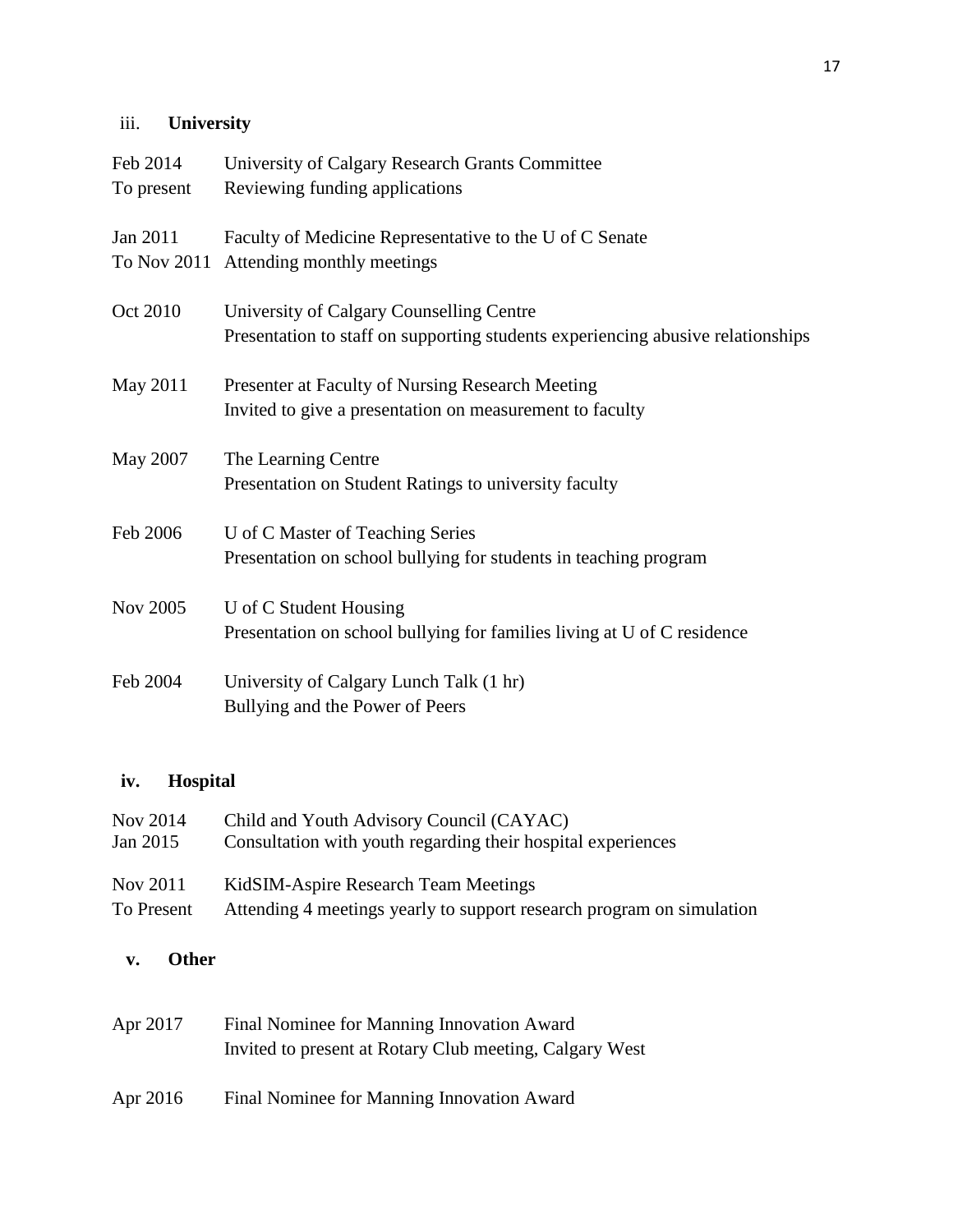### iii. **University**

| | |
|---|---|
| Feb 2014<br>To present | University of Calgary Research Grants Committee<br>Reviewing funding applications |
| Jan 2011<br>To Nov 2011 | Faculty of Medicine Representative to the U of C Senate<br>Attending monthly meetings |
| Oct 2010 | University of Calgary Counselling Centre<br>Presentation to staff on supporting students experiencing abusive relationships |
| May 2011 | Presenter at Faculty of Nursing Research Meeting<br>Invited to give a presentation on measurement to faculty |
| May 2007 | The Learning Centre<br>Presentation on Student Ratings to university faculty |
| Feb 2006 | U of C Master of Teaching Series<br>Presentation on school bullying for students in teaching program |
| Nov 2005 | U of C Student Housing<br>Presentation on school bullying for families living at U of C residence |
| Feb 2004 | University of Calgary Lunch Talk (1 hr)<br>Bullying and the Power of Peers |

### iv. **Hospital**

| | |
|---|---|
| Nov 2014<br>Jan 2015 | Child and Youth Advisory Council (CAYAC)<br>Consultation with youth regarding their hospital experiences |
| Nov 2011<br>To Present | KidSIM-Aspire Research Team Meetings<br>Attending 4 meetings yearly to support research program on simulation |

### v. **Other**

| | |
|---|---|
| Apr 2017 | Final Nominee for Manning Innovation Award<br>Invited to present at Rotary Club meeting, Calgary West |
| Apr 2016 | Final Nominee for Manning Innovation Award |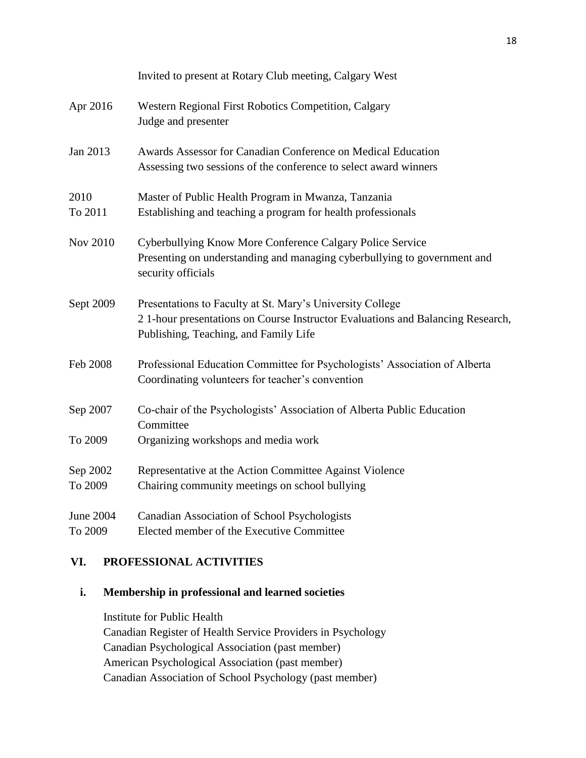Invited to present at Rotary Club meeting, Calgary West

| | |
|---|---|
| Apr 2016 | Western Regional First Robotics Competition, Calgary<br>Judge and presenter |
| Jan 2013 | Awards Assessor for Canadian Conference on Medical Education<br>Assessing two sessions of the conference to select award winners |
| 2010<br>To 2011 | Master of Public Health Program in Mwanza, Tanzania<br>Establishing and teaching a program for health professionals |
| Nov 2010 | Cyberbullying Know More Conference Calgary Police Service<br>Presenting on understanding and managing cyberbullying to government and security officials |
| Sept 2009 | Presentations to Faculty at St. Mary's University College<br>2 1-hour presentations on Course Instructor Evaluations and Balancing Research, Publishing, Teaching, and Family Life |
| Feb 2008 | Professional Education Committee for Psychologists' Association of Alberta<br>Coordinating volunteers for teacher's convention |
| Sep 2007<br>To 2009 | Co-chair of the Psychologists' Association of Alberta Public Education Committee<br>Organizing workshops and media work |
| Sep 2002<br>To 2009 | Representative at the Action Committee Against Violence<br>Chairing community meetings on school bullying |
| June 2004<br>To 2009 | Canadian Association of School Psychologists<br>Elected member of the Executive Committee |

## VI. PROFESSIONAL ACTIVITIES

### i. Membership in professional and learned societies

Institute for Public Health
Canadian Register of Health Service Providers in Psychology
Canadian Psychological Association (past member)
American Psychological Association (past member)
Canadian Association of School Psychology (past member)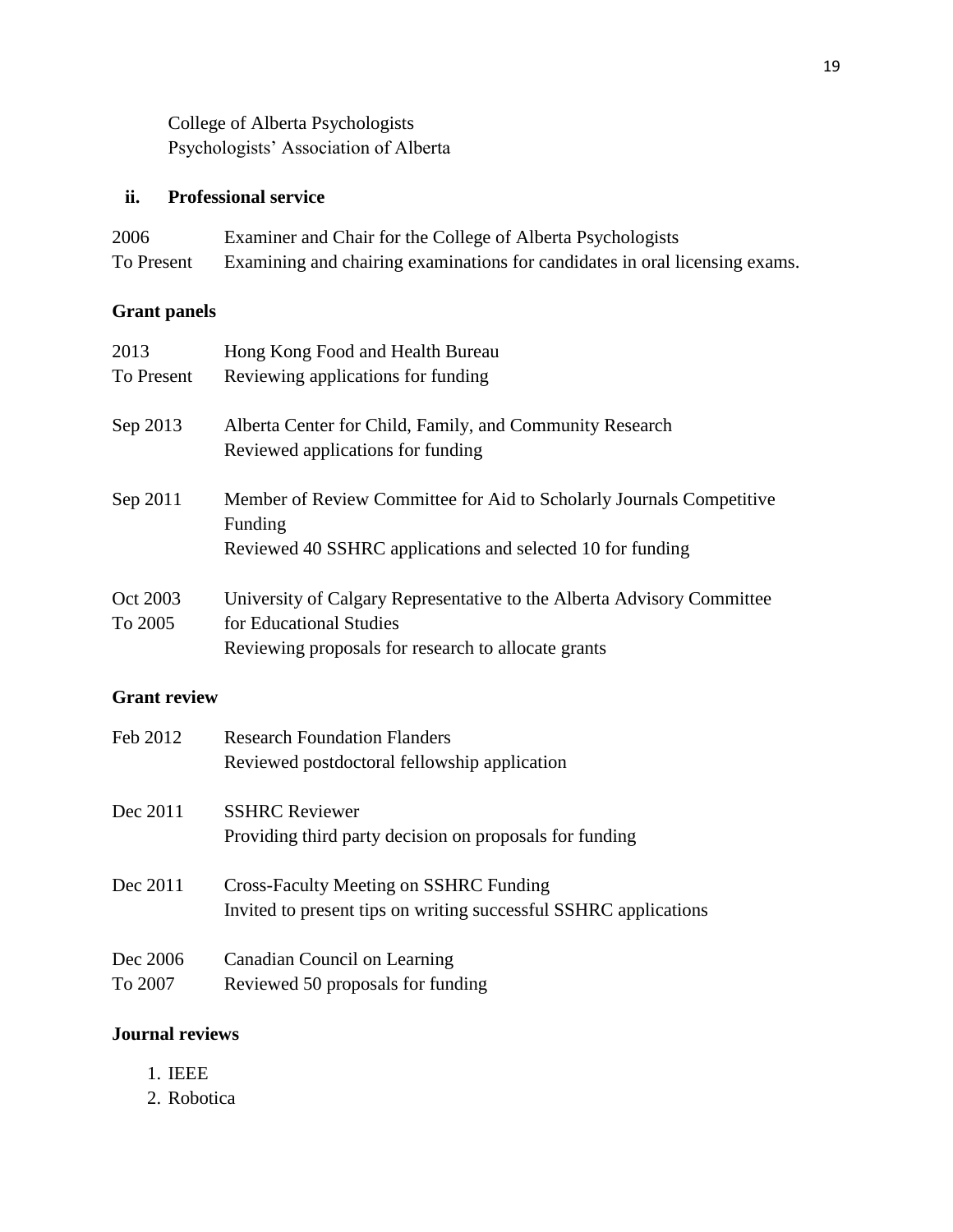College of Alberta Psychologists
Psychologists' Association of Alberta

### ii. Professional service

| | |
|---|---|
| 2006 To Present | Examiner and Chair for the College of Alberta Psychologists<br>Examining and chairing examinations for candidates in oral licensing exams. |

### Grant panels

| | |
|---|---|
| 2013 To Present | Hong Kong Food and Health Bureau<br>Reviewing applications for funding |
| Sep 2013 | Alberta Center for Child, Family, and Community Research<br>Reviewed applications for funding |
| Sep 2011 | Member of Review Committee for Aid to Scholarly Journals Competitive Funding<br>Reviewed 40 SSHRC applications and selected 10 for funding |
| Oct 2003 To 2005 | University of Calgary Representative to the Alberta Advisory Committee for Educational Studies<br>Reviewing proposals for research to allocate grants |

### Grant review

| | |
|---|---|
| Feb 2012 | Research Foundation Flanders<br>Reviewed postdoctoral fellowship application |
| Dec 2011 | SSHRC Reviewer<br>Providing third party decision on proposals for funding |
| Dec 2011 | Cross-Faculty Meeting on SSHRC Funding<br>Invited to present tips on writing successful SSHRC applications |
| Dec 2006 To 2007 | Canadian Council on Learning<br>Reviewed 50 proposals for funding |

### Journal reviews

1. IEEE
2. Robotica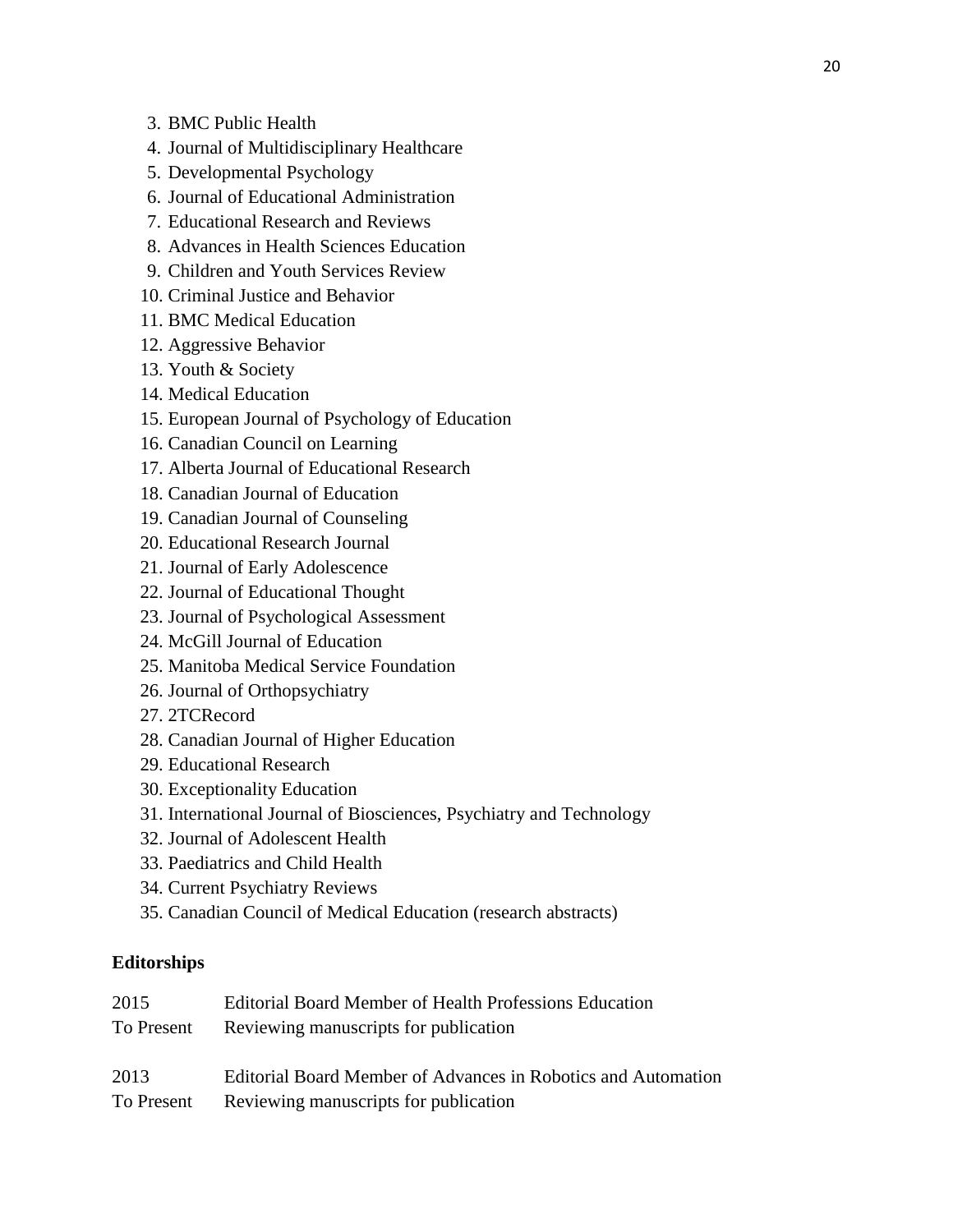3. BMC Public Health
4. Journal of Multidisciplinary Healthcare
5. Developmental Psychology
6. Journal of Educational Administration
7. Educational Research and Reviews
8. Advances in Health Sciences Education
9. Children and Youth Services Review
10. Criminal Justice and Behavior
11. BMC Medical Education
12. Aggressive Behavior
13. Youth & Society
14. Medical Education
15. European Journal of Psychology of Education
16. Canadian Council on Learning
17. Alberta Journal of Educational Research
18. Canadian Journal of Education
19. Canadian Journal of Counseling
20. Educational Research Journal
21. Journal of Early Adolescence
22. Journal of Educational Thought
23. Journal of Psychological Assessment
24. McGill Journal of Education
25. Manitoba Medical Service Foundation
26. Journal of Orthopsychiatry
27. 2TCRecord
28. Canadian Journal of Higher Education
29. Educational Research
30. Exceptionality Education
31. International Journal of Biosciences, Psychiatry and Technology
32. Journal of Adolescent Health
33. Paediatrics and Child Health
34. Current Psychiatry Reviews
35. Canadian Council of Medical Education (research abstracts)

**Editorships**

2015 To Present — Editorial Board Member of Health Professions Education
Reviewing manuscripts for publication

2013 To Present — Editorial Board Member of Advances in Robotics and Automation
Reviewing manuscripts for publication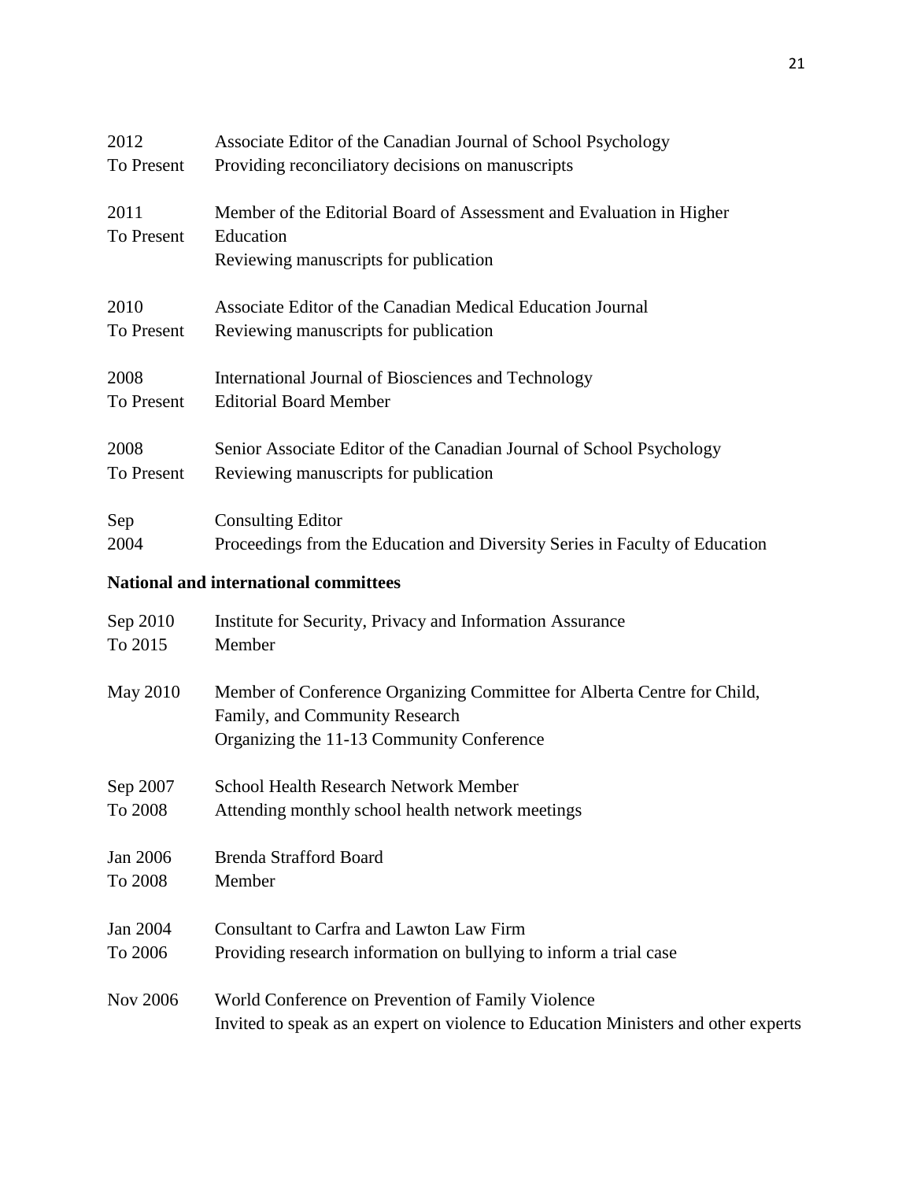| | |
|---|---|
| 2012<br>To Present | Associate Editor of the Canadian Journal of School Psychology<br>Providing reconciliatory decisions on manuscripts |
| 2011<br>To Present | Member of the Editorial Board of Assessment and Evaluation in Higher Education<br>Reviewing manuscripts for publication |
| 2010<br>To Present | Associate Editor of the Canadian Medical Education Journal<br>Reviewing manuscripts for publication |
| 2008<br>To Present | International Journal of Biosciences and Technology<br>Editorial Board Member |
| 2008<br>To Present | Senior Associate Editor of the Canadian Journal of School Psychology<br>Reviewing manuscripts for publication |
| Sep<br>2004 | Consulting Editor<br>Proceedings from the Education and Diversity Series in Faculty of Education |

**National and international committees**

| | |
|---|---|
| Sep 2010<br>To 2015 | Institute for Security, Privacy and Information Assurance<br>Member |
| May 2010 | Member of Conference Organizing Committee for Alberta Centre for Child, Family, and Community Research<br>Organizing the 11-13 Community Conference |
| Sep 2007<br>To 2008 | School Health Research Network Member<br>Attending monthly school health network meetings |
| Jan 2006<br>To 2008 | Brenda Strafford Board<br>Member |
| Jan 2004<br>To 2006 | Consultant to Carfra and Lawton Law Firm<br>Providing research information on bullying to inform a trial case |
| Nov 2006 | World Conference on Prevention of Family Violence<br>Invited to speak as an expert on violence to Education Ministers and other experts |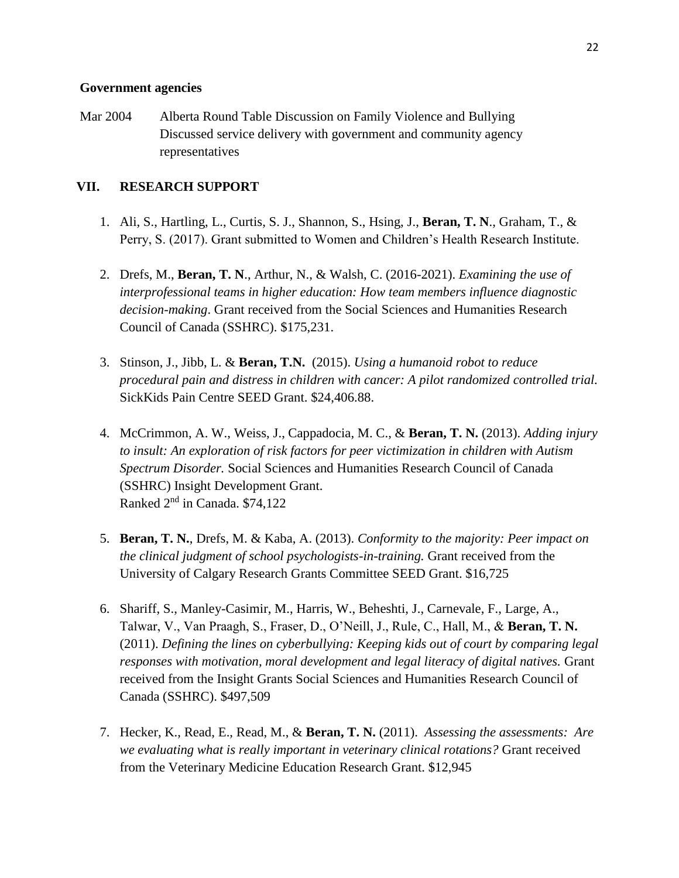**Government agencies**

Mar 2004 Alberta Round Table Discussion on Family Violence and Bullying
Discussed service delivery with government and community agency representatives

## VII. RESEARCH SUPPORT

1. Ali, S., Hartling, L., Curtis, S. J., Shannon, S., Hsing, J., **Beran, T. N**., Graham, T., & Perry, S. (2017). Grant submitted to Women and Children's Health Research Institute.

2. Drefs, M., **Beran, T. N**., Arthur, N., & Walsh, C. (2016-2021). *Examining the use of interprofessional teams in higher education: How team members influence diagnostic decision-making*. Grant received from the Social Sciences and Humanities Research Council of Canada (SSHRC). $175,231.

3. Stinson, J., Jibb, L. & **Beran, T.N.** (2015). *Using a humanoid robot to reduce procedural pain and distress in children with cancer: A pilot randomized controlled trial.* SickKids Pain Centre SEED Grant. $24,406.88.

4. McCrimmon, A. W., Weiss, J., Cappadocia, M. C., & **Beran, T. N.** (2013). *Adding injury to insult: An exploration of risk factors for peer victimization in children with Autism Spectrum Disorder.* Social Sciences and Humanities Research Council of Canada (SSHRC) Insight Development Grant.
Ranked 2nd in Canada. $74,122

5. **Beran, T. N.**, Drefs, M. & Kaba, A. (2013). *Conformity to the majority: Peer impact on the clinical judgment of school psychologists-in-training.* Grant received from the University of Calgary Research Grants Committee SEED Grant. $16,725

6. Shariff, S., Manley-Casimir, M., Harris, W., Beheshti, J., Carnevale, F., Large, A., Talwar, V., Van Praagh, S., Fraser, D., O'Neill, J., Rule, C., Hall, M., & **Beran, T. N.** (2011). *Defining the lines on cyberbullying: Keeping kids out of court by comparing legal responses with motivation, moral development and legal literacy of digital natives.* Grant received from the Insight Grants Social Sciences and Humanities Research Council of Canada (SSHRC). $497,509

7. Hecker, K., Read, E., Read, M., & **Beran, T. N.** (2011). *Assessing the assessments: Are we evaluating what is really important in veterinary clinical rotations?* Grant received from the Veterinary Medicine Education Research Grant. $12,945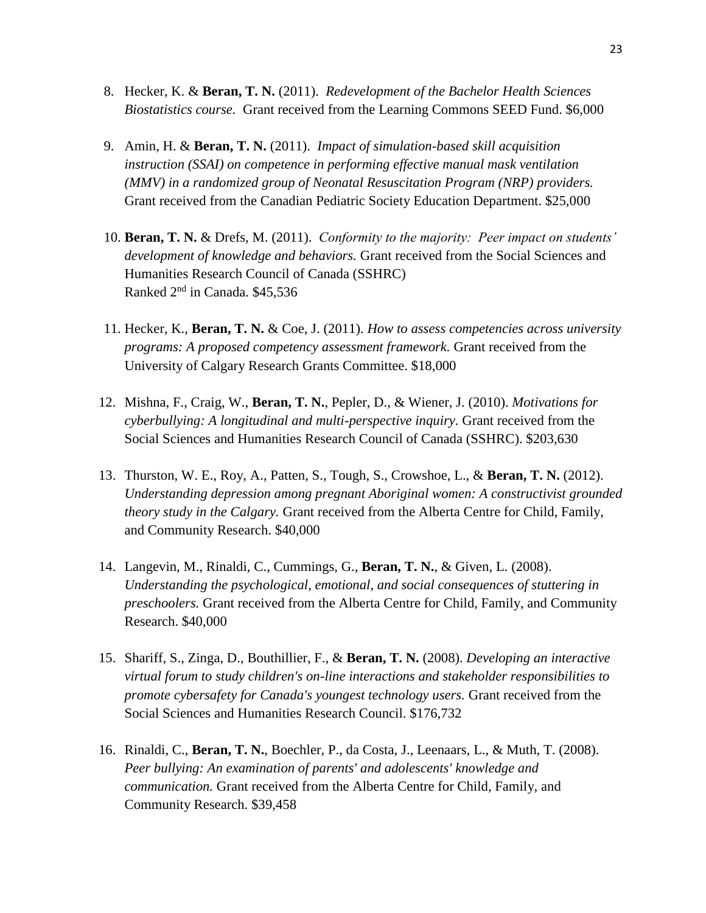8. Hecker, K. & **Beran, T. N.** (2011). *Redevelopment of the Bachelor Health Sciences Biostatistics course.* Grant received from the Learning Commons SEED Fund. $6,000

9. Amin, H. & **Beran, T. N.** (2011). *Impact of simulation-based skill acquisition instruction (SSAI) on competence in performing effective manual mask ventilation (MMV) in a randomized group of Neonatal Resuscitation Program (NRP) providers.* Grant received from the Canadian Pediatric Society Education Department. $25,000

10. **Beran, T. N.** & Drefs, M. (2011). *Conformity to the majority: Peer impact on students' development of knowledge and behaviors.* Grant received from the Social Sciences and Humanities Research Council of Canada (SSHRC) Ranked 2nd in Canada. $45,536

11. Hecker, K., **Beran, T. N.** & Coe, J. (2011). *How to assess competencies across university programs: A proposed competency assessment framework.* Grant received from the University of Calgary Research Grants Committee. $18,000

12. Mishna, F., Craig, W., **Beran, T. N.**, Pepler, D., & Wiener, J. (2010). *Motivations for cyberbullying: A longitudinal and multi-perspective inquiry.* Grant received from the Social Sciences and Humanities Research Council of Canada (SSHRC). $203,630

13. Thurston, W. E., Roy, A., Patten, S., Tough, S., Crowshoe, L., & **Beran, T. N.** (2012). *Understanding depression among pregnant Aboriginal women: A constructivist grounded theory study in the Calgary.* Grant received from the Alberta Centre for Child, Family, and Community Research. $40,000

14. Langevin, M., Rinaldi, C., Cummings, G., **Beran, T. N.**, & Given, L. (2008). *Understanding the psychological, emotional, and social consequences of stuttering in preschoolers.* Grant received from the Alberta Centre for Child, Family, and Community Research. $40,000

15. Shariff, S., Zinga, D., Bouthillier, F., & **Beran, T. N.** (2008). *Developing an interactive virtual forum to study children's on-line interactions and stakeholder responsibilities to promote cybersafety for Canada's youngest technology users.* Grant received from the Social Sciences and Humanities Research Council. $176,732

16. Rinaldi, C., **Beran, T. N.**, Boechler, P., da Costa, J., Leenaars, L., & Muth, T. (2008). *Peer bullying: An examination of parents' and adolescents' knowledge and communication.* Grant received from the Alberta Centre for Child, Family, and Community Research. $39,458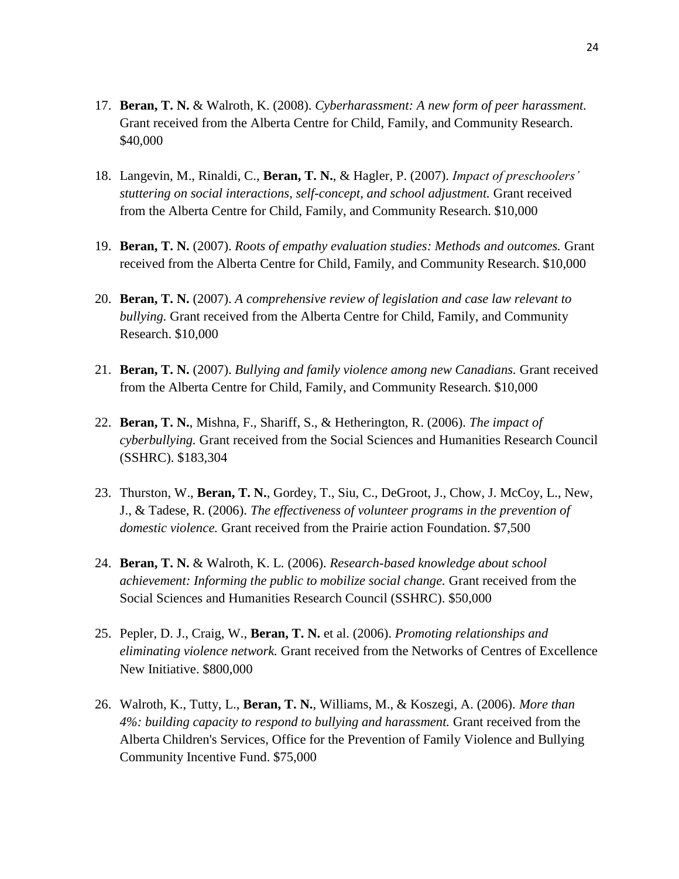17. **Beran, T. N.** & Walroth, K. (2008). *Cyberharassment: A new form of peer harassment.* Grant received from the Alberta Centre for Child, Family, and Community Research. $40,000

18. Langevin, M., Rinaldi, C., **Beran, T. N.**, & Hagler, P. (2007). *Impact of preschoolers' stuttering on social interactions, self-concept, and school adjustment.* Grant received from the Alberta Centre for Child, Family, and Community Research. $10,000

19. **Beran, T. N.** (2007). *Roots of empathy evaluation studies: Methods and outcomes.* Grant received from the Alberta Centre for Child, Family, and Community Research. $10,000

20. **Beran, T. N.** (2007). *A comprehensive review of legislation and case law relevant to bullying.* Grant received from the Alberta Centre for Child, Family, and Community Research. $10,000

21. **Beran, T. N.** (2007). *Bullying and family violence among new Canadians.* Grant received from the Alberta Centre for Child, Family, and Community Research. $10,000

22. **Beran, T. N.**, Mishna, F., Shariff, S., & Hetherington, R. (2006). *The impact of cyberbullying.* Grant received from the Social Sciences and Humanities Research Council (SSHRC). $183,304

23. Thurston, W., **Beran, T. N.**, Gordey, T., Siu, C., DeGroot, J., Chow, J. McCoy, L., New, J., & Tadese, R. (2006). *The effectiveness of volunteer programs in the prevention of domestic violence.* Grant received from the Prairie action Foundation. $7,500

24. **Beran, T. N.** & Walroth, K. L. (2006). *Research-based knowledge about school achievement: Informing the public to mobilize social change.* Grant received from the Social Sciences and Humanities Research Council (SSHRC). $50,000

25. Pepler, D. J., Craig, W., **Beran, T. N.** et al. (2006). *Promoting relationships and eliminating violence network.* Grant received from the Networks of Centres of Excellence New Initiative. $800,000

26. Walroth, K., Tutty, L., **Beran, T. N.**, Williams, M., & Koszegi, A. (2006). *More than 4%: building capacity to respond to bullying and harassment.* Grant received from the Alberta Children's Services, Office for the Prevention of Family Violence and Bullying Community Incentive Fund. $75,000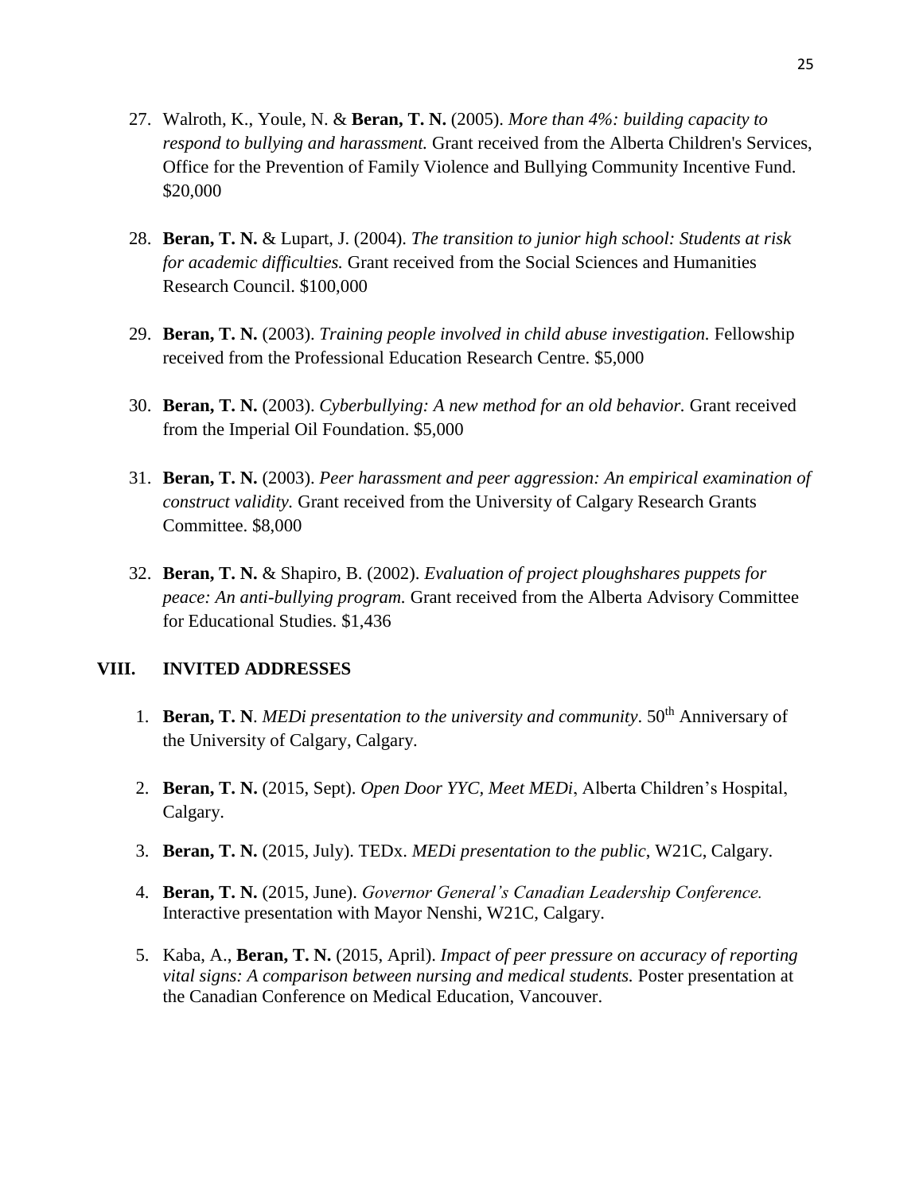27. Walroth, K., Youle, N. & **Beran, T. N.** (2005). *More than 4%: building capacity to respond to bullying and harassment.* Grant received from the Alberta Children's Services, Office for the Prevention of Family Violence and Bullying Community Incentive Fund. $20,000

28. **Beran, T. N.** & Lupart, J. (2004). *The transition to junior high school: Students at risk for academic difficulties.* Grant received from the Social Sciences and Humanities Research Council. $100,000

29. **Beran, T. N.** (2003). *Training people involved in child abuse investigation.* Fellowship received from the Professional Education Research Centre. $5,000

30. **Beran, T. N.** (2003). *Cyberbullying: A new method for an old behavior.* Grant received from the Imperial Oil Foundation. $5,000

31. **Beran, T. N.** (2003). *Peer harassment and peer aggression: An empirical examination of construct validity.* Grant received from the University of Calgary Research Grants Committee. $8,000

32. **Beran, T. N.** & Shapiro, B. (2002). *Evaluation of project ploughshares puppets for peace: An anti-bullying program.* Grant received from the Alberta Advisory Committee for Educational Studies. $1,436

## VIII. INVITED ADDRESSES

1. **Beran, T. N**. *MEDi presentation to the university and community*. 50th Anniversary of the University of Calgary, Calgary.

2. **Beran, T. N.** (2015, Sept). *Open Door YYC, Meet MEDi*, Alberta Children's Hospital, Calgary.

3. **Beran, T. N.** (2015, July). TEDx. *MEDi presentation to the public*, W21C, Calgary.

4. **Beran, T. N.** (2015, June). *Governor General's Canadian Leadership Conference.* Interactive presentation with Mayor Nenshi, W21C, Calgary.

5. Kaba, A., **Beran, T. N.** (2015, April). *Impact of peer pressure on accuracy of reporting vital signs: A comparison between nursing and medical students.* Poster presentation at the Canadian Conference on Medical Education, Vancouver.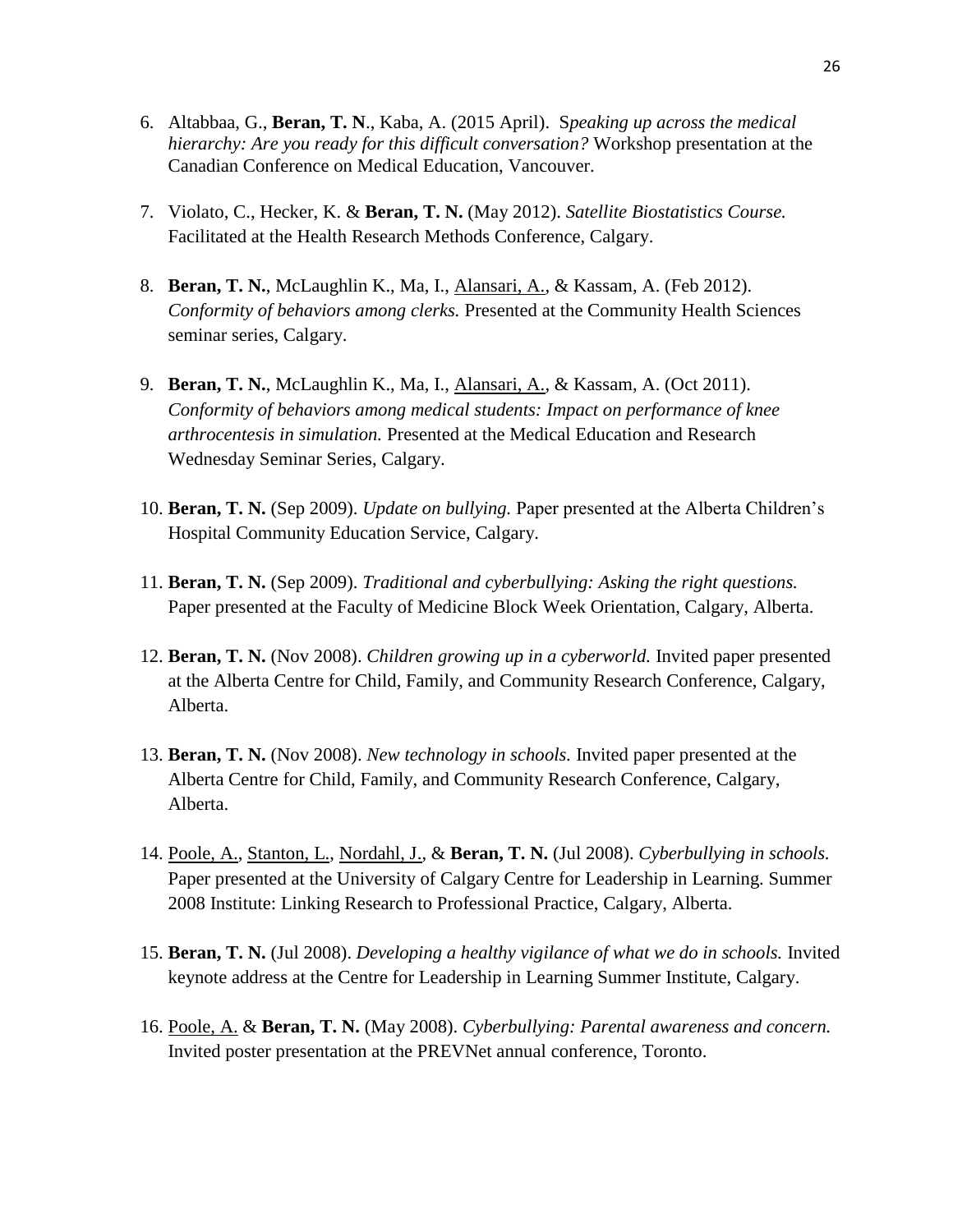6. Altabbaa, G., **Beran, T. N**., Kaba, A. (2015 April). S*peaking up across the medical hierarchy: Are you ready for this difficult conversation?* Workshop presentation at the Canadian Conference on Medical Education, Vancouver.

7. Violato, C., Hecker, K. & **Beran, T. N.** (May 2012). *Satellite Biostatistics Course.* Facilitated at the Health Research Methods Conference, Calgary.

8. **Beran, T. N.**, McLaughlin K., Ma, I., <u>Alansari, A.</u>, & Kassam, A. (Feb 2012). *Conformity of behaviors among clerks.* Presented at the Community Health Sciences seminar series, Calgary.

9. **Beran, T. N.**, McLaughlin K., Ma, I., <u>Alansari, A.</u>, & Kassam, A. (Oct 2011). *Conformity of behaviors among medical students: Impact on performance of knee arthrocentesis in simulation.* Presented at the Medical Education and Research Wednesday Seminar Series, Calgary.

10. **Beran, T. N.** (Sep 2009). *Update on bullying.* Paper presented at the Alberta Children's Hospital Community Education Service, Calgary.

11. **Beran, T. N.** (Sep 2009). *Traditional and cyberbullying: Asking the right questions.* Paper presented at the Faculty of Medicine Block Week Orientation, Calgary, Alberta.

12. **Beran, T. N.** (Nov 2008). *Children growing up in a cyberworld.* Invited paper presented at the Alberta Centre for Child, Family, and Community Research Conference, Calgary, Alberta.

13. **Beran, T. N.** (Nov 2008). *New technology in schools.* Invited paper presented at the Alberta Centre for Child, Family, and Community Research Conference, Calgary, Alberta.

14. <u>Poole, A.</u>, <u>Stanton, L.</u>, <u>Nordahl, J.</u>, & **Beran, T. N.** (Jul 2008). *Cyberbullying in schools.* Paper presented at the University of Calgary Centre for Leadership in Learning. Summer 2008 Institute: Linking Research to Professional Practice, Calgary, Alberta.

15. **Beran, T. N.** (Jul 2008). *Developing a healthy vigilance of what we do in schools.* Invited keynote address at the Centre for Leadership in Learning Summer Institute, Calgary.

16. <u>Poole, A.</u> & **Beran, T. N.** (May 2008). *Cyberbullying: Parental awareness and concern.* Invited poster presentation at the PREVNet annual conference, Toronto.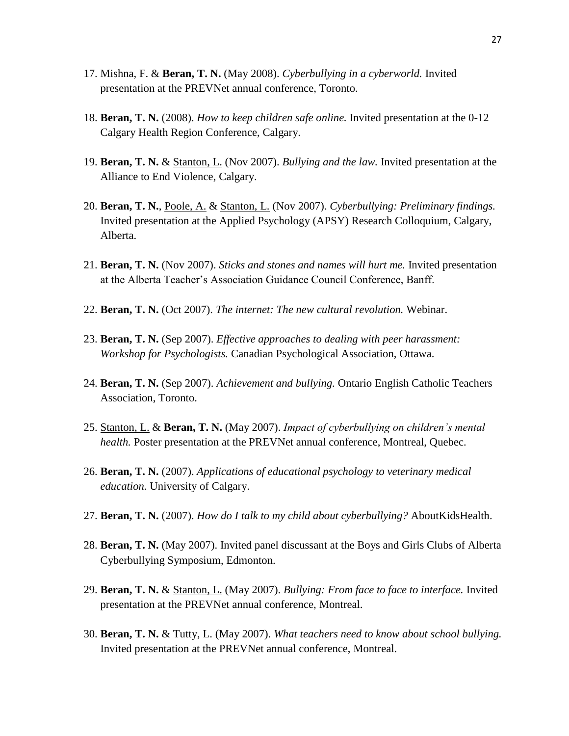17. Mishna, F. & **Beran, T. N.** (May 2008). *Cyberbullying in a cyberworld.* Invited presentation at the PREVNet annual conference, Toronto.

18. **Beran, T. N.** (2008). *How to keep children safe online.* Invited presentation at the 0-12 Calgary Health Region Conference, Calgary.

19. **Beran, T. N.** & <u>Stanton, L.</u> (Nov 2007). *Bullying and the law.* Invited presentation at the Alliance to End Violence, Calgary.

20. **Beran, T. N.**, <u>Poole, A.</u> & <u>Stanton, L.</u> (Nov 2007). *Cyberbullying: Preliminary findings.* Invited presentation at the Applied Psychology (APSY) Research Colloquium, Calgary, Alberta.

21. **Beran, T. N.** (Nov 2007). *Sticks and stones and names will hurt me.* Invited presentation at the Alberta Teacher's Association Guidance Council Conference, Banff.

22. **Beran, T. N.** (Oct 2007). *The internet: The new cultural revolution.* Webinar.

23. **Beran, T. N.** (Sep 2007). *Effective approaches to dealing with peer harassment: Workshop for Psychologists.* Canadian Psychological Association, Ottawa.

24. **Beran, T. N.** (Sep 2007). *Achievement and bullying.* Ontario English Catholic Teachers Association, Toronto.

25. <u>Stanton, L.</u> & **Beran, T. N.** (May 2007). *Impact of cyberbullying on children's mental health.* Poster presentation at the PREVNet annual conference, Montreal, Quebec.

26. **Beran, T. N.** (2007). *Applications of educational psychology to veterinary medical education.* University of Calgary.

27. **Beran, T. N.** (2007). *How do I talk to my child about cyberbullying?* AboutKidsHealth.

28. **Beran, T. N.** (May 2007). Invited panel discussant at the Boys and Girls Clubs of Alberta Cyberbullying Symposium, Edmonton.

29. **Beran, T. N.** & <u>Stanton, L.</u> (May 2007). *Bullying: From face to face to interface.* Invited presentation at the PREVNet annual conference, Montreal.

30. **Beran, T. N.** & Tutty, L. (May 2007). *What teachers need to know about school bullying.* Invited presentation at the PREVNet annual conference, Montreal.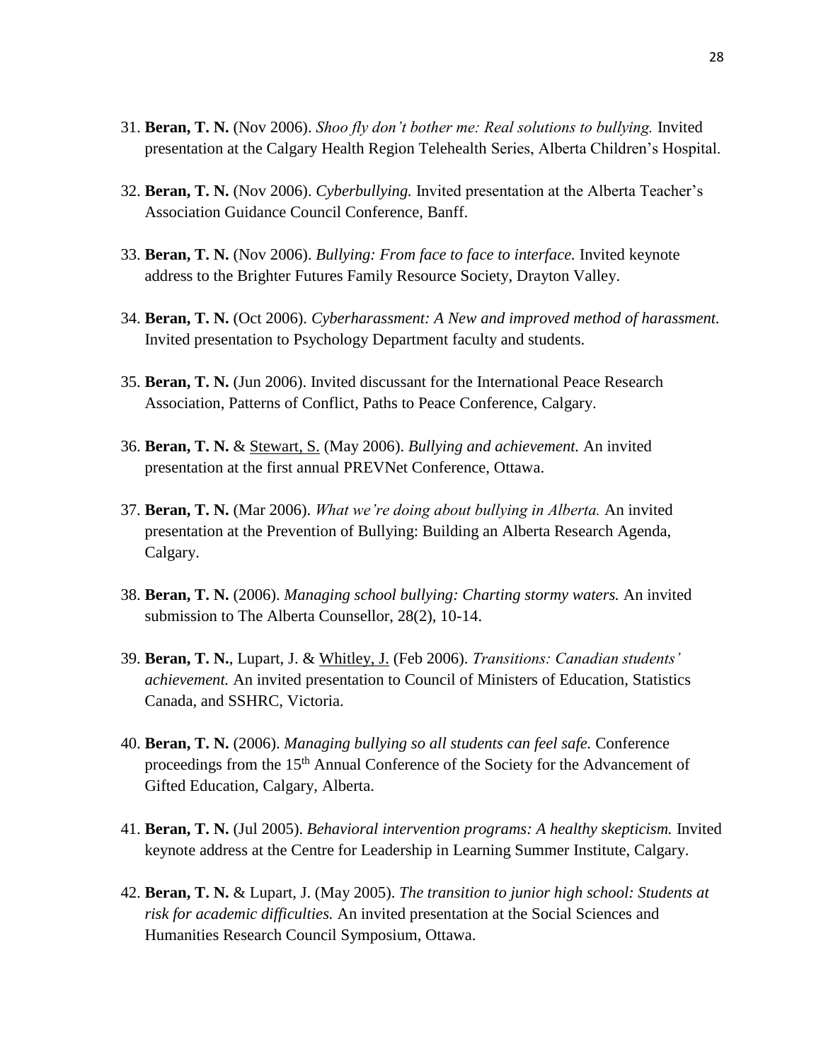31. **Beran, T. N.** (Nov 2006). *Shoo fly don't bother me: Real solutions to bullying.* Invited presentation at the Calgary Health Region Telehealth Series, Alberta Children's Hospital.

32. **Beran, T. N.** (Nov 2006). *Cyberbullying.* Invited presentation at the Alberta Teacher's Association Guidance Council Conference, Banff.

33. **Beran, T. N.** (Nov 2006). *Bullying: From face to face to interface.* Invited keynote address to the Brighter Futures Family Resource Society, Drayton Valley.

34. **Beran, T. N.** (Oct 2006). *Cyberharassment: A New and improved method of harassment.* Invited presentation to Psychology Department faculty and students.

35. **Beran, T. N.** (Jun 2006). Invited discussant for the International Peace Research Association, Patterns of Conflict, Paths to Peace Conference, Calgary.

36. **Beran, T. N.** & <u>Stewart, S.</u> (May 2006). *Bullying and achievement.* An invited presentation at the first annual PREVNet Conference, Ottawa.

37. **Beran, T. N.** (Mar 2006). *What we're doing about bullying in Alberta.* An invited presentation at the Prevention of Bullying: Building an Alberta Research Agenda, Calgary.

38. **Beran, T. N.** (2006). *Managing school bullying: Charting stormy waters.* An invited submission to The Alberta Counsellor, 28(2), 10-14.

39. **Beran, T. N.**, Lupart, J. & <u>Whitley, J.</u> (Feb 2006). *Transitions: Canadian students' achievement.* An invited presentation to Council of Ministers of Education, Statistics Canada, and SSHRC, Victoria.

40. **Beran, T. N.** (2006). *Managing bullying so all students can feel safe.* Conference proceedings from the 15th Annual Conference of the Society for the Advancement of Gifted Education, Calgary, Alberta.

41. **Beran, T. N.** (Jul 2005). *Behavioral intervention programs: A healthy skepticism.* Invited keynote address at the Centre for Leadership in Learning Summer Institute, Calgary.

42. **Beran, T. N.** & Lupart, J. (May 2005). *The transition to junior high school: Students at risk for academic difficulties.* An invited presentation at the Social Sciences and Humanities Research Council Symposium, Ottawa.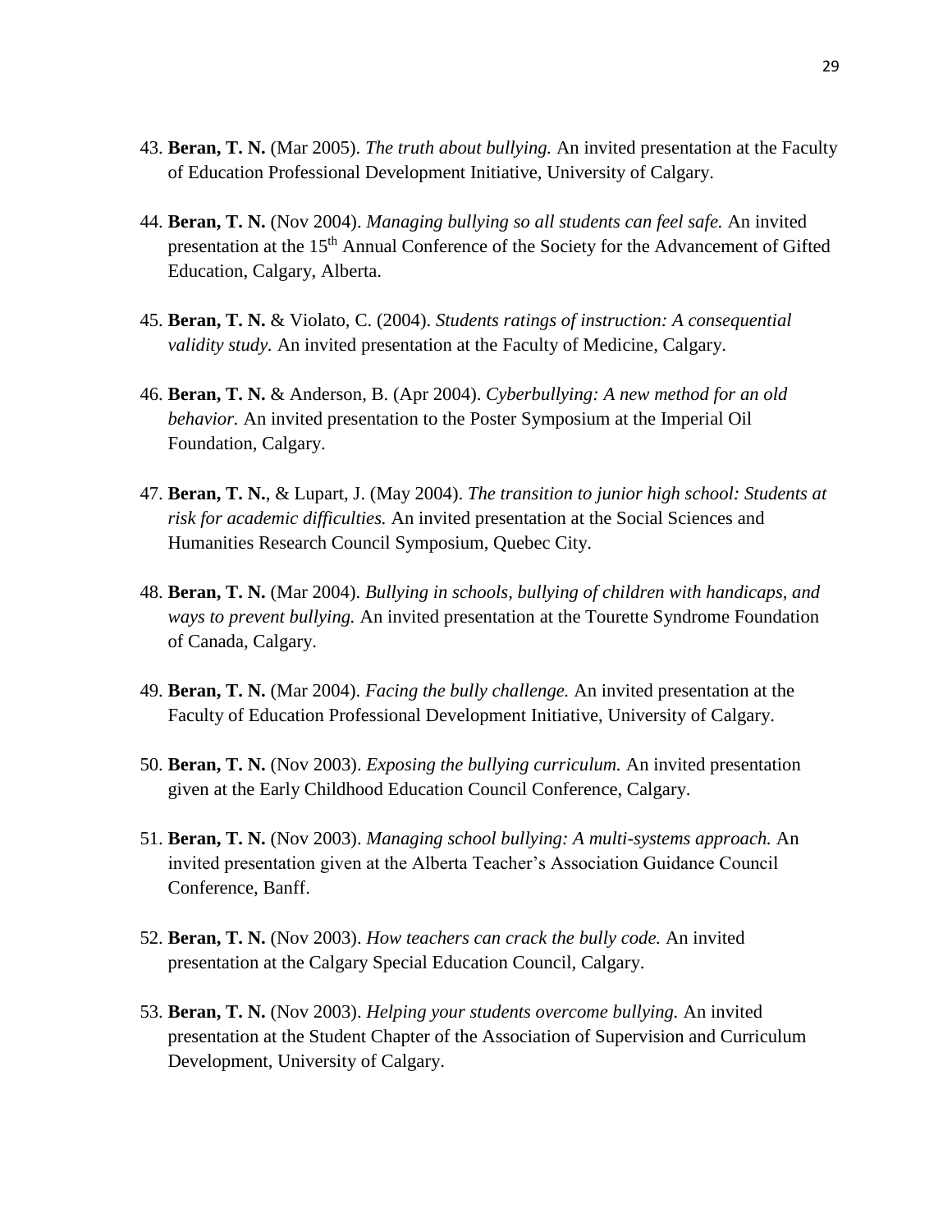43. **Beran, T. N.** (Mar 2005). *The truth about bullying.* An invited presentation at the Faculty of Education Professional Development Initiative, University of Calgary.

44. **Beran, T. N.** (Nov 2004). *Managing bullying so all students can feel safe.* An invited presentation at the 15th Annual Conference of the Society for the Advancement of Gifted Education, Calgary, Alberta.

45. **Beran, T. N.** & Violato, C. (2004). *Students ratings of instruction: A consequential validity study.* An invited presentation at the Faculty of Medicine, Calgary.

46. **Beran, T. N.** & Anderson, B. (Apr 2004). *Cyberbullying: A new method for an old behavior.* An invited presentation to the Poster Symposium at the Imperial Oil Foundation, Calgary.

47. **Beran, T. N.**, & Lupart, J. (May 2004). *The transition to junior high school: Students at risk for academic difficulties.* An invited presentation at the Social Sciences and Humanities Research Council Symposium, Quebec City.

48. **Beran, T. N.** (Mar 2004). *Bullying in schools, bullying of children with handicaps, and ways to prevent bullying.* An invited presentation at the Tourette Syndrome Foundation of Canada, Calgary.

49. **Beran, T. N.** (Mar 2004). *Facing the bully challenge.* An invited presentation at the Faculty of Education Professional Development Initiative, University of Calgary.

50. **Beran, T. N.** (Nov 2003). *Exposing the bullying curriculum.* An invited presentation given at the Early Childhood Education Council Conference, Calgary.

51. **Beran, T. N.** (Nov 2003). *Managing school bullying: A multi-systems approach.* An invited presentation given at the Alberta Teacher's Association Guidance Council Conference, Banff.

52. **Beran, T. N.** (Nov 2003). *How teachers can crack the bully code.* An invited presentation at the Calgary Special Education Council, Calgary.

53. **Beran, T. N.** (Nov 2003). *Helping your students overcome bullying.* An invited presentation at the Student Chapter of the Association of Supervision and Curriculum Development, University of Calgary.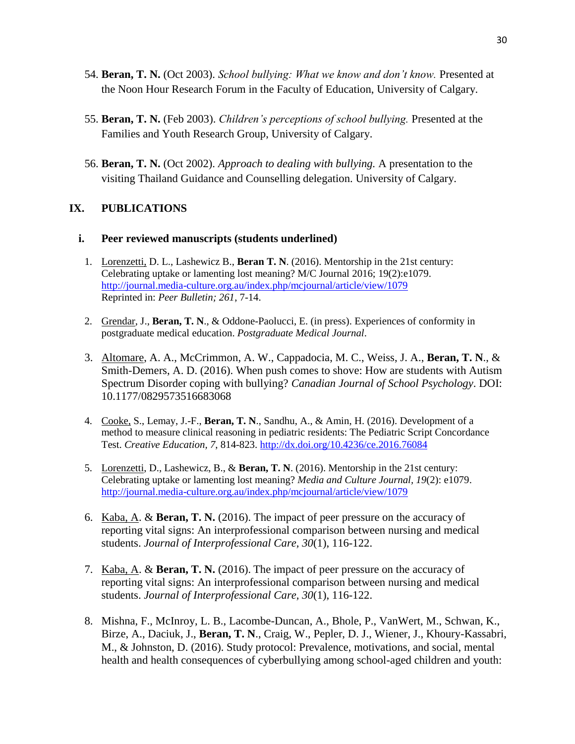54. **Beran, T. N.** (Oct 2003). *School bullying: What we know and don't know.* Presented at the Noon Hour Research Forum in the Faculty of Education, University of Calgary.

55. **Beran, T. N.** (Feb 2003). *Children's perceptions of school bullying.* Presented at the Families and Youth Research Group, University of Calgary.

56. **Beran, T. N.** (Oct 2002). *Approach to dealing with bullying.* A presentation to the visiting Thailand Guidance and Counselling delegation. University of Calgary.

## IX. PUBLICATIONS

### i. Peer reviewed manuscripts (students underlined)

1. <u>Lorenzetti,</u> D. L., Lashewicz B., **Beran T. N**. (2016). Mentorship in the 21st century: Celebrating uptake or lamenting lost meaning? M/C Journal 2016; 19(2):e1079. http://journal.media-culture.org.au/index.php/mcjournal/article/view/1079 Reprinted in: *Peer Bulletin; 261*, 7-14.

2. <u>Grendar</u>, J., **Beran, T. N**., & Oddone-Paolucci, E. (in press). Experiences of conformity in postgraduate medical education. *Postgraduate Medical Journal*.

3. <u>Altomare</u>, A. A., McCrimmon, A. W., Cappadocia, M. C., Weiss, J. A., **Beran, T. N**., & Smith-Demers, A. D. (2016). When push comes to shove: How are students with Autism Spectrum Disorder coping with bullying? *Canadian Journal of School Psychology*. DOI: 10.1177/0829573516683068

4. <u>Cooke,</u> S., Lemay, J.-F., **Beran, T. N**., Sandhu, A., & Amin, H. (2016). Development of a method to measure clinical reasoning in pediatric residents: The Pediatric Script Concordance Test. *Creative Education, 7*, 814-823. http://dx.doi.org/10.4236/ce.2016.76084

5. <u>Lorenzetti</u>, D., Lashewicz, B., & **Beran, T. N**. (2016). Mentorship in the 21st century: Celebrating uptake or lamenting lost meaning? *Media and Culture Journal*, *19*(2): e1079. http://journal.media-culture.org.au/index.php/mcjournal/article/view/1079

6. <u>Kaba, A</u>. & **Beran, T. N.** (2016). The impact of peer pressure on the accuracy of reporting vital signs: An interprofessional comparison between nursing and medical students. *Journal of Interprofessional Care, 30*(1), 116-122.

7. <u>Kaba, A</u>. & **Beran, T. N.** (2016). The impact of peer pressure on the accuracy of reporting vital signs: An interprofessional comparison between nursing and medical students. *Journal of Interprofessional Care, 30*(1), 116-122.

8. Mishna, F., McInroy, L. B., Lacombe-Duncan, A., Bhole, P., VanWert, M., Schwan, K., Birze, A., Daciuk, J., **Beran, T. N**., Craig, W., Pepler, D. J., Wiener, J., Khoury-Kassabri, M., & Johnston, D. (2016). Study protocol: Prevalence, motivations, and social, mental health and health consequences of cyberbullying among school-aged children and youth: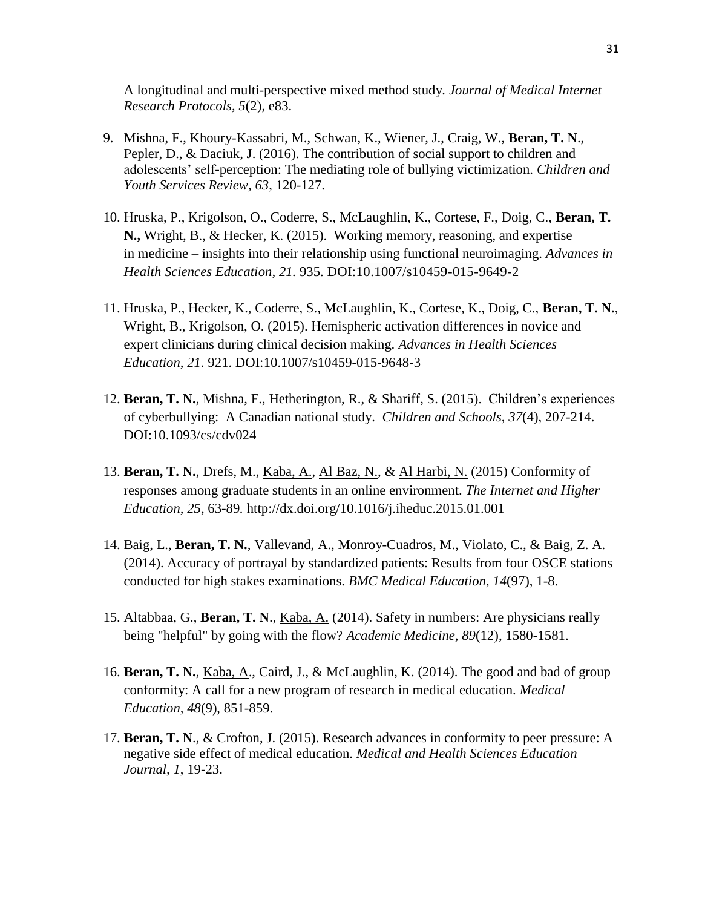A longitudinal and multi-perspective mixed method study. *Journal of Medical Internet Research Protocols, 5*(2), e83.

9. Mishna, F., Khoury-Kassabri, M., Schwan, K., Wiener, J., Craig, W., **Beran, T. N**., Pepler, D., & Daciuk, J. (2016). The contribution of social support to children and adolescents' self-perception: The mediating role of bullying victimization. *Children and Youth Services Review, 63*, 120-127.

10. Hruska, P., Krigolson, O., Coderre, S., McLaughlin, K., Cortese, F., Doig, C., **Beran, T. N.,** Wright, B., & Hecker, K. (2015). Working memory, reasoning, and expertise in medicine – insights into their relationship using functional neuroimaging. *Advances in Health Sciences Education, 21.* 935. DOI:10.1007/s10459-015-9649-2

11. Hruska, P., Hecker, K., Coderre, S., McLaughlin, K., Cortese, K., Doig, C., **Beran, T. N.**, Wright, B., Krigolson, O. (2015). Hemispheric activation differences in novice and expert clinicians during clinical decision making. *Advances in Health Sciences Education, 21.* 921. DOI:10.1007/s10459-015-9648-3

12. **Beran, T. N.**, Mishna, F., Hetherington, R., & Shariff, S. (2015). Children's experiences of cyberbullying: A Canadian national study. *Children and Schools, 37*(4), 207-214. DOI:10.1093/cs/cdv024

13. **Beran, T. N.**, Drefs, M., <u>Kaba, A.</u>, <u>Al Baz, N.</u>, & <u>Al Harbi, N.</u> (2015) Conformity of responses among graduate students in an online environment. *The Internet and Higher Education, 25*, 63-89*.* http://dx.doi.org/10.1016/j.iheduc.2015.01.001

14. Baig, L., **Beran, T. N.**, Vallevand, A., Monroy-Cuadros, M., Violato, C., & Baig, Z. A. (2014). Accuracy of portrayal by standardized patients: Results from four OSCE stations conducted for high stakes examinations. *BMC Medical Education*, *14*(97), 1-8.

15. Altabbaa, G., **Beran, T. N**., <u>Kaba, A.</u> (2014). Safety in numbers: Are physicians really being "helpful" by going with the flow? *Academic Medicine, 89*(12), 1580-1581.

16. **Beran, T. N.**, <u>Kaba, A</u>., Caird, J., & McLaughlin, K. (2014). The good and bad of group conformity: A call for a new program of research in medical education. *Medical Education, 48*(9), 851-859.

17. **Beran, T. N**., & Crofton, J. (2015). Research advances in conformity to peer pressure: A negative side effect of medical education. *Medical and Health Sciences Education Journal*, *1*, 19-23.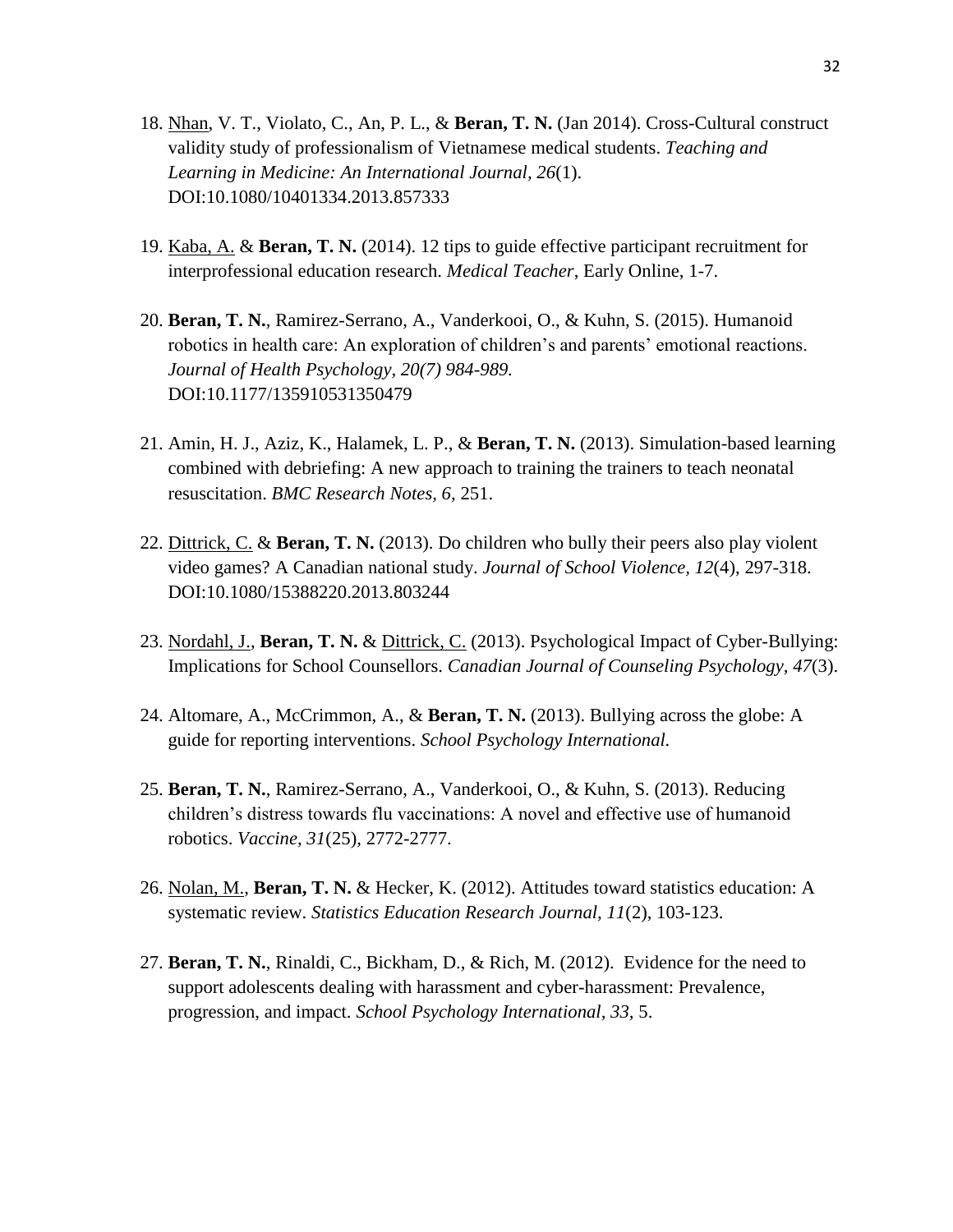18. <u>Nhan</u>, V. T., Violato, C., An, P. L., & **Beran, T. N.** (Jan 2014). Cross-Cultural construct validity study of professionalism of Vietnamese medical students. *Teaching and Learning in Medicine: An International Journal, 26*(1). DOI:10.1080/10401334.2013.857333

19. <u>Kaba, A.</u> & **Beran, T. N.** (2014). 12 tips to guide effective participant recruitment for interprofessional education research. *Medical Teacher*, Early Online, 1-7.

20. **Beran, T. N.**, Ramirez-Serrano, A., Vanderkooi, O., & Kuhn, S. (2015). Humanoid robotics in health care: An exploration of children's and parents' emotional reactions. *Journal of Health Psychology, 20(7) 984-989.* DOI:10.1177/135910531350479

21. Amin, H. J., Aziz, K., Halamek, L. P., & **Beran, T. N.** (2013). Simulation-based learning combined with debriefing: A new approach to training the trainers to teach neonatal resuscitation. *BMC Research Notes, 6,* 251.

22. <u>Dittrick, C.</u> & **Beran, T. N.** (2013). Do children who bully their peers also play violent video games? A Canadian national study. *Journal of School Violence, 12*(4), 297-318. DOI:10.1080/15388220.2013.803244

23. <u>Nordahl, J.</u>, **Beran, T. N.** & <u>Dittrick, C.</u> (2013). Psychological Impact of Cyber-Bullying: Implications for School Counsellors. *Canadian Journal of Counseling Psychology, 47*(3).

24. Altomare, A., McCrimmon, A., & **Beran, T. N.** (2013). Bullying across the globe: A guide for reporting interventions. *School Psychology International.*

25. **Beran, T. N.**, Ramirez-Serrano, A., Vanderkooi, O., & Kuhn, S. (2013). Reducing children's distress towards flu vaccinations: A novel and effective use of humanoid robotics. *Vaccine, 31*(25), 2772-2777.

26. <u>Nolan, M.</u>, **Beran, T. N.** & Hecker, K. (2012). Attitudes toward statistics education: A systematic review. *Statistics Education Research Journal, 11*(2), 103-123.

27. **Beran, T. N.**, Rinaldi, C., Bickham, D., & Rich, M. (2012). Evidence for the need to support adolescents dealing with harassment and cyber-harassment: Prevalence, progression, and impact. *School Psychology International, 33*, 5.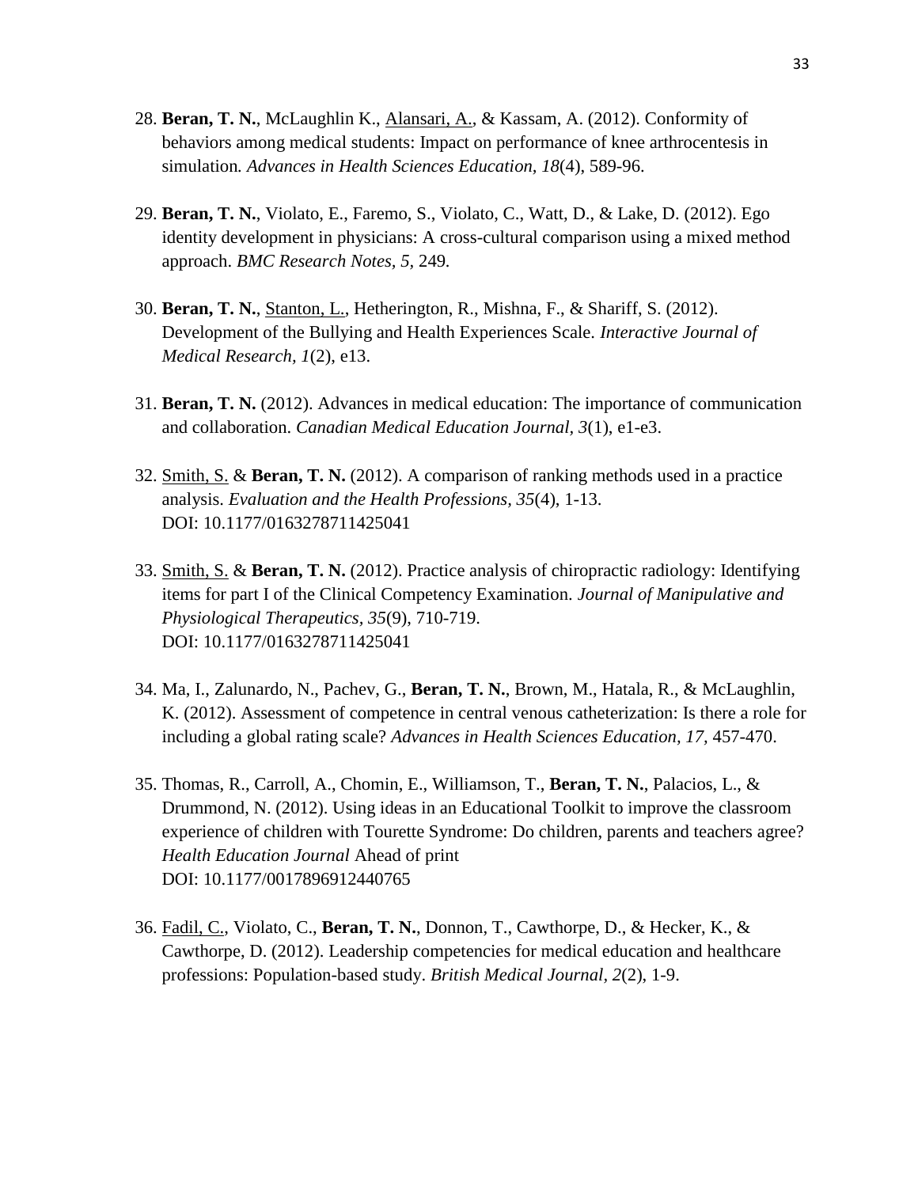28. **Beran, T. N.**, McLaughlin K., <u>Alansari, A.</u>, & Kassam, A. (2012). Conformity of behaviors among medical students: Impact on performance of knee arthrocentesis in simulation. *Advances in Health Sciences Education, 18*(4), 589-96.

29. **Beran, T. N.**, Violato, E., Faremo, S., Violato, C., Watt, D., & Lake, D. (2012). Ego identity development in physicians: A cross-cultural comparison using a mixed method approach. *BMC Research Notes, 5,* 249.

30. **Beran, T. N.**, <u>Stanton, L.</u>, Hetherington, R., Mishna, F., & Shariff, S. (2012). Development of the Bullying and Health Experiences Scale. *Interactive Journal of Medical Research, 1*(2), e13.

31. **Beran, T. N.** (2012). Advances in medical education: The importance of communication and collaboration. *Canadian Medical Education Journal, 3*(1), e1-e3.

32. <u>Smith, S.</u> & **Beran, T. N.** (2012). A comparison of ranking methods used in a practice analysis. *Evaluation and the Health Professions, 35*(4), 1-13.
DOI: 10.1177/0163278711425041

33. <u>Smith, S.</u> & **Beran, T. N.** (2012). Practice analysis of chiropractic radiology: Identifying items for part I of the Clinical Competency Examination. *Journal of Manipulative and Physiological Therapeutics, 35*(9), 710-719.
DOI: 10.1177/0163278711425041

34. Ma, I., Zalunardo, N., Pachev, G., **Beran, T. N.**, Brown, M., Hatala, R., & McLaughlin, K. (2012). Assessment of competence in central venous catheterization: Is there a role for including a global rating scale? *Advances in Health Sciences Education, 17,* 457-470.

35. Thomas, R., Carroll, A., Chomin, E., Williamson, T., **Beran, T. N.**, Palacios, L., & Drummond, N. (2012). Using ideas in an Educational Toolkit to improve the classroom experience of children with Tourette Syndrome: Do children, parents and teachers agree? *Health Education Journal* Ahead of print
DOI: 10.1177/0017896912440765

36. <u>Fadil, C.</u>, Violato, C., **Beran, T. N.**, Donnon, T., Cawthorpe, D., & Hecker, K., & Cawthorpe, D. (2012). Leadership competencies for medical education and healthcare professions: Population-based study. *British Medical Journal, 2*(2), 1-9.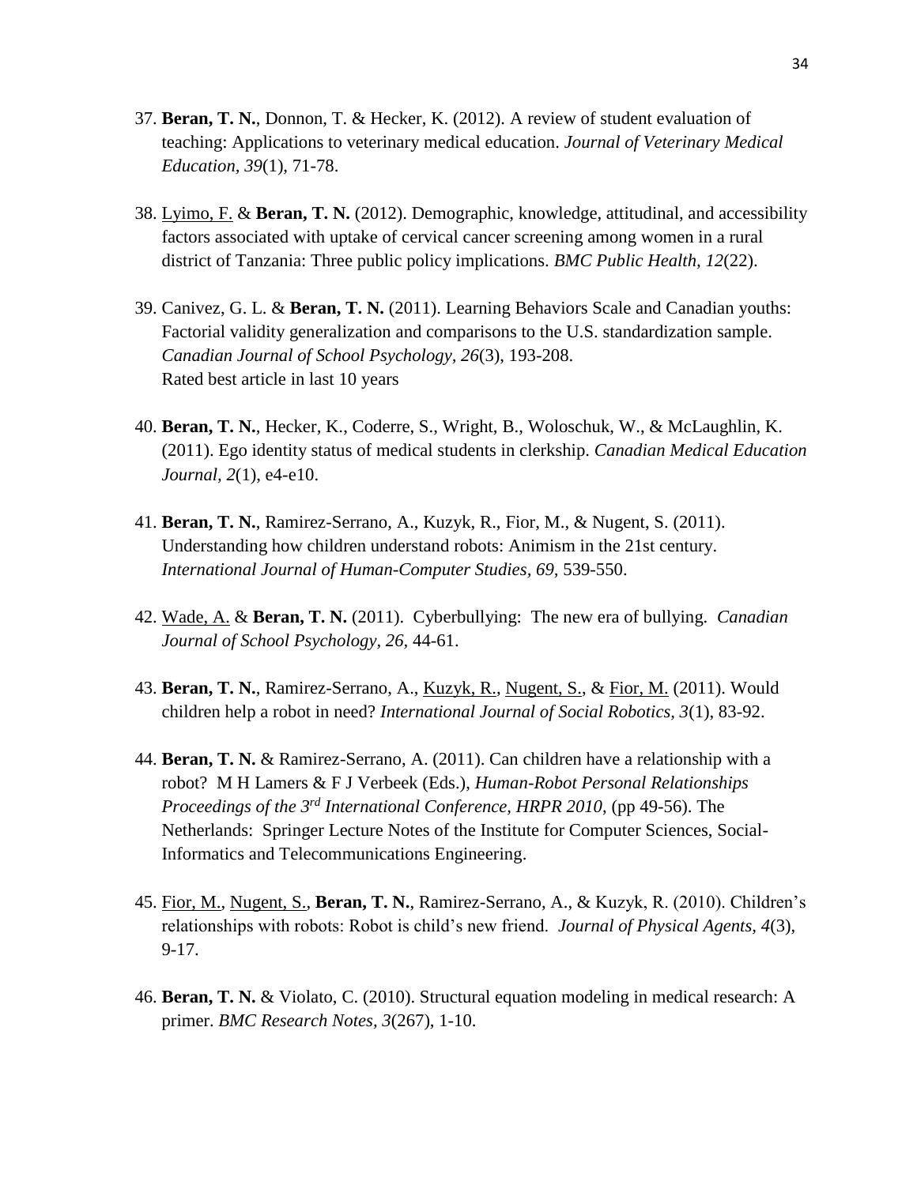37. **Beran, T. N.**, Donnon, T. & Hecker, K. (2012). A review of student evaluation of teaching: Applications to veterinary medical education. *Journal of Veterinary Medical Education, 39*(1), 71-78.

38. <u>Lyimo, F.</u> & **Beran, T. N.** (2012). Demographic, knowledge, attitudinal, and accessibility factors associated with uptake of cervical cancer screening among women in a rural district of Tanzania: Three public policy implications. *BMC Public Health, 12*(22).

39. Canivez, G. L. & **Beran, T. N.** (2011). Learning Behaviors Scale and Canadian youths: Factorial validity generalization and comparisons to the U.S. standardization sample. *Canadian Journal of School Psychology, 26*(3), 193-208.
    Rated best article in last 10 years

40. **Beran, T. N.**, Hecker, K., Coderre, S., Wright, B., Woloschuk, W., & McLaughlin, K. (2011). Ego identity status of medical students in clerkship. *Canadian Medical Education Journal, 2*(1), e4-e10.

41. **Beran, T. N.**, Ramirez-Serrano, A., Kuzyk, R., Fior, M., & Nugent, S. (2011). Understanding how children understand robots: Animism in the 21st century. *International Journal of Human-Computer Studies, 69,* 539-550.

42. <u>Wade, A.</u> & **Beran, T. N.** (2011). Cyberbullying: The new era of bullying. *Canadian Journal of School Psychology, 26,* 44-61.

43. **Beran, T. N.**, Ramirez-Serrano, A., <u>Kuzyk, R.</u>, <u>Nugent, S.</u>, & <u>Fior, M.</u> (2011). Would children help a robot in need? *International Journal of Social Robotics, 3*(1), 83-92.

44. **Beran, T. N.** & Ramirez-Serrano, A. (2011). Can children have a relationship with a robot? M H Lamers & F J Verbeek (Eds.), *Human-Robot Personal Relationships Proceedings of the 3rd International Conference, HRPR 2010*, (pp 49-56). The Netherlands: Springer Lecture Notes of the Institute for Computer Sciences, Social-Informatics and Telecommunications Engineering.

45. <u>Fior, M.</u>, <u>Nugent, S.</u>, **Beran, T. N.**, Ramirez-Serrano, A., & Kuzyk, R. (2010). Children's relationships with robots: Robot is child's new friend. *Journal of Physical Agents, 4*(3), 9-17.

46. **Beran, T. N.** & Violato, C. (2010). Structural equation modeling in medical research: A primer. *BMC Research Notes, 3*(267), 1-10.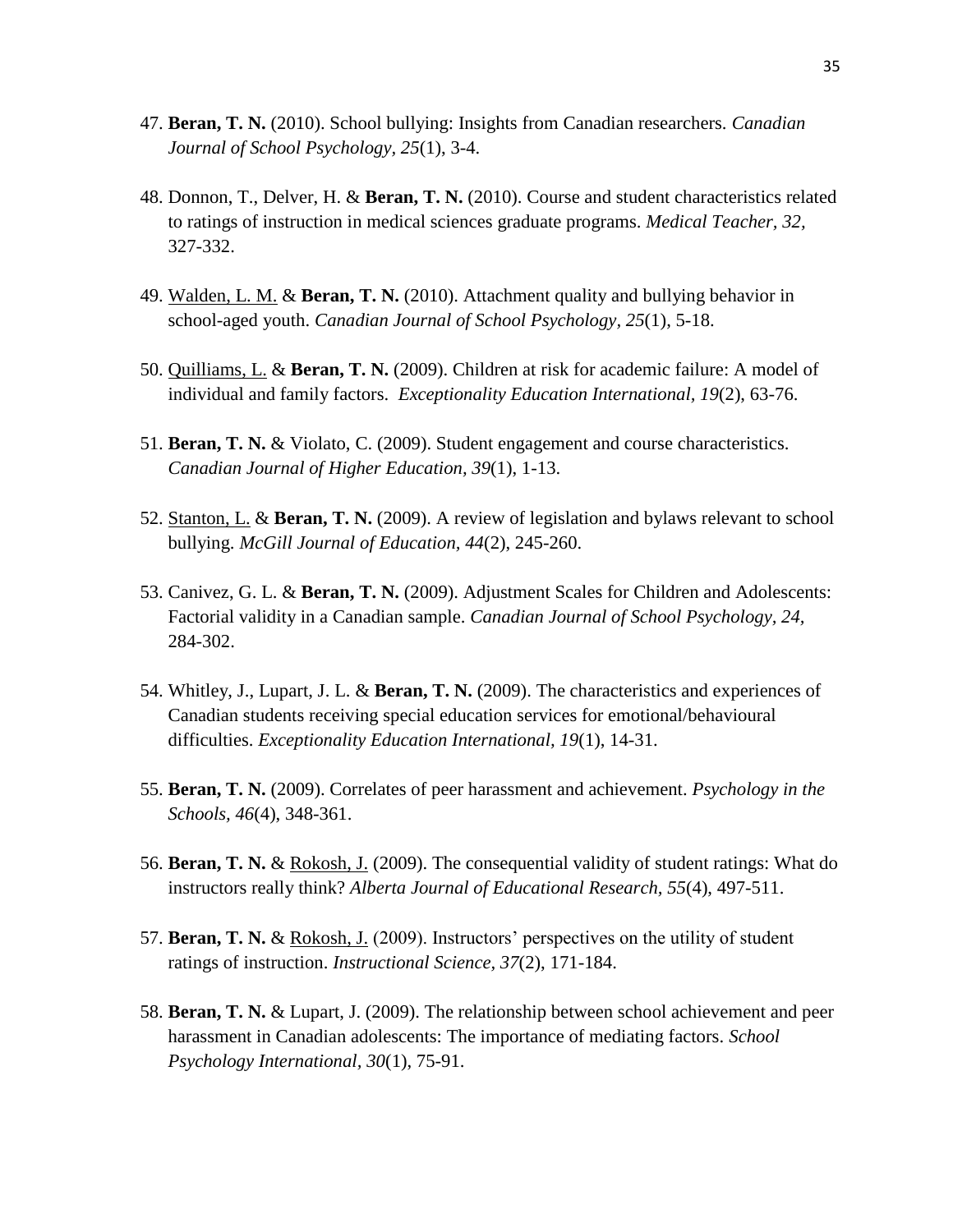47. **Beran, T. N.** (2010). School bullying: Insights from Canadian researchers. *Canadian Journal of School Psychology, 25*(1), 3-4.

48. Donnon, T., Delver, H. & **Beran, T. N.** (2010). Course and student characteristics related to ratings of instruction in medical sciences graduate programs. *Medical Teacher, 32,* 327-332.

49. <u>Walden, L. M.</u> & **Beran, T. N.** (2010). Attachment quality and bullying behavior in school-aged youth. *Canadian Journal of School Psychology, 25*(1), 5-18.

50. <u>Quilliams, L.</u> & **Beran, T. N.** (2009). Children at risk for academic failure: A model of individual and family factors. *Exceptionality Education International, 19*(2), 63-76.

51. **Beran, T. N.** & Violato, C. (2009). Student engagement and course characteristics. *Canadian Journal of Higher Education, 39*(1), 1-13.

52. <u>Stanton, L.</u> & **Beran, T. N.** (2009). A review of legislation and bylaws relevant to school bullying. *McGill Journal of Education, 44*(2), 245-260.

53. Canivez, G. L. & **Beran, T. N.** (2009). Adjustment Scales for Children and Adolescents: Factorial validity in a Canadian sample. *Canadian Journal of School Psychology, 24,* 284-302.

54. Whitley, J., Lupart, J. L. & **Beran, T. N.** (2009). The characteristics and experiences of Canadian students receiving special education services for emotional/behavioural difficulties. *Exceptionality Education International, 19*(1), 14-31.

55. **Beran, T. N.** (2009). Correlates of peer harassment and achievement. *Psychology in the Schools, 46*(4), 348-361.

56. **Beran, T. N.** & <u>Rokosh, J.</u> (2009). The consequential validity of student ratings: What do instructors really think? *Alberta Journal of Educational Research, 55*(4), 497-511.

57. **Beran, T. N.** & <u>Rokosh, J.</u> (2009). Instructors' perspectives on the utility of student ratings of instruction. *Instructional Science, 37*(2), 171-184.

58. **Beran, T. N.** & Lupart, J. (2009). The relationship between school achievement and peer harassment in Canadian adolescents: The importance of mediating factors. *School Psychology International, 30*(1), 75-91.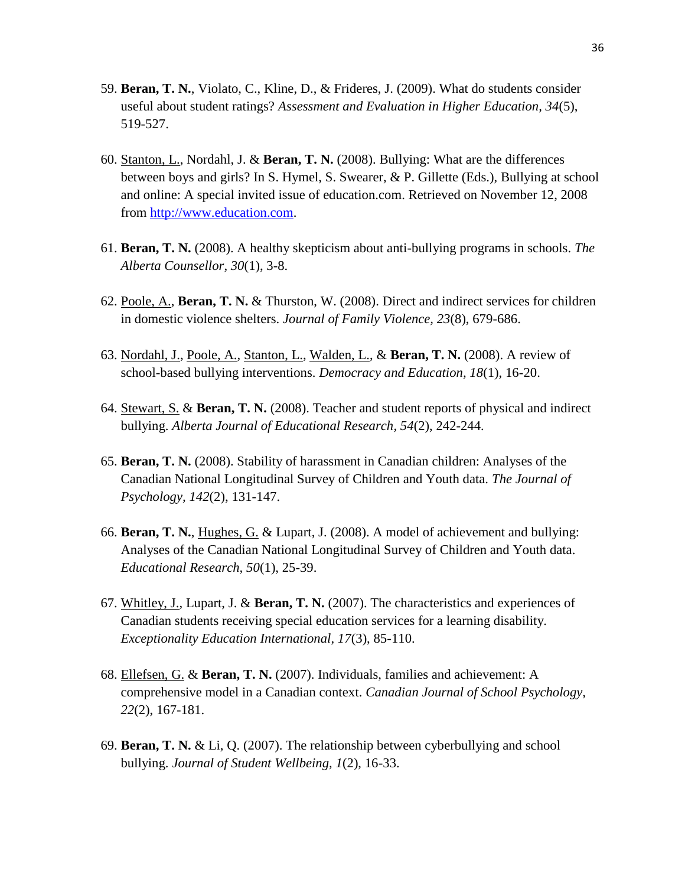59. **Beran, T. N.**, Violato, C., Kline, D., & Frideres, J. (2009). What do students consider useful about student ratings? *Assessment and Evaluation in Higher Education, 34*(5), 519-527.

60. <u>Stanton, L.</u>, Nordahl, J. & **Beran, T. N.** (2008). Bullying: What are the differences between boys and girls? In S. Hymel, S. Swearer, & P. Gillette (Eds.), Bullying at school and online: A special invited issue of education.com. Retrieved on November 12, 2008 from [http://www.education.com](http://www.education.com).

61. **Beran, T. N.** (2008). A healthy skepticism about anti-bullying programs in schools. *The Alberta Counsellor, 30*(1), 3-8.

62. <u>Poole, A.</u>, **Beran, T. N.** & Thurston, W. (2008). Direct and indirect services for children in domestic violence shelters. *Journal of Family Violence, 23*(8), 679-686.

63. <u>Nordahl, J.</u>, <u>Poole, A.</u>, <u>Stanton, L.</u>, <u>Walden, L.</u>, & **Beran, T. N.** (2008). A review of school-based bullying interventions. *Democracy and Education, 18*(1), 16-20.

64. <u>Stewart, S.</u> & **Beran, T. N.** (2008). Teacher and student reports of physical and indirect bullying. *Alberta Journal of Educational Research, 54*(2), 242-244.

65. **Beran, T. N.** (2008). Stability of harassment in Canadian children: Analyses of the Canadian National Longitudinal Survey of Children and Youth data. *The Journal of Psychology, 142*(2), 131-147.

66. **Beran, T. N.**, <u>Hughes, G.</u> & Lupart, J. (2008). A model of achievement and bullying: Analyses of the Canadian National Longitudinal Survey of Children and Youth data. *Educational Research, 50*(1), 25-39.

67. <u>Whitley, J.</u>, Lupart, J. & **Beran, T. N.** (2007). The characteristics and experiences of Canadian students receiving special education services for a learning disability. *Exceptionality Education International, 17*(3), 85-110.

68. <u>Ellefsen, G.</u> & **Beran, T. N.** (2007). Individuals, families and achievement: A comprehensive model in a Canadian context. *Canadian Journal of School Psychology, 22*(2), 167-181.

69. **Beran, T. N.** & Li, Q. (2007). The relationship between cyberbullying and school bullying. *Journal of Student Wellbeing, 1*(2), 16-33.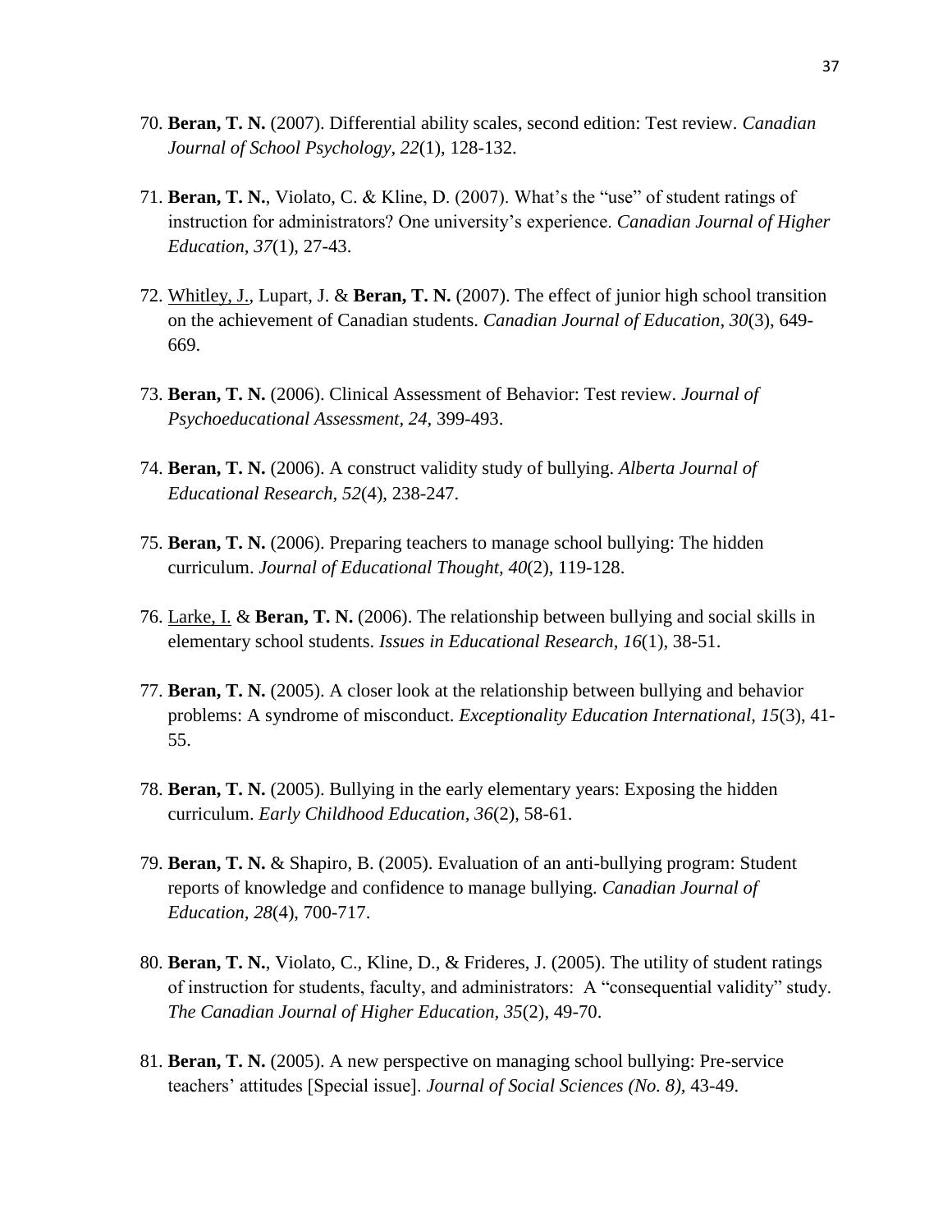70. **Beran, T. N.** (2007). Differential ability scales, second edition: Test review. *Canadian Journal of School Psychology, 22*(1), 128-132.

71. **Beran, T. N.**, Violato, C. & Kline, D. (2007). What's the "use" of student ratings of instruction for administrators? One university's experience. *Canadian Journal of Higher Education, 37*(1), 27-43.

72. Whitley, J., Lupart, J. & **Beran, T. N.** (2007). The effect of junior high school transition on the achievement of Canadian students. *Canadian Journal of Education, 30*(3), 649-669.

73. **Beran, T. N.** (2006). Clinical Assessment of Behavior: Test review. *Journal of Psychoeducational Assessment, 24,* 399-493.

74. **Beran, T. N.** (2006). A construct validity study of bullying. *Alberta Journal of Educational Research, 52*(4), 238-247.

75. **Beran, T. N.** (2006). Preparing teachers to manage school bullying: The hidden curriculum. *Journal of Educational Thought, 40*(2), 119-128.

76. Larke, I. & **Beran, T. N.** (2006). The relationship between bullying and social skills in elementary school students. *Issues in Educational Research, 16*(1), 38-51.

77. **Beran, T. N.** (2005). A closer look at the relationship between bullying and behavior problems: A syndrome of misconduct. *Exceptionality Education International, 15*(3), 41-55.

78. **Beran, T. N.** (2005). Bullying in the early elementary years: Exposing the hidden curriculum. *Early Childhood Education, 36*(2), 58-61.

79. **Beran, T. N.** & Shapiro, B. (2005). Evaluation of an anti-bullying program: Student reports of knowledge and confidence to manage bullying. *Canadian Journal of Education, 28*(4), 700-717.

80. **Beran, T. N.**, Violato, C., Kline, D., & Frideres, J. (2005). The utility of student ratings of instruction for students, faculty, and administrators: A "consequential validity" study. *The Canadian Journal of Higher Education, 35*(2), 49-70.

81. **Beran, T. N.** (2005). A new perspective on managing school bullying: Pre-service teachers' attitudes [Special issue]. *Journal of Social Sciences (No. 8),* 43-49.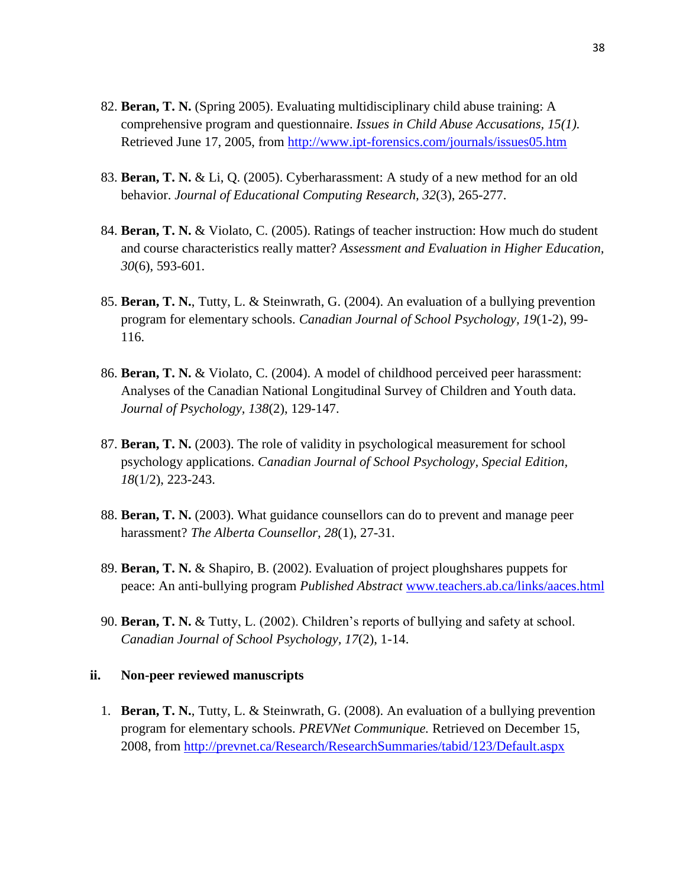82. **Beran, T. N.** (Spring 2005). Evaluating multidisciplinary child abuse training: A comprehensive program and questionnaire. *Issues in Child Abuse Accusations, 15(1).* Retrieved June 17, 2005, from http://www.ipt-forensics.com/journals/issues05.htm

83. **Beran, T. N.** & Li, Q. (2005). Cyberharassment: A study of a new method for an old behavior. *Journal of Educational Computing Research, 32*(3), 265-277.

84. **Beran, T. N.** & Violato, C. (2005). Ratings of teacher instruction: How much do student and course characteristics really matter? *Assessment and Evaluation in Higher Education, 30*(6), 593-601.

85. **Beran, T. N.**, Tutty, L. & Steinwrath, G. (2004). An evaluation of a bullying prevention program for elementary schools. *Canadian Journal of School Psychology, 19*(1-2), 99-116.

86. **Beran, T. N.** & Violato, C. (2004). A model of childhood perceived peer harassment: Analyses of the Canadian National Longitudinal Survey of Children and Youth data. *Journal of Psychology, 138*(2), 129-147.

87. **Beran, T. N.** (2003). The role of validity in psychological measurement for school psychology applications. *Canadian Journal of School Psychology, Special Edition, 18*(1/2), 223-243.

88. **Beran, T. N.** (2003). What guidance counsellors can do to prevent and manage peer harassment? *The Alberta Counsellor, 28*(1), 27-31.

89. **Beran, T. N.** & Shapiro, B. (2002). Evaluation of project ploughshares puppets for peace: An anti-bullying program *Published Abstract* www.teachers.ab.ca/links/aaces.html

90. **Beran, T. N.** & Tutty, L. (2002). Children's reports of bullying and safety at school. *Canadian Journal of School Psychology, 17*(2), 1-14.

**ii. Non-peer reviewed manuscripts**

1. **Beran, T. N.**, Tutty, L. & Steinwrath, G. (2008). An evaluation of a bullying prevention program for elementary schools. *PREVNet Communique.* Retrieved on December 15, 2008, from http://prevnet.ca/Research/ResearchSummaries/tabid/123/Default.aspx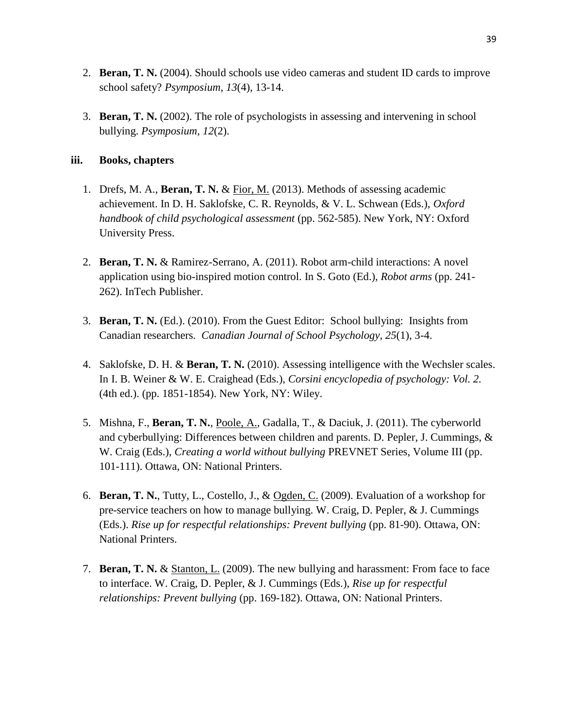2. **Beran, T. N.** (2004). Should schools use video cameras and student ID cards to improve school safety? *Psymposium, 13*(4), 13-14.

3. **Beran, T. N.** (2002). The role of psychologists in assessing and intervening in school bullying. *Psymposium*, *12*(2).

### iii. Books, chapters

1. Drefs, M. A., **Beran, T. N.** & Fior, M. (2013). Methods of assessing academic achievement. In D. H. Saklofske, C. R. Reynolds, & V. L. Schwean (Eds.), *Oxford handbook of child psychological assessment* (pp. 562-585). New York, NY: Oxford University Press.

2. **Beran, T. N.** & Ramirez-Serrano, A. (2011). Robot arm-child interactions: A novel application using bio-inspired motion control. In S. Goto (Ed.), *Robot arms* (pp. 241-262). InTech Publisher.

3. **Beran, T. N.** (Ed.). (2010). From the Guest Editor: School bullying: Insights from Canadian researchers. *Canadian Journal of School Psychology, 25*(1), 3-4.

4. Saklofske, D. H. & **Beran, T. N.** (2010). Assessing intelligence with the Wechsler scales. In I. B. Weiner & W. E. Craighead (Eds.), *Corsini encyclopedia of psychology: Vol. 2*. (4th ed.). (pp. 1851-1854). New York, NY: Wiley.

5. Mishna, F., **Beran, T. N.**, Poole, A., Gadalla, T., & Daciuk, J. (2011). The cyberworld and cyberbullying: Differences between children and parents. D. Pepler, J. Cummings, & W. Craig (Eds.), *Creating a world without bullying* PREVNET Series, Volume III (pp. 101-111). Ottawa, ON: National Printers.

6. **Beran, T. N.**, Tutty, L., Costello, J., & Ogden, C. (2009). Evaluation of a workshop for pre-service teachers on how to manage bullying. W. Craig, D. Pepler, & J. Cummings (Eds.). *Rise up for respectful relationships: Prevent bullying* (pp. 81-90). Ottawa, ON: National Printers.

7. **Beran, T. N.** & Stanton, L. (2009). The new bullying and harassment: From face to face to interface. W. Craig, D. Pepler, & J. Cummings (Eds.), *Rise up for respectful relationships: Prevent bullying* (pp. 169-182). Ottawa, ON: National Printers.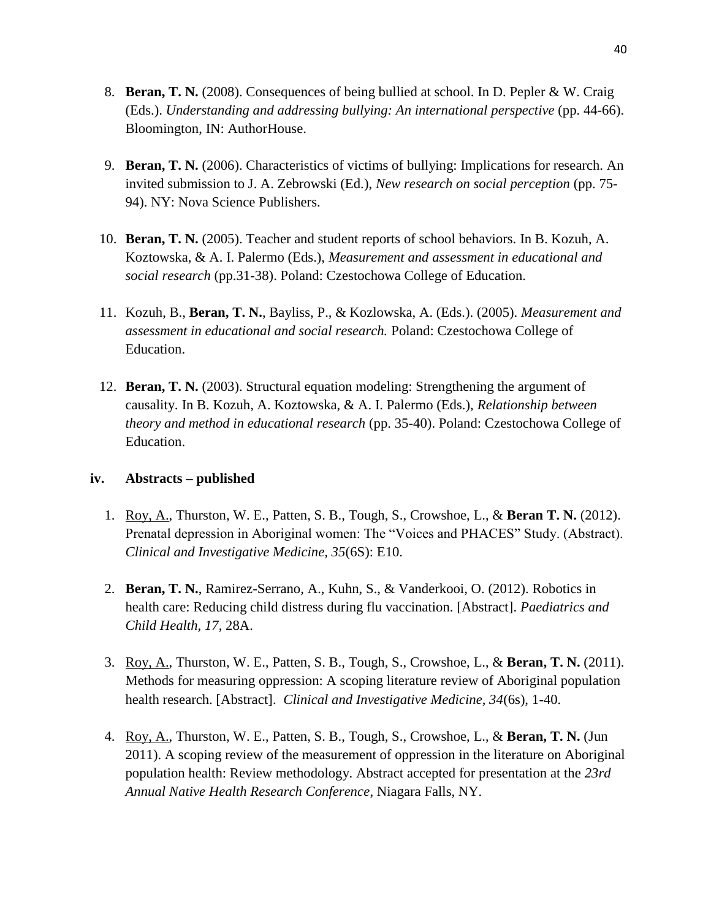8. **Beran, T. N.** (2008). Consequences of being bullied at school. In D. Pepler & W. Craig (Eds.). *Understanding and addressing bullying: An international perspective* (pp. 44-66). Bloomington, IN: AuthorHouse.

9. **Beran, T. N.** (2006). Characteristics of victims of bullying: Implications for research. An invited submission to J. A. Zebrowski (Ed.), *New research on social perception* (pp. 75-94). NY: Nova Science Publishers.

10. **Beran, T. N.** (2005). Teacher and student reports of school behaviors. In B. Kozuh, A. Koztowska, & A. I. Palermo (Eds.), *Measurement and assessment in educational and social research* (pp.31-38). Poland: Czestochowa College of Education.

11. Kozuh, B., **Beran, T. N.**, Bayliss, P., & Kozlowska, A. (Eds.). (2005). *Measurement and assessment in educational and social research.* Poland: Czestochowa College of Education.

12. **Beran, T. N.** (2003). Structural equation modeling: Strengthening the argument of causality. In B. Kozuh, A. Koztowska, & A. I. Palermo (Eds.), *Relationship between theory and method in educational research* (pp. 35-40). Poland: Czestochowa College of Education.

### iv. Abstracts – published

1. <u>Roy, A.</u>, Thurston, W. E., Patten, S. B., Tough, S., Crowshoe, L., & **Beran T. N.** (2012). Prenatal depression in Aboriginal women: The "Voices and PHACES" Study. (Abstract). *Clinical and Investigative Medicine, 35*(6S): E10.

2. **Beran, T. N.**, Ramirez-Serrano, A., Kuhn, S., & Vanderkooi, O. (2012). Robotics in health care: Reducing child distress during flu vaccination. [Abstract]. *Paediatrics and Child Health, 17*, 28A.

3. <u>Roy, A.</u>, Thurston, W. E., Patten, S. B., Tough, S., Crowshoe, L., & **Beran, T. N.** (2011). Methods for measuring oppression: A scoping literature review of Aboriginal population health research. [Abstract]. *Clinical and Investigative Medicine, 34*(6s), 1-40.

4. <u>Roy, A.</u>, Thurston, W. E., Patten, S. B., Tough, S., Crowshoe, L., & **Beran, T. N.** (Jun 2011). A scoping review of the measurement of oppression in the literature on Aboriginal population health: Review methodology. Abstract accepted for presentation at the *23rd Annual Native Health Research Conference*, Niagara Falls, NY.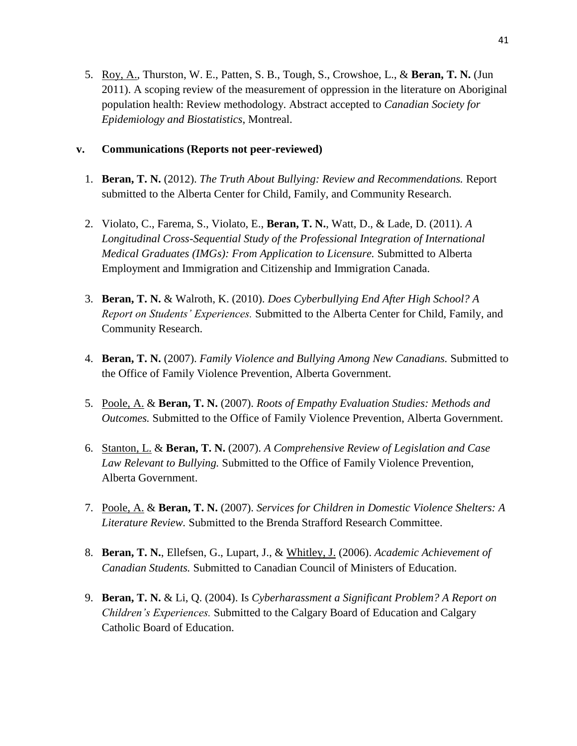5. <u>Roy, A.</u>, Thurston, W. E., Patten, S. B., Tough, S., Crowshoe, L., & **Beran, T. N.** (Jun 2011). A scoping review of the measurement of oppression in the literature on Aboriginal population health: Review methodology. Abstract accepted to *Canadian Society for Epidemiology and Biostatistics*, Montreal.

### v. Communications (Reports not peer-reviewed)

1. **Beran, T. N.** (2012). *The Truth About Bullying: Review and Recommendations.* Report submitted to the Alberta Center for Child, Family, and Community Research.

2. Violato, C., Farema, S., Violato, E., **Beran, T. N.**, Watt, D., & Lade, D. (2011). *A Longitudinal Cross-Sequential Study of the Professional Integration of International Medical Graduates (IMGs): From Application to Licensure.* Submitted to Alberta Employment and Immigration and Citizenship and Immigration Canada.

3. **Beran, T. N.** & Walroth, K. (2010). *Does Cyberbullying End After High School? A Report on Students' Experiences.* Submitted to the Alberta Center for Child, Family, and Community Research.

4. **Beran, T. N.** (2007). *Family Violence and Bullying Among New Canadians.* Submitted to the Office of Family Violence Prevention, Alberta Government.

5. <u>Poole, A.</u> & **Beran, T. N.** (2007). *Roots of Empathy Evaluation Studies: Methods and Outcomes.* Submitted to the Office of Family Violence Prevention, Alberta Government.

6. <u>Stanton, L.</u> & **Beran, T. N.** (2007). *A Comprehensive Review of Legislation and Case Law Relevant to Bullying.* Submitted to the Office of Family Violence Prevention, Alberta Government.

7. <u>Poole, A.</u> & **Beran, T. N.** (2007). *Services for Children in Domestic Violence Shelters: A Literature Review.* Submitted to the Brenda Strafford Research Committee.

8. **Beran, T. N.**, Ellefsen, G., Lupart, J., & <u>Whitley, J.</u> (2006). *Academic Achievement of Canadian Students.* Submitted to Canadian Council of Ministers of Education.

9. **Beran, T. N.** & Li, Q. (2004). Is *Cyberharassment a Significant Problem? A Report on Children's Experiences.* Submitted to the Calgary Board of Education and Calgary Catholic Board of Education.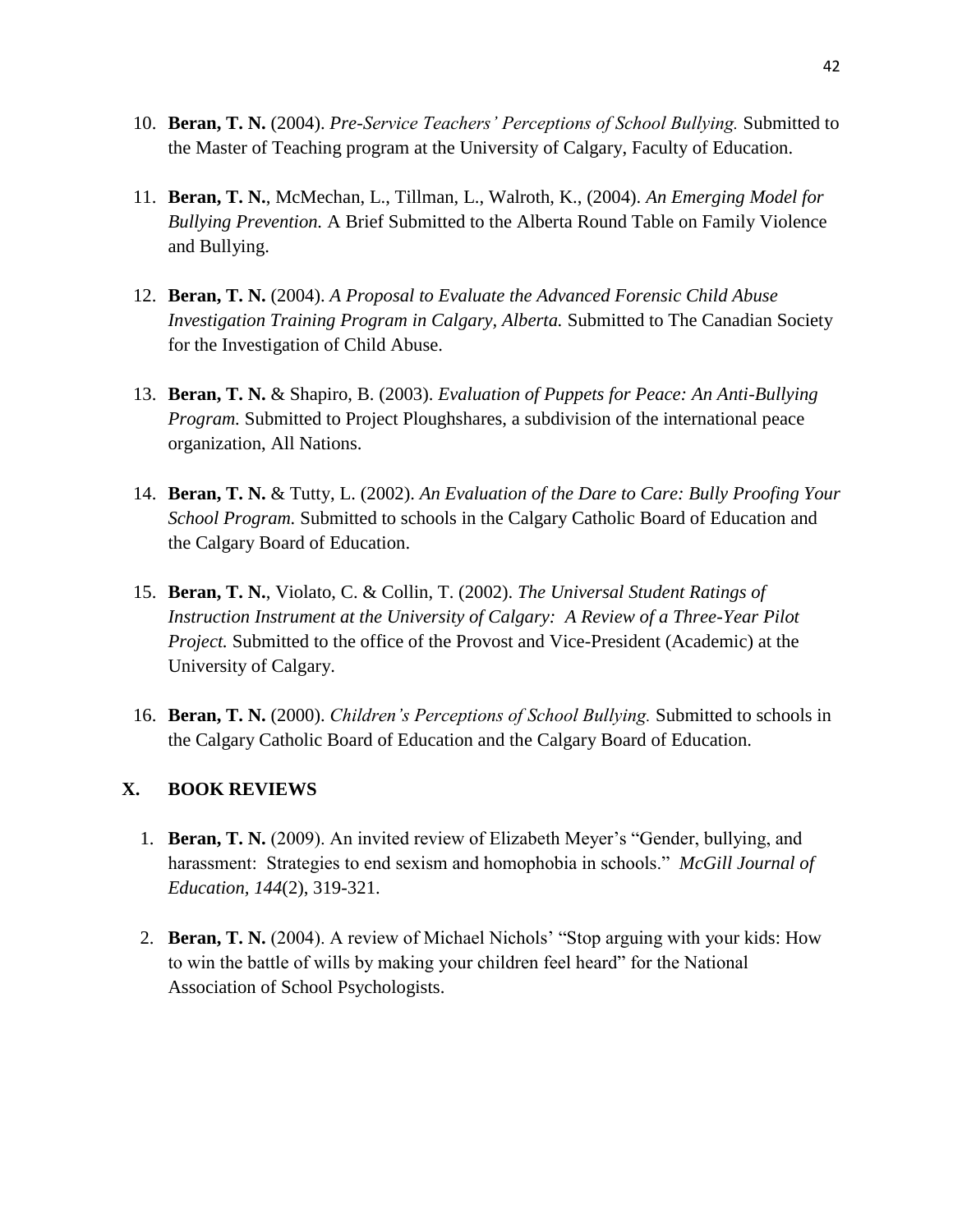10. **Beran, T. N.** (2004). *Pre-Service Teachers' Perceptions of School Bullying.* Submitted to the Master of Teaching program at the University of Calgary, Faculty of Education.

11. **Beran, T. N.**, McMechan, L., Tillman, L., Walroth, K., (2004). *An Emerging Model for Bullying Prevention.* A Brief Submitted to the Alberta Round Table on Family Violence and Bullying.

12. **Beran, T. N.** (2004). *A Proposal to Evaluate the Advanced Forensic Child Abuse Investigation Training Program in Calgary, Alberta.* Submitted to The Canadian Society for the Investigation of Child Abuse.

13. **Beran, T. N.** & Shapiro, B. (2003). *Evaluation of Puppets for Peace: An Anti-Bullying Program.* Submitted to Project Ploughshares, a subdivision of the international peace organization, All Nations.

14. **Beran, T. N.** & Tutty, L. (2002). *An Evaluation of the Dare to Care: Bully Proofing Your School Program.* Submitted to schools in the Calgary Catholic Board of Education and the Calgary Board of Education.

15. **Beran, T. N.**, Violato, C. & Collin, T. (2002). *The Universal Student Ratings of Instruction Instrument at the University of Calgary: A Review of a Three-Year Pilot Project.* Submitted to the office of the Provost and Vice-President (Academic) at the University of Calgary.

16. **Beran, T. N.** (2000). *Children's Perceptions of School Bullying.* Submitted to schools in the Calgary Catholic Board of Education and the Calgary Board of Education.

## X. BOOK REVIEWS

1. **Beran, T. N.** (2009). An invited review of Elizabeth Meyer's "Gender, bullying, and harassment: Strategies to end sexism and homophobia in schools." *McGill Journal of Education, 144*(2), 319-321.

2. **Beran, T. N.** (2004). A review of Michael Nichols' "Stop arguing with your kids: How to win the battle of wills by making your children feel heard" for the National Association of School Psychologists.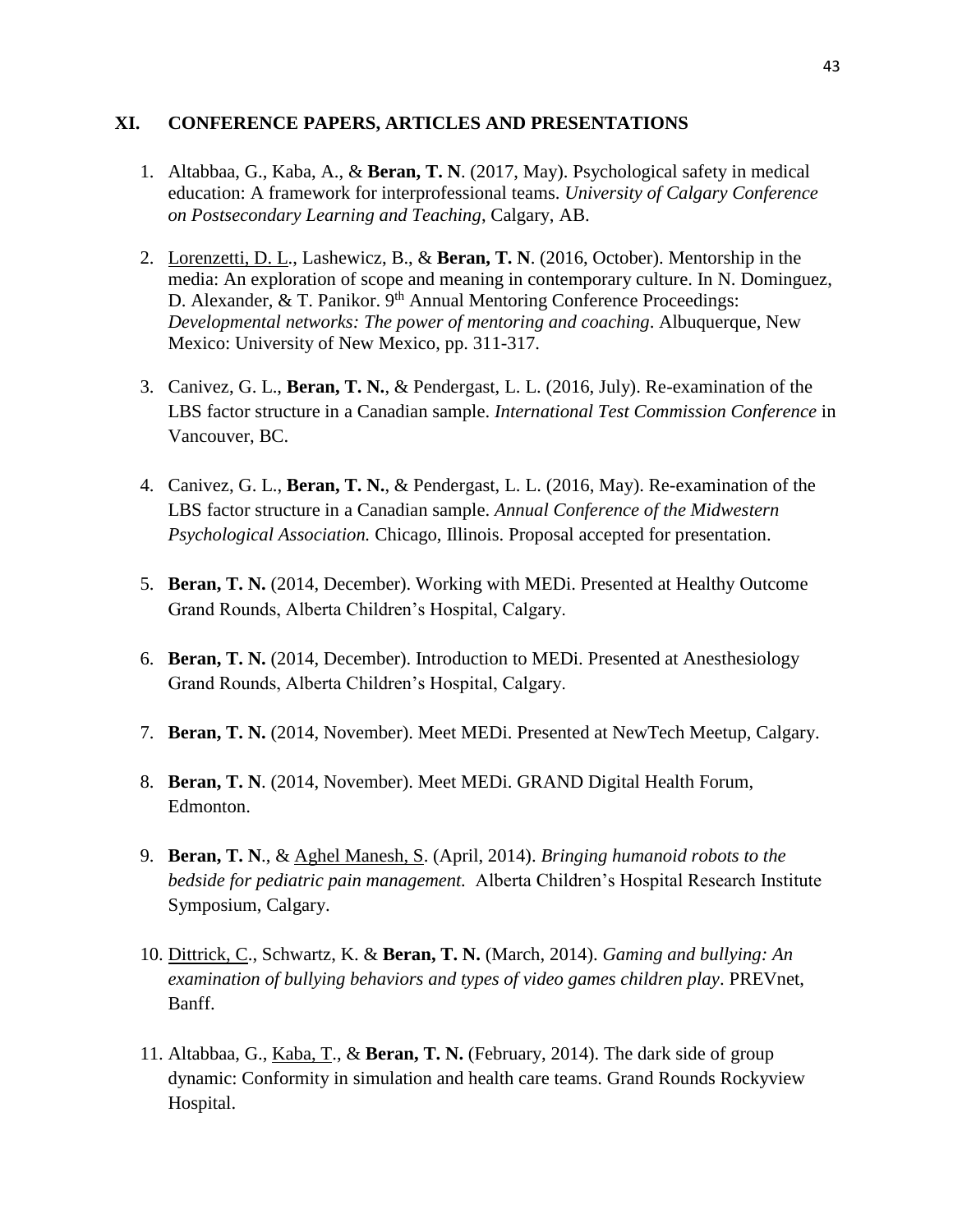## XI. CONFERENCE PAPERS, ARTICLES AND PRESENTATIONS

1. Altabbaa, G., Kaba, A., & **Beran, T. N**. (2017, May). Psychological safety in medical education: A framework for interprofessional teams. *University of Calgary Conference on Postsecondary Learning and Teaching*, Calgary, AB.

2. <u>Lorenzetti, D. L</u>., Lashewicz, B., & **Beran, T. N**. (2016, October). Mentorship in the media: An exploration of scope and meaning in contemporary culture. In N. Dominguez, D. Alexander, & T. Panikor. 9th Annual Mentoring Conference Proceedings: *Developmental networks: The power of mentoring and coaching*. Albuquerque, New Mexico: University of New Mexico, pp. 311-317.

3. Canivez, G. L., **Beran, T. N.**, & Pendergast, L. L. (2016, July). Re-examination of the LBS factor structure in a Canadian sample. *International Test Commission Conference* in Vancouver, BC.

4. Canivez, G. L., **Beran, T. N.**, & Pendergast, L. L. (2016, May). Re-examination of the LBS factor structure in a Canadian sample. *Annual Conference of the Midwestern Psychological Association.* Chicago, Illinois. Proposal accepted for presentation.

5. **Beran, T. N.** (2014, December). Working with MEDi. Presented at Healthy Outcome Grand Rounds, Alberta Children's Hospital, Calgary.

6. **Beran, T. N.** (2014, December). Introduction to MEDi. Presented at Anesthesiology Grand Rounds, Alberta Children's Hospital, Calgary.

7. **Beran, T. N.** (2014, November). Meet MEDi. Presented at NewTech Meetup, Calgary.

8. **Beran, T. N**. (2014, November). Meet MEDi. GRAND Digital Health Forum, Edmonton.

9. **Beran, T. N**., & <u>Aghel Manesh, S</u>. (April, 2014). *Bringing humanoid robots to the bedside for pediatric pain management.* Alberta Children's Hospital Research Institute Symposium, Calgary.

10. <u>Dittrick, C</u>., Schwartz, K. & **Beran, T. N.** (March, 2014). *Gaming and bullying: An examination of bullying behaviors and types of video games children play*. PREVnet, Banff.

11. Altabbaa, G., <u>Kaba, T</u>., & **Beran, T. N.** (February, 2014). The dark side of group dynamic: Conformity in simulation and health care teams. Grand Rounds Rockyview Hospital.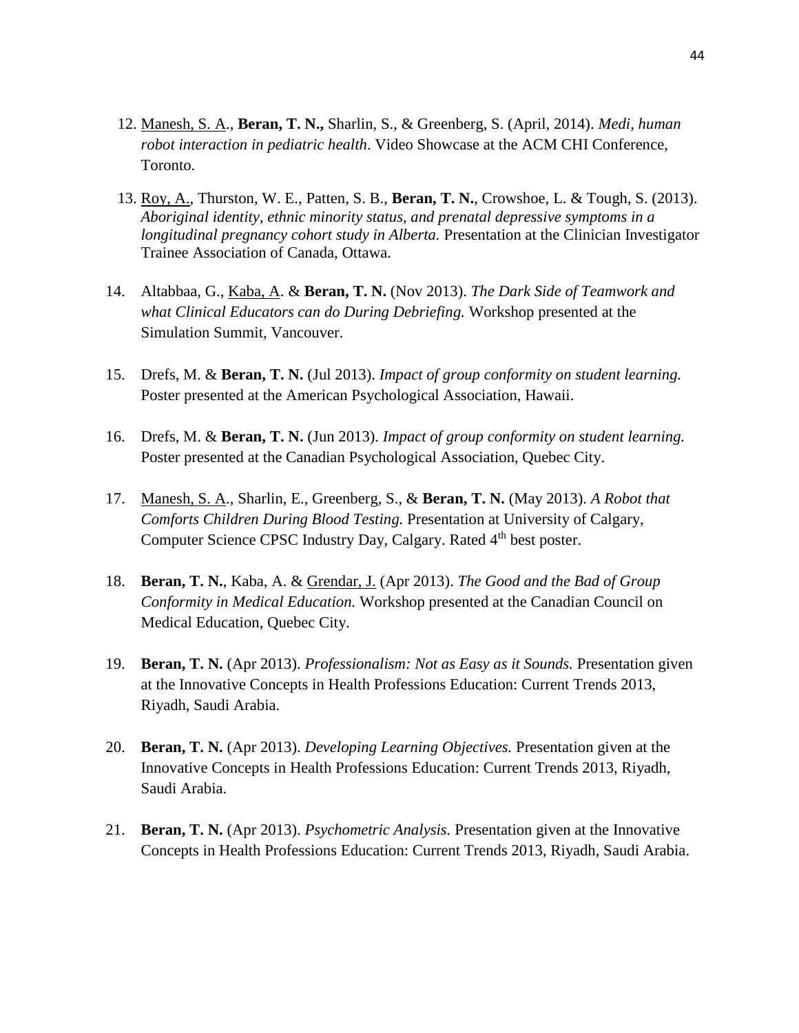12. <u>Manesh, S. A</u>., **Beran, T. N.,** Sharlin, S., & Greenberg, S. (April, 2014). *Medi, human robot interaction in pediatric health*. Video Showcase at the ACM CHI Conference, Toronto.

13. <u>Roy, A.</u>, Thurston, W. E., Patten, S. B., **Beran, T. N.**, Crowshoe, L. & Tough, S. (2013). *Aboriginal identity, ethnic minority status, and prenatal depressive symptoms in a longitudinal pregnancy cohort study in Alberta.* Presentation at the Clinician Investigator Trainee Association of Canada, Ottawa.

14. Altabbaa, G., <u>Kaba, A</u>. & **Beran, T. N.** (Nov 2013). *The Dark Side of Teamwork and what Clinical Educators can do During Debriefing.* Workshop presented at the Simulation Summit, Vancouver.

15. Drefs, M. & **Beran, T. N.** (Jul 2013). *Impact of group conformity on student learning.* Poster presented at the American Psychological Association, Hawaii.

16. Drefs, M. & **Beran, T. N.** (Jun 2013). *Impact of group conformity on student learning.* Poster presented at the Canadian Psychological Association, Quebec City.

17. <u>Manesh, S. A</u>., Sharlin, E., Greenberg, S., & **Beran, T. N.** (May 2013). *A Robot that Comforts Children During Blood Testing.* Presentation at University of Calgary, Computer Science CPSC Industry Day, Calgary. Rated 4th best poster.

18. **Beran, T. N.**, Kaba, A. & <u>Grendar, J.</u> (Apr 2013). *The Good and the Bad of Group Conformity in Medical Education.* Workshop presented at the Canadian Council on Medical Education, Quebec City.

19. **Beran, T. N.** (Apr 2013). *Professionalism: Not as Easy as it Sounds.* Presentation given at the Innovative Concepts in Health Professions Education: Current Trends 2013, Riyadh, Saudi Arabia.

20. **Beran, T. N.** (Apr 2013). *Developing Learning Objectives.* Presentation given at the Innovative Concepts in Health Professions Education: Current Trends 2013, Riyadh, Saudi Arabia.

21. **Beran, T. N.** (Apr 2013). *Psychometric Analysis.* Presentation given at the Innovative Concepts in Health Professions Education: Current Trends 2013, Riyadh, Saudi Arabia.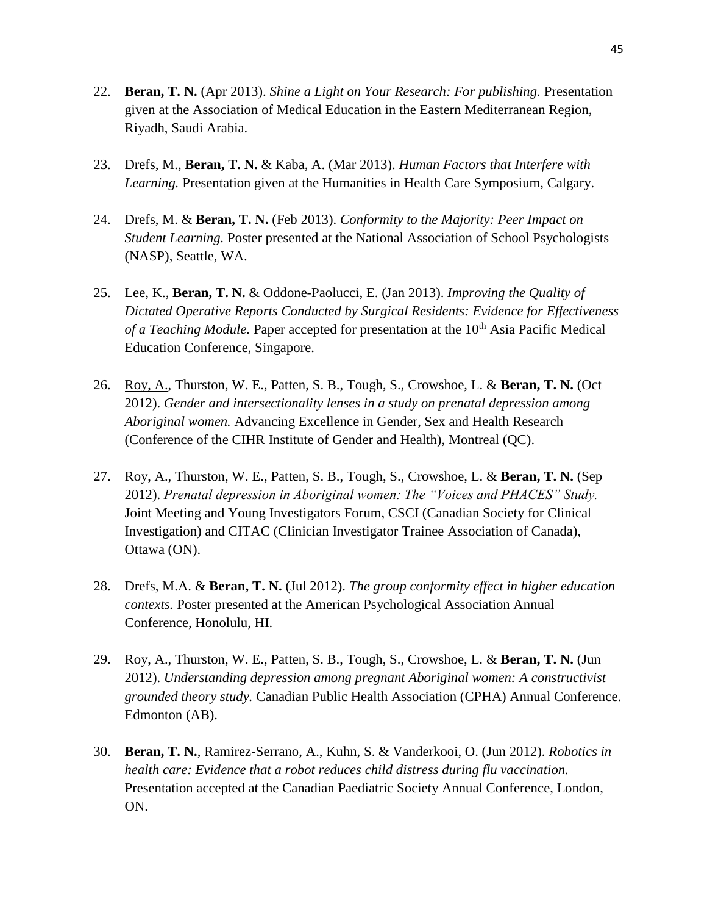22. **Beran, T. N.** (Apr 2013). *Shine a Light on Your Research: For publishing.* Presentation given at the Association of Medical Education in the Eastern Mediterranean Region, Riyadh, Saudi Arabia.

23. Drefs, M., **Beran, T. N.** & Kaba, A. (Mar 2013). *Human Factors that Interfere with Learning.* Presentation given at the Humanities in Health Care Symposium, Calgary.

24. Drefs, M. & **Beran, T. N.** (Feb 2013). *Conformity to the Majority: Peer Impact on Student Learning.* Poster presented at the National Association of School Psychologists (NASP), Seattle, WA.

25. Lee, K., **Beran, T. N.** & Oddone-Paolucci, E. (Jan 2013). *Improving the Quality of Dictated Operative Reports Conducted by Surgical Residents: Evidence for Effectiveness of a Teaching Module.* Paper accepted for presentation at the 10th Asia Pacific Medical Education Conference, Singapore.

26. Roy, A., Thurston, W. E., Patten, S. B., Tough, S., Crowshoe, L. & **Beran, T. N.** (Oct 2012). *Gender and intersectionality lenses in a study on prenatal depression among Aboriginal women.* Advancing Excellence in Gender, Sex and Health Research (Conference of the CIHR Institute of Gender and Health), Montreal (QC).

27. Roy, A., Thurston, W. E., Patten, S. B., Tough, S., Crowshoe, L. & **Beran, T. N.** (Sep 2012). *Prenatal depression in Aboriginal women: The "Voices and PHACES" Study.* Joint Meeting and Young Investigators Forum, CSCI (Canadian Society for Clinical Investigation) and CITAC (Clinician Investigator Trainee Association of Canada), Ottawa (ON).

28. Drefs, M.A. & **Beran, T. N.** (Jul 2012). *The group conformity effect in higher education contexts.* Poster presented at the American Psychological Association Annual Conference, Honolulu, HI.

29. Roy, A., Thurston, W. E., Patten, S. B., Tough, S., Crowshoe, L. & **Beran, T. N.** (Jun 2012). *Understanding depression among pregnant Aboriginal women: A constructivist grounded theory study.* Canadian Public Health Association (CPHA) Annual Conference. Edmonton (AB).

30. **Beran, T. N.**, Ramirez-Serrano, A., Kuhn, S. & Vanderkooi, O. (Jun 2012). *Robotics in health care: Evidence that a robot reduces child distress during flu vaccination.* Presentation accepted at the Canadian Paediatric Society Annual Conference, London, ON.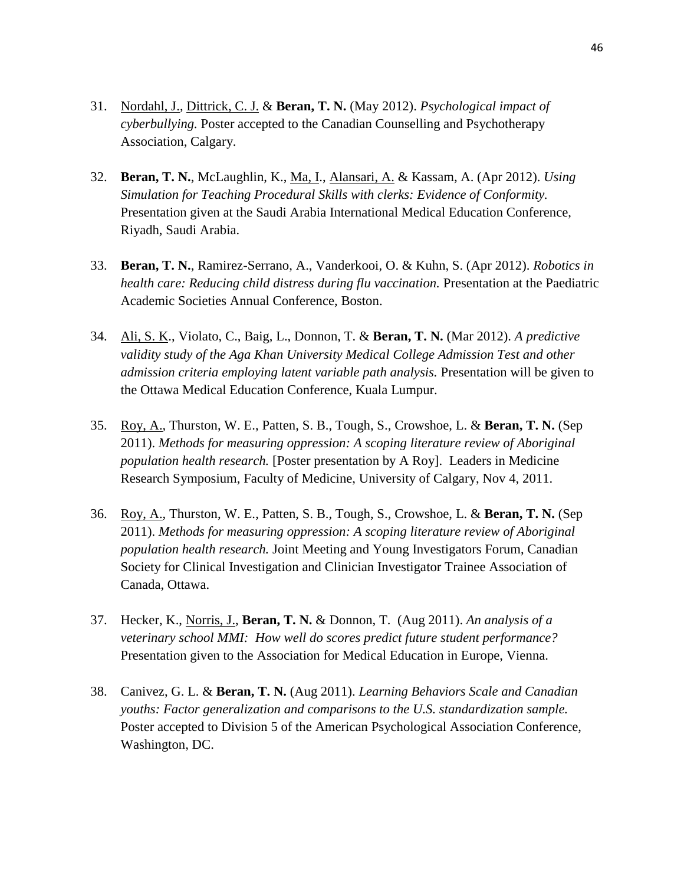31. Nordahl, J., Dittrick, C. J. & **Beran, T. N.** (May 2012). *Psychological impact of cyberbullying.* Poster accepted to the Canadian Counselling and Psychotherapy Association, Calgary.

32. **Beran, T. N.**, McLaughlin, K., Ma, I., Alansari, A. & Kassam, A. (Apr 2012). *Using Simulation for Teaching Procedural Skills with clerks: Evidence of Conformity.* Presentation given at the Saudi Arabia International Medical Education Conference, Riyadh, Saudi Arabia.

33. **Beran, T. N.**, Ramirez-Serrano, A., Vanderkooi, O. & Kuhn, S. (Apr 2012). *Robotics in health care: Reducing child distress during flu vaccination.* Presentation at the Paediatric Academic Societies Annual Conference, Boston.

34. Ali, S. K., Violato, C., Baig, L., Donnon, T. & **Beran, T. N.** (Mar 2012). *A predictive validity study of the Aga Khan University Medical College Admission Test and other admission criteria employing latent variable path analysis.* Presentation will be given to the Ottawa Medical Education Conference, Kuala Lumpur.

35. Roy, A., Thurston, W. E., Patten, S. B., Tough, S., Crowshoe, L. & **Beran, T. N.** (Sep 2011). *Methods for measuring oppression: A scoping literature review of Aboriginal population health research.* [Poster presentation by A Roy]. Leaders in Medicine Research Symposium, Faculty of Medicine, University of Calgary, Nov 4, 2011.

36. Roy, A., Thurston, W. E., Patten, S. B., Tough, S., Crowshoe, L. & **Beran, T. N.** (Sep 2011). *Methods for measuring oppression: A scoping literature review of Aboriginal population health research.* Joint Meeting and Young Investigators Forum, Canadian Society for Clinical Investigation and Clinician Investigator Trainee Association of Canada, Ottawa.

37. Hecker, K., Norris, J., **Beran, T. N.** & Donnon, T. (Aug 2011). *An analysis of a veterinary school MMI: How well do scores predict future student performance?* Presentation given to the Association for Medical Education in Europe, Vienna.

38. Canivez, G. L. & **Beran, T. N.** (Aug 2011). *Learning Behaviors Scale and Canadian youths: Factor generalization and comparisons to the U.S. standardization sample.* Poster accepted to Division 5 of the American Psychological Association Conference, Washington, DC.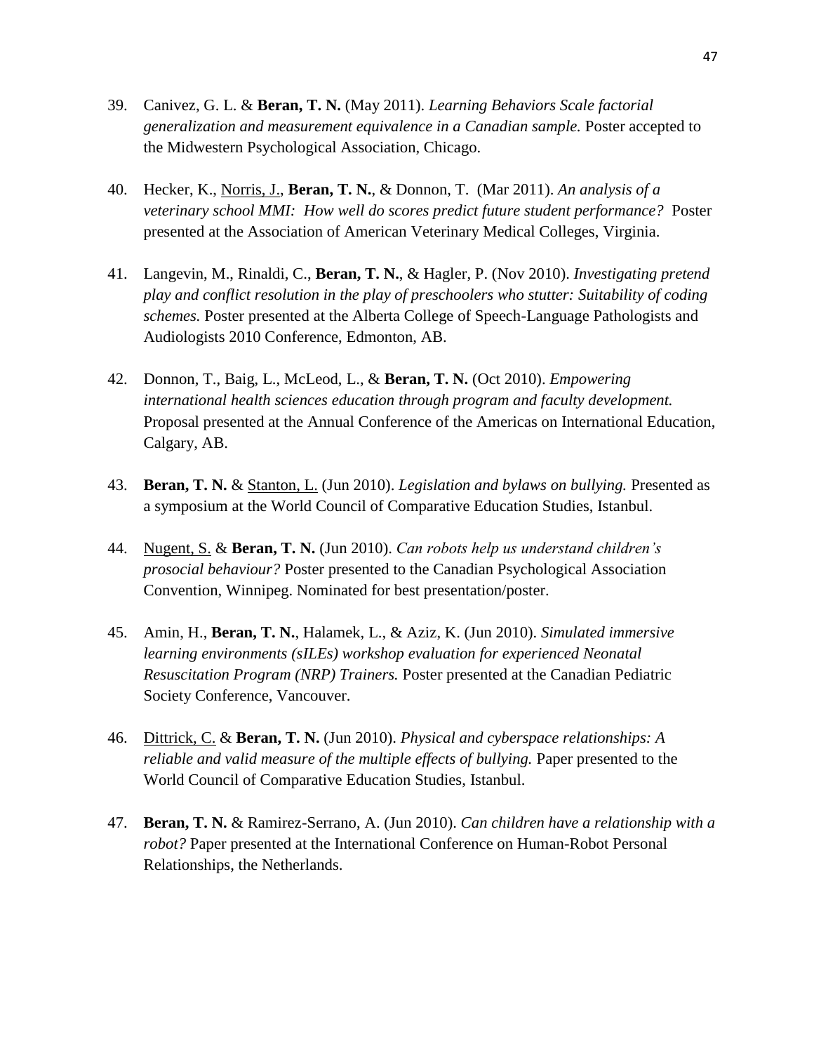39. Canivez, G. L. & **Beran, T. N.** (May 2011). *Learning Behaviors Scale factorial generalization and measurement equivalence in a Canadian sample.* Poster accepted to the Midwestern Psychological Association, Chicago.

40. Hecker, K., Norris, J., **Beran, T. N.**, & Donnon, T. (Mar 2011). *An analysis of a veterinary school MMI: How well do scores predict future student performance?* Poster presented at the Association of American Veterinary Medical Colleges, Virginia.

41. Langevin, M., Rinaldi, C., **Beran, T. N.**, & Hagler, P. (Nov 2010). *Investigating pretend play and conflict resolution in the play of preschoolers who stutter: Suitability of coding schemes.* Poster presented at the Alberta College of Speech-Language Pathologists and Audiologists 2010 Conference, Edmonton, AB.

42. Donnon, T., Baig, L., McLeod, L., & **Beran, T. N.** (Oct 2010). *Empowering international health sciences education through program and faculty development.* Proposal presented at the Annual Conference of the Americas on International Education, Calgary, AB.

43. **Beran, T. N.** & Stanton, L. (Jun 2010). *Legislation and bylaws on bullying.* Presented as a symposium at the World Council of Comparative Education Studies, Istanbul.

44. Nugent, S. & **Beran, T. N.** (Jun 2010). *Can robots help us understand children's prosocial behaviour?* Poster presented to the Canadian Psychological Association Convention, Winnipeg. Nominated for best presentation/poster.

45. Amin, H., **Beran, T. N.**, Halamek, L., & Aziz, K. (Jun 2010). *Simulated immersive learning environments (sILEs) workshop evaluation for experienced Neonatal Resuscitation Program (NRP) Trainers.* Poster presented at the Canadian Pediatric Society Conference, Vancouver.

46. Dittrick, C. & **Beran, T. N.** (Jun 2010). *Physical and cyberspace relationships: A reliable and valid measure of the multiple effects of bullying.* Paper presented to the World Council of Comparative Education Studies, Istanbul.

47. **Beran, T. N.** & Ramirez-Serrano, A. (Jun 2010). *Can children have a relationship with a robot?* Paper presented at the International Conference on Human-Robot Personal Relationships, the Netherlands.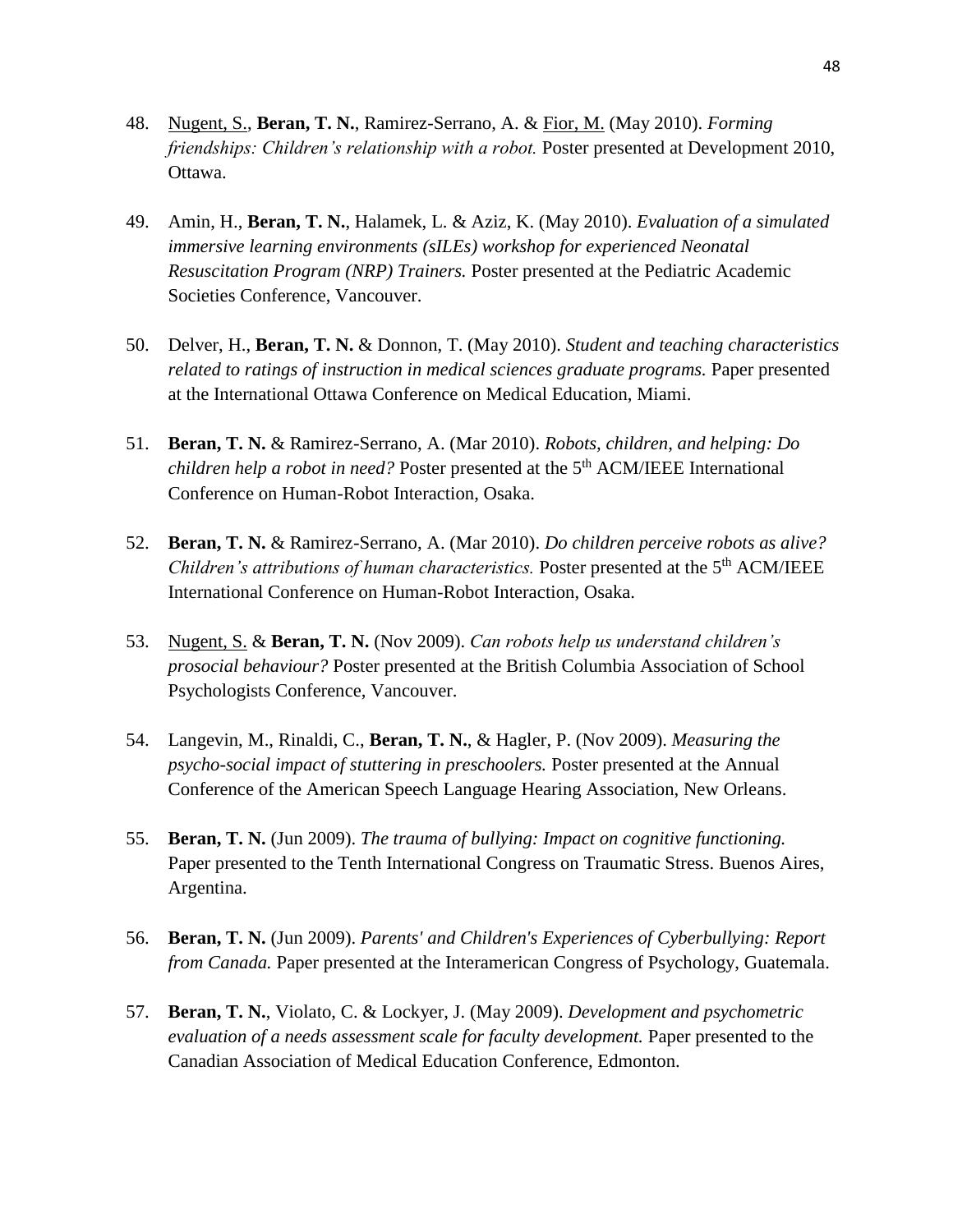48. <u>Nugent, S.</u>, **Beran, T. N.**, Ramirez-Serrano, A. & <u>Fior, M.</u> (May 2010). *Forming friendships: Children's relationship with a robot.* Poster presented at Development 2010, Ottawa.

49. Amin, H., **Beran, T. N.**, Halamek, L. & Aziz, K. (May 2010). *Evaluation of a simulated immersive learning environments (sILEs) workshop for experienced Neonatal Resuscitation Program (NRP) Trainers.* Poster presented at the Pediatric Academic Societies Conference, Vancouver.

50. Delver, H., **Beran, T. N.** & Donnon, T. (May 2010). *Student and teaching characteristics related to ratings of instruction in medical sciences graduate programs.* Paper presented at the International Ottawa Conference on Medical Education, Miami.

51. **Beran, T. N.** & Ramirez-Serrano, A. (Mar 2010). *Robots, children, and helping: Do children help a robot in need?* Poster presented at the 5th ACM/IEEE International Conference on Human-Robot Interaction, Osaka.

52. **Beran, T. N.** & Ramirez-Serrano, A. (Mar 2010). *Do children perceive robots as alive? Children's attributions of human characteristics.* Poster presented at the 5th ACM/IEEE International Conference on Human-Robot Interaction, Osaka.

53. <u>Nugent, S.</u> & **Beran, T. N.** (Nov 2009). *Can robots help us understand children's prosocial behaviour?* Poster presented at the British Columbia Association of School Psychologists Conference, Vancouver.

54. Langevin, M., Rinaldi, C., **Beran, T. N.**, & Hagler, P. (Nov 2009). *Measuring the psycho-social impact of stuttering in preschoolers.* Poster presented at the Annual Conference of the American Speech Language Hearing Association, New Orleans.

55. **Beran, T. N.** (Jun 2009). *The trauma of bullying: Impact on cognitive functioning.* Paper presented to the Tenth International Congress on Traumatic Stress. Buenos Aires, Argentina.

56. **Beran, T. N.** (Jun 2009). *Parents' and Children's Experiences of Cyberbullying: Report from Canada.* Paper presented at the Interamerican Congress of Psychology, Guatemala.

57. **Beran, T. N.**, Violato, C. & Lockyer, J. (May 2009). *Development and psychometric evaluation of a needs assessment scale for faculty development.* Paper presented to the Canadian Association of Medical Education Conference, Edmonton.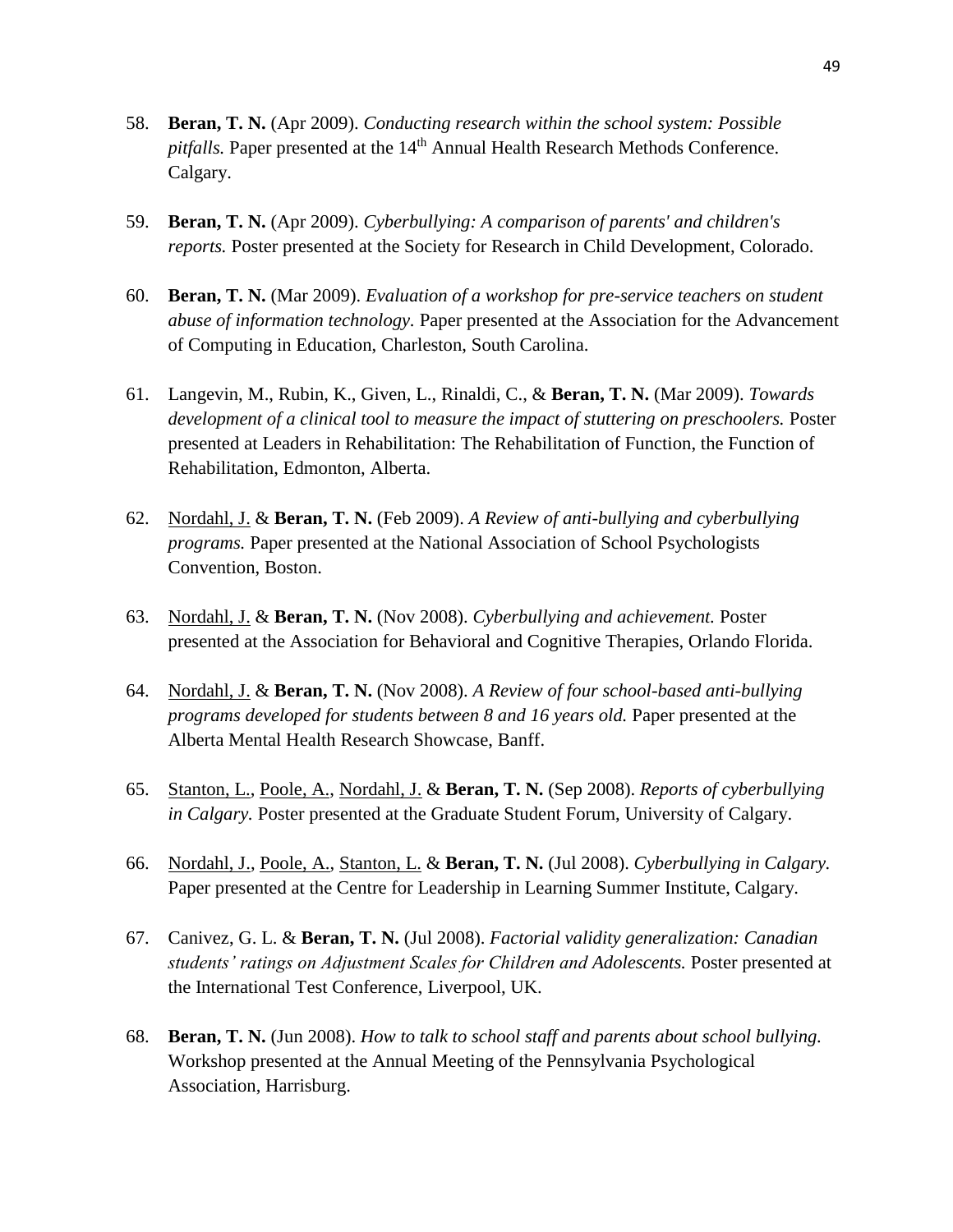58. **Beran, T. N.** (Apr 2009). *Conducting research within the school system: Possible pitfalls.* Paper presented at the 14th Annual Health Research Methods Conference. Calgary.

59. **Beran, T. N.** (Apr 2009). *Cyberbullying: A comparison of parents' and children's reports.* Poster presented at the Society for Research in Child Development, Colorado.

60. **Beran, T. N.** (Mar 2009). *Evaluation of a workshop for pre-service teachers on student abuse of information technology.* Paper presented at the Association for the Advancement of Computing in Education, Charleston, South Carolina.

61. Langevin, M., Rubin, K., Given, L., Rinaldi, C., & **Beran, T. N.** (Mar 2009). *Towards development of a clinical tool to measure the impact of stuttering on preschoolers.* Poster presented at Leaders in Rehabilitation: The Rehabilitation of Function, the Function of Rehabilitation, Edmonton, Alberta.

62. Nordahl, J. & **Beran, T. N.** (Feb 2009). *A Review of anti-bullying and cyberbullying programs.* Paper presented at the National Association of School Psychologists Convention, Boston.

63. Nordahl, J. & **Beran, T. N.** (Nov 2008). *Cyberbullying and achievement.* Poster presented at the Association for Behavioral and Cognitive Therapies, Orlando Florida.

64. Nordahl, J. & **Beran, T. N.** (Nov 2008). *A Review of four school-based anti-bullying programs developed for students between 8 and 16 years old.* Paper presented at the Alberta Mental Health Research Showcase, Banff.

65. Stanton, L., Poole, A., Nordahl, J. & **Beran, T. N.** (Sep 2008). *Reports of cyberbullying in Calgary.* Poster presented at the Graduate Student Forum, University of Calgary.

66. Nordahl, J., Poole, A., Stanton, L. & **Beran, T. N.** (Jul 2008). *Cyberbullying in Calgary.* Paper presented at the Centre for Leadership in Learning Summer Institute, Calgary.

67. Canivez, G. L. & **Beran, T. N.** (Jul 2008). *Factorial validity generalization: Canadian students' ratings on Adjustment Scales for Children and Adolescents.* Poster presented at the International Test Conference, Liverpool, UK.

68. **Beran, T. N.** (Jun 2008). *How to talk to school staff and parents about school bullying.* Workshop presented at the Annual Meeting of the Pennsylvania Psychological Association, Harrisburg.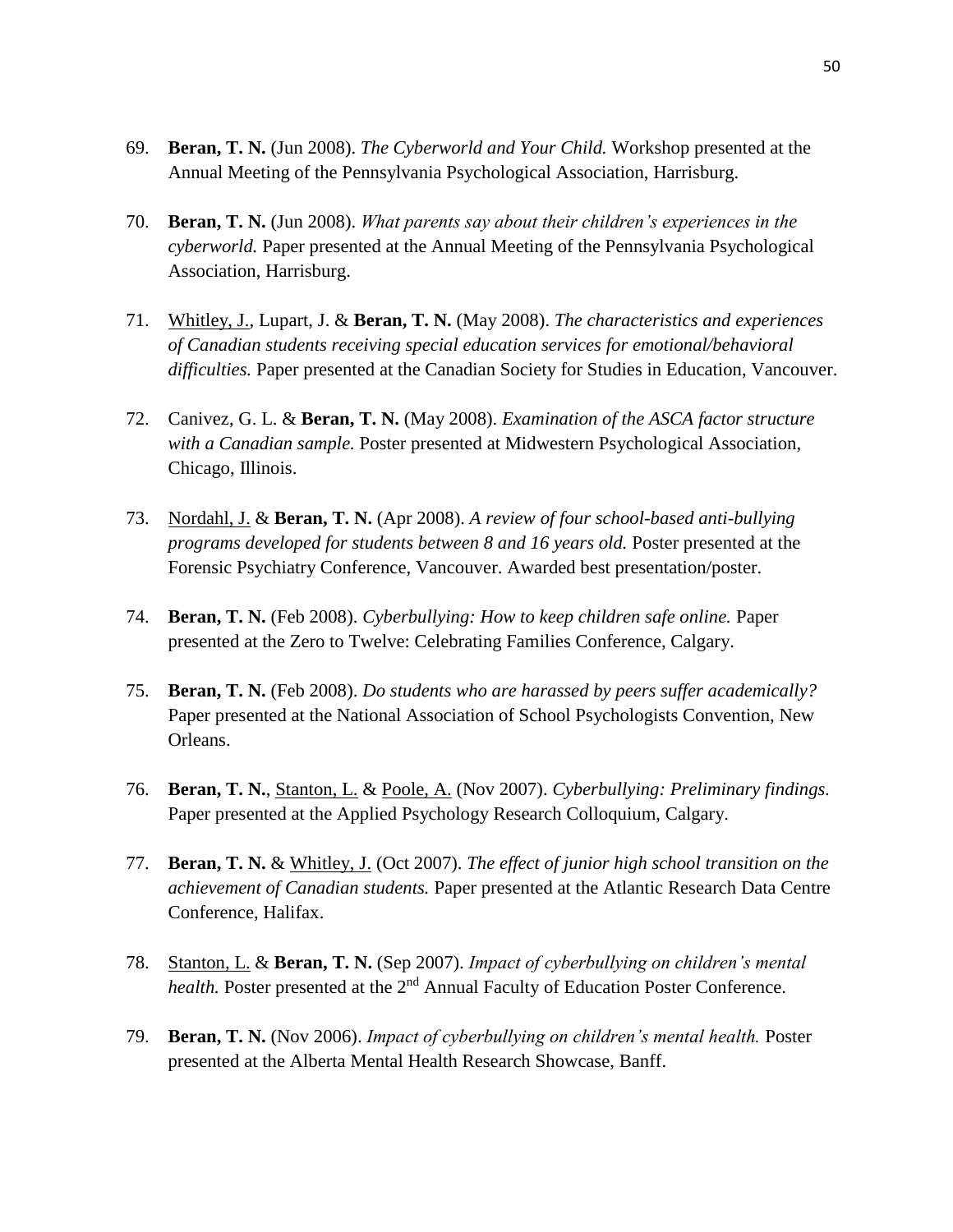69. **Beran, T. N.** (Jun 2008). *The Cyberworld and Your Child.* Workshop presented at the Annual Meeting of the Pennsylvania Psychological Association, Harrisburg.

70. **Beran, T. N.** (Jun 2008). *What parents say about their children's experiences in the cyberworld.* Paper presented at the Annual Meeting of the Pennsylvania Psychological Association, Harrisburg.

71. <u>Whitley, J.</u>, Lupart, J. & **Beran, T. N.** (May 2008). *The characteristics and experiences of Canadian students receiving special education services for emotional/behavioral difficulties.* Paper presented at the Canadian Society for Studies in Education, Vancouver.

72. Canivez, G. L. & **Beran, T. N.** (May 2008). *Examination of the ASCA factor structure with a Canadian sample.* Poster presented at Midwestern Psychological Association, Chicago, Illinois.

73. <u>Nordahl, J.</u> & **Beran, T. N.** (Apr 2008). *A review of four school-based anti-bullying programs developed for students between 8 and 16 years old.* Poster presented at the Forensic Psychiatry Conference, Vancouver. Awarded best presentation/poster.

74. **Beran, T. N.** (Feb 2008). *Cyberbullying: How to keep children safe online.* Paper presented at the Zero to Twelve: Celebrating Families Conference, Calgary.

75. **Beran, T. N.** (Feb 2008). *Do students who are harassed by peers suffer academically?* Paper presented at the National Association of School Psychologists Convention, New Orleans.

76. **Beran, T. N.**, <u>Stanton, L.</u> & <u>Poole, A.</u> (Nov 2007). *Cyberbullying: Preliminary findings.* Paper presented at the Applied Psychology Research Colloquium, Calgary.

77. **Beran, T. N.** & <u>Whitley, J.</u> (Oct 2007). *The effect of junior high school transition on the achievement of Canadian students.* Paper presented at the Atlantic Research Data Centre Conference, Halifax.

78. <u>Stanton, L.</u> & **Beran, T. N.** (Sep 2007). *Impact of cyberbullying on children's mental health.* Poster presented at the 2nd Annual Faculty of Education Poster Conference.

79. **Beran, T. N.** (Nov 2006). *Impact of cyberbullying on children's mental health.* Poster presented at the Alberta Mental Health Research Showcase, Banff.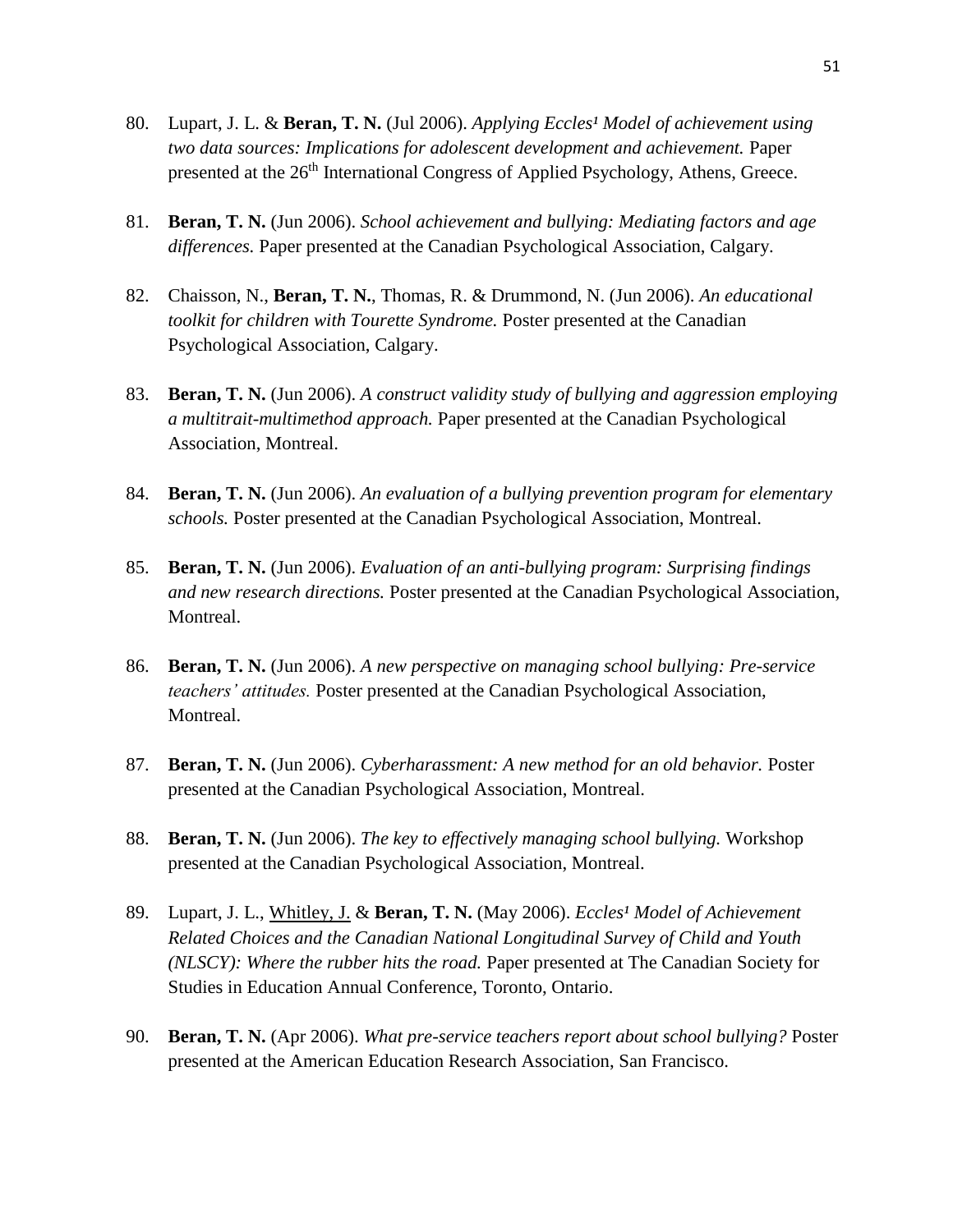80. Lupart, J. L. & **Beran, T. N.** (Jul 2006). *Applying Eccles¹ Model of achievement using two data sources: Implications for adolescent development and achievement.* Paper presented at the 26th International Congress of Applied Psychology, Athens, Greece.

81. **Beran, T. N.** (Jun 2006). *School achievement and bullying: Mediating factors and age differences.* Paper presented at the Canadian Psychological Association, Calgary.

82. Chaisson, N., **Beran, T. N.**, Thomas, R. & Drummond, N. (Jun 2006). *An educational toolkit for children with Tourette Syndrome.* Poster presented at the Canadian Psychological Association, Calgary.

83. **Beran, T. N.** (Jun 2006). *A construct validity study of bullying and aggression employing a multitrait-multimethod approach.* Paper presented at the Canadian Psychological Association, Montreal.

84. **Beran, T. N.** (Jun 2006). *An evaluation of a bullying prevention program for elementary schools.* Poster presented at the Canadian Psychological Association, Montreal.

85. **Beran, T. N.** (Jun 2006). *Evaluation of an anti-bullying program: Surprising findings and new research directions.* Poster presented at the Canadian Psychological Association, Montreal.

86. **Beran, T. N.** (Jun 2006). *A new perspective on managing school bullying: Pre-service teachers' attitudes.* Poster presented at the Canadian Psychological Association, Montreal.

87. **Beran, T. N.** (Jun 2006). *Cyberharassment: A new method for an old behavior.* Poster presented at the Canadian Psychological Association, Montreal.

88. **Beran, T. N.** (Jun 2006). *The key to effectively managing school bullying.* Workshop presented at the Canadian Psychological Association, Montreal.

89. Lupart, J. L., Whitley, J. & **Beran, T. N.** (May 2006). *Eccles¹ Model of Achievement Related Choices and the Canadian National Longitudinal Survey of Child and Youth (NLSCY): Where the rubber hits the road.* Paper presented at The Canadian Society for Studies in Education Annual Conference, Toronto, Ontario.

90. **Beran, T. N.** (Apr 2006). *What pre-service teachers report about school bullying?* Poster presented at the American Education Research Association, San Francisco.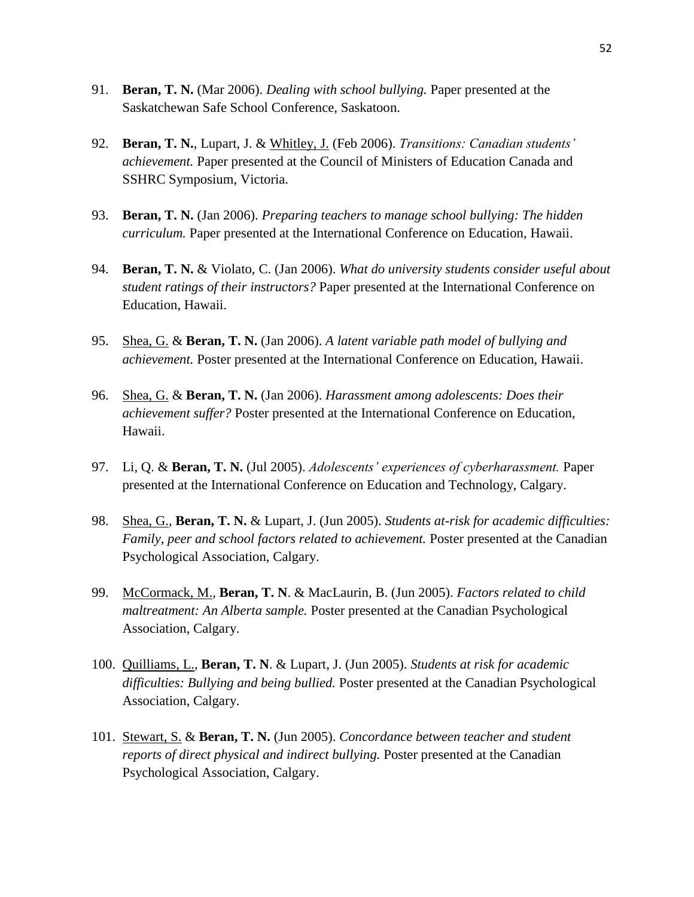91. **Beran, T. N.** (Mar 2006). *Dealing with school bullying.* Paper presented at the Saskatchewan Safe School Conference, Saskatoon.

92. **Beran, T. N.**, Lupart, J. & <u>Whitley, J.</u> (Feb 2006). *Transitions: Canadian students' achievement.* Paper presented at the Council of Ministers of Education Canada and SSHRC Symposium, Victoria.

93. **Beran, T. N.** (Jan 2006). *Preparing teachers to manage school bullying: The hidden curriculum.* Paper presented at the International Conference on Education, Hawaii.

94. **Beran, T. N.** & Violato, C. (Jan 2006). *What do university students consider useful about student ratings of their instructors?* Paper presented at the International Conference on Education, Hawaii.

95. <u>Shea, G.</u> & **Beran, T. N.** (Jan 2006). *A latent variable path model of bullying and achievement.* Poster presented at the International Conference on Education, Hawaii.

96. <u>Shea, G.</u> & **Beran, T. N.** (Jan 2006). *Harassment among adolescents: Does their achievement suffer?* Poster presented at the International Conference on Education, Hawaii.

97. Li, Q. & **Beran, T. N.** (Jul 2005). *Adolescents' experiences of cyberharassment.* Paper presented at the International Conference on Education and Technology, Calgary.

98. <u>Shea, G.</u>, **Beran, T. N.** & Lupart, J. (Jun 2005). *Students at-risk for academic difficulties: Family, peer and school factors related to achievement.* Poster presented at the Canadian Psychological Association, Calgary.

99. <u>McCormack, M.</u>, **Beran, T. N**. & MacLaurin, B. (Jun 2005). *Factors related to child maltreatment: An Alberta sample.* Poster presented at the Canadian Psychological Association, Calgary.

100. <u>Quilliams, L.</u>, **Beran, T. N**. & Lupart, J. (Jun 2005). *Students at risk for academic difficulties: Bullying and being bullied.* Poster presented at the Canadian Psychological Association, Calgary.

101. <u>Stewart, S.</u> & **Beran, T. N.** (Jun 2005). *Concordance between teacher and student reports of direct physical and indirect bullying.* Poster presented at the Canadian Psychological Association, Calgary.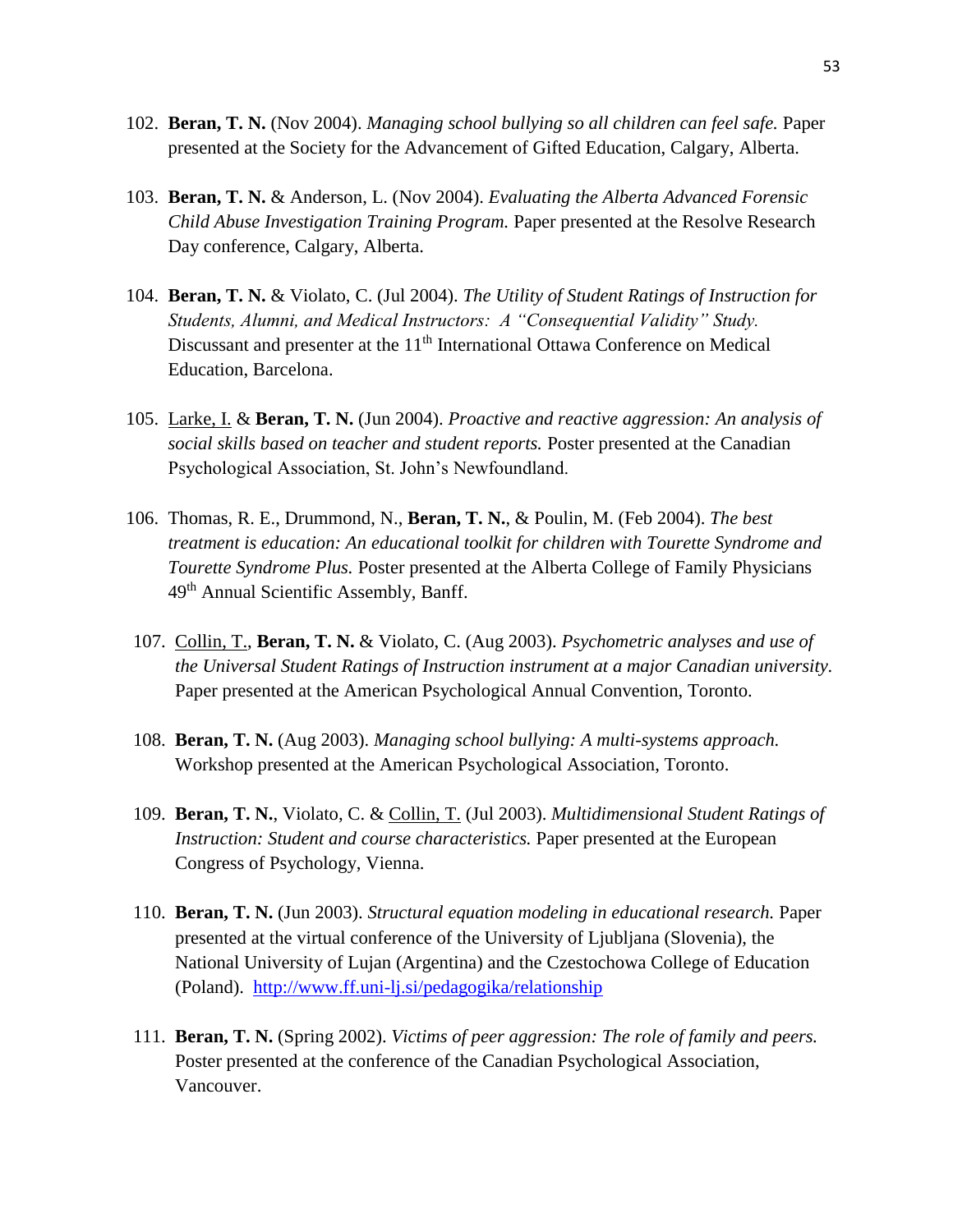102. **Beran, T. N.** (Nov 2004). *Managing school bullying so all children can feel safe.* Paper presented at the Society for the Advancement of Gifted Education, Calgary, Alberta.

103. **Beran, T. N.** & Anderson, L. (Nov 2004). *Evaluating the Alberta Advanced Forensic Child Abuse Investigation Training Program.* Paper presented at the Resolve Research Day conference, Calgary, Alberta.

104. **Beran, T. N.** & Violato, C. (Jul 2004). *The Utility of Student Ratings of Instruction for Students, Alumni, and Medical Instructors: A "Consequential Validity" Study.* Discussant and presenter at the 11th International Ottawa Conference on Medical Education, Barcelona.

105. <u>Larke, I.</u> & **Beran, T. N.** (Jun 2004). *Proactive and reactive aggression: An analysis of social skills based on teacher and student reports.* Poster presented at the Canadian Psychological Association, St. John's Newfoundland.

106. Thomas, R. E., Drummond, N., **Beran, T. N.**, & Poulin, M. (Feb 2004). *The best treatment is education: An educational toolkit for children with Tourette Syndrome and Tourette Syndrome Plus.* Poster presented at the Alberta College of Family Physicians 49th Annual Scientific Assembly, Banff.

107. <u>Collin, T.</u>, **Beran, T. N.** & Violato, C. (Aug 2003). *Psychometric analyses and use of the Universal Student Ratings of Instruction instrument at a major Canadian university.* Paper presented at the American Psychological Annual Convention, Toronto.

108. **Beran, T. N.** (Aug 2003). *Managing school bullying: A multi-systems approach.* Workshop presented at the American Psychological Association, Toronto.

109. **Beran, T. N.**, Violato, C. & <u>Collin, T.</u> (Jul 2003). *Multidimensional Student Ratings of Instruction: Student and course characteristics.* Paper presented at the European Congress of Psychology, Vienna.

110. **Beran, T. N.** (Jun 2003). *Structural equation modeling in educational research.* Paper presented at the virtual conference of the University of Ljubljana (Slovenia), the National University of Lujan (Argentina) and the Czestochowa College of Education (Poland). http://www.ff.uni-lj.si/pedagogika/relationship

111. **Beran, T. N.** (Spring 2002). *Victims of peer aggression: The role of family and peers.* Poster presented at the conference of the Canadian Psychological Association, Vancouver.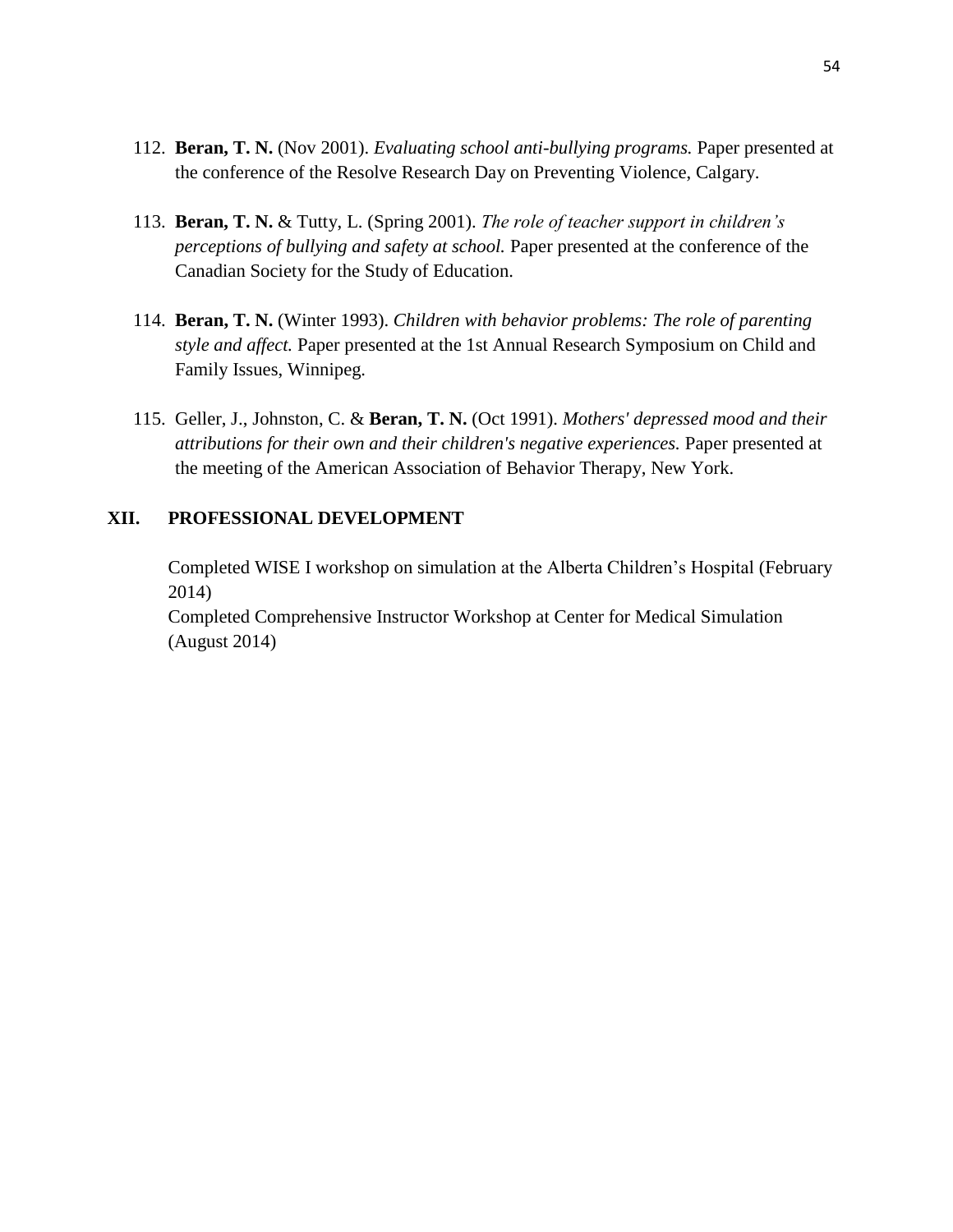112. **Beran, T. N.** (Nov 2001). *Evaluating school anti-bullying programs.* Paper presented at the conference of the Resolve Research Day on Preventing Violence, Calgary.

113. **Beran, T. N.** & Tutty, L. (Spring 2001). *The role of teacher support in children's perceptions of bullying and safety at school.* Paper presented at the conference of the Canadian Society for the Study of Education.

114. **Beran, T. N.** (Winter 1993). *Children with behavior problems: The role of parenting style and affect.* Paper presented at the 1st Annual Research Symposium on Child and Family Issues, Winnipeg.

115. Geller, J., Johnston, C. & **Beran, T. N.** (Oct 1991). *Mothers' depressed mood and their attributions for their own and their children's negative experiences.* Paper presented at the meeting of the American Association of Behavior Therapy, New York.

## XII. PROFESSIONAL DEVELOPMENT

Completed WISE I workshop on simulation at the Alberta Children's Hospital (February 2014)
Completed Comprehensive Instructor Workshop at Center for Medical Simulation (August 2014)